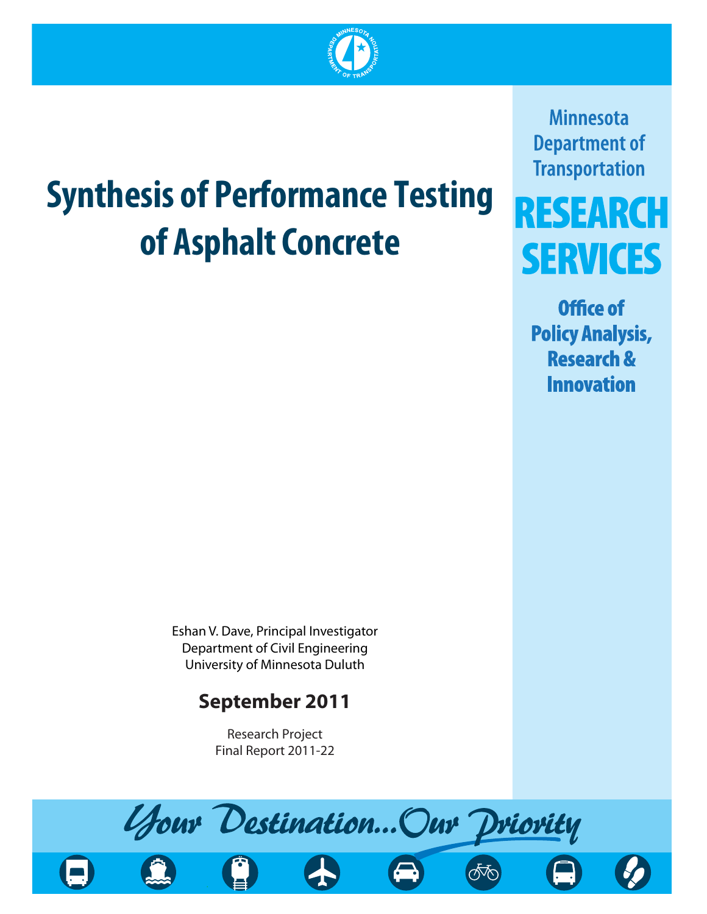# Synthesis of Performance Testing of Asphalt Concrete

Minnesota Department of Transportation

**RESEARCH SERVICES**

**Office of Policy Analysis, Research & Innovation**

Eshan V. Dave, Principal Investigator
Department of Civil Engineering
University of Minnesota Duluth

**September 2011**

Research Project
Final Report 2011-22

*Your Destination...Our Priority*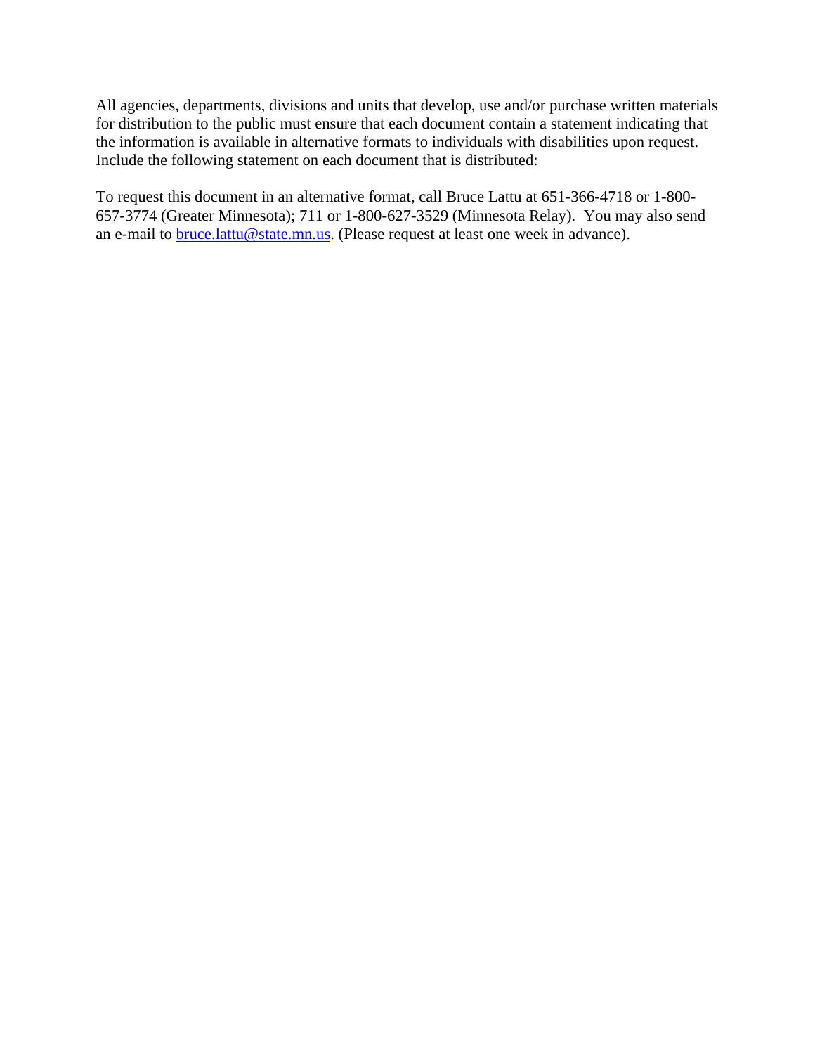All agencies, departments, divisions and units that develop, use and/or purchase written materials for distribution to the public must ensure that each document contain a statement indicating that the information is available in alternative formats to individuals with disabilities upon request. Include the following statement on each document that is distributed:

To request this document in an alternative format, call Bruce Lattu at 651-366-4718 or 1-800-657-3774 (Greater Minnesota); 711 or 1-800-627-3529 (Minnesota Relay). You may also send an e-mail to bruce.lattu@state.mn.us. (Please request at least one week in advance).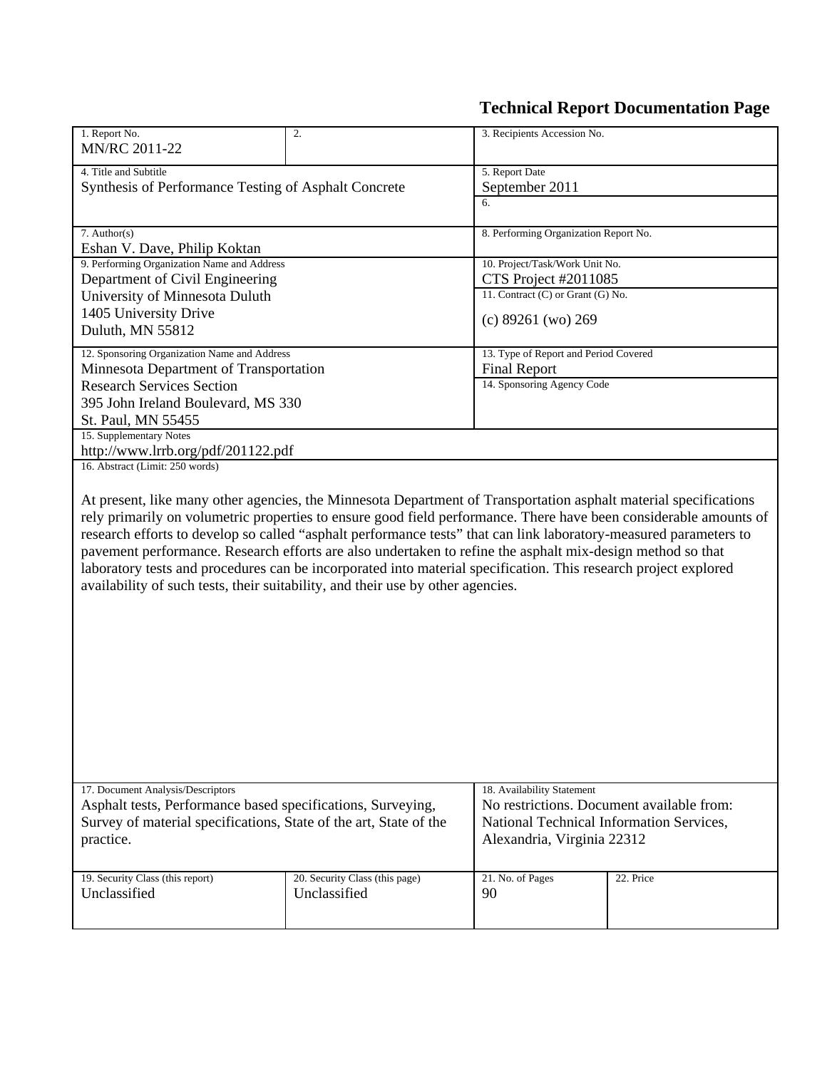# Technical Report Documentation Page

| 1. Report No. | 2. | 3. Recipients Accession No. | |
|---|---|---|---|
| MN/RC 2011-22 | | | |
| 4. Title and Subtitle | | 5. Report Date | |
| Synthesis of Performance Testing of Asphalt Concrete | | September 2011 | |
| | | 6. | |
| 7. Author(s) | | 8. Performing Organization Report No. | |
| Eshan V. Dave, Philip Koktan | | | |
| 9. Performing Organization Name and Address | | 10. Project/Task/Work Unit No. | |
| Department of Civil Engineering<br>University of Minnesota Duluth<br>1405 University Drive<br>Duluth, MN 55812 | | CTS Project #2011085 | |
| | | 11. Contract (C) or Grant (G) No. | |
| | | (c) 89261 (wo) 269 | |
| 12. Sponsoring Organization Name and Address | | 13. Type of Report and Period Covered | |
| Minnesota Department of Transportation<br>Research Services Section<br>395 John Ireland Boulevard, MS 330<br>St. Paul, MN 55455 | | Final Report | |
| | | 14. Sponsoring Agency Code | |
| 15. Supplementary Notes | | | |
| http://www.lrrb.org/pdf/201122.pdf | | | |

16. Abstract (Limit: 250 words)

At present, like many other agencies, the Minnesota Department of Transportation asphalt material specifications rely primarily on volumetric properties to ensure good field performance. There have been considerable amounts of research efforts to develop so called "asphalt performance tests" that can link laboratory-measured parameters to pavement performance. Research efforts are also undertaken to refine the asphalt mix-design method so that laboratory tests and procedures can be incorporated into material specification. This research project explored availability of such tests, their suitability, and their use by other agencies.

| 17. Document Analysis/Descriptors | | 18. Availability Statement | |
|---|---|---|---|
| Asphalt tests, Performance based specifications, Surveying, Survey of material specifications, State of the art, State of the practice. | | No restrictions. Document available from: National Technical Information Services, Alexandria, Virginia 22312 | |
| 19. Security Class (this report) | 20. Security Class (this page) | 21. No. of Pages | 22. Price |
| Unclassified | Unclassified | 90 | |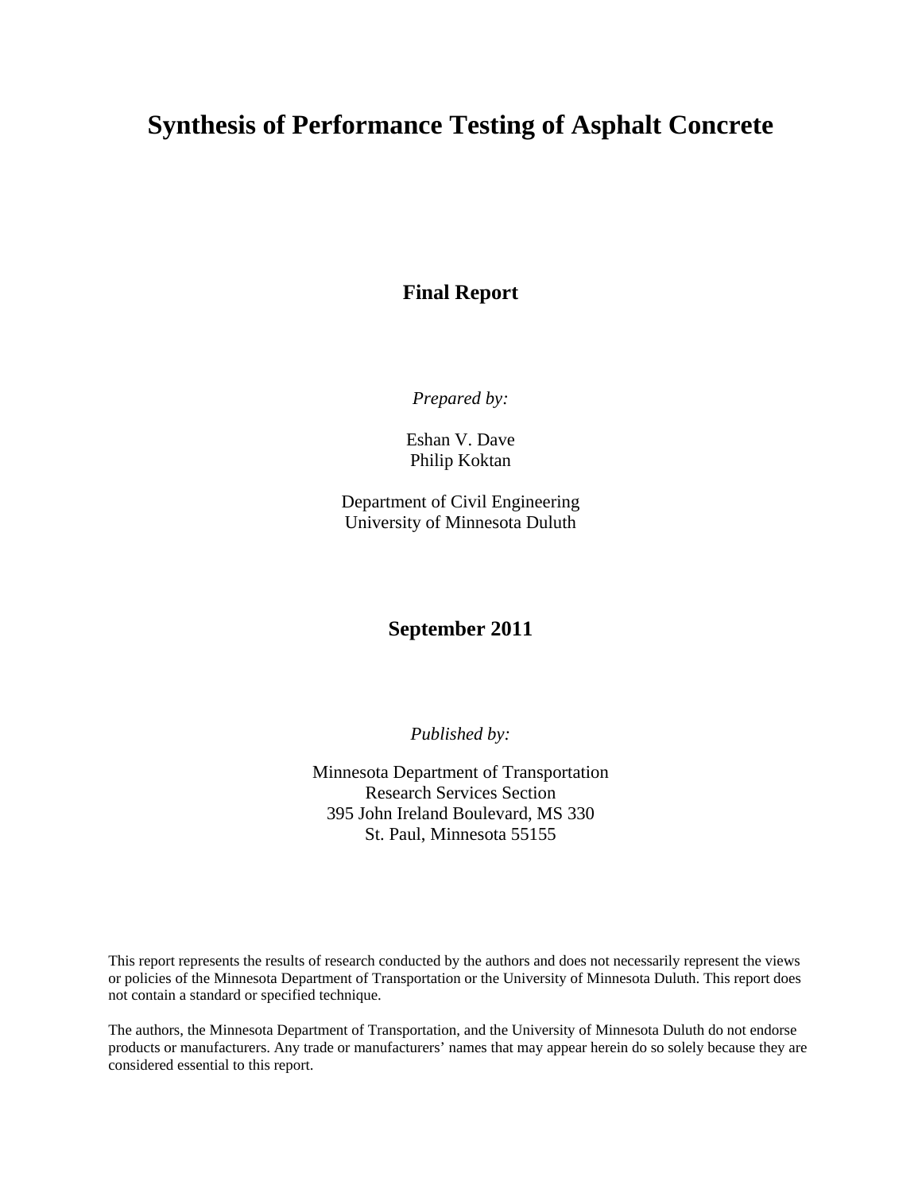# Synthesis of Performance Testing of Asphalt Concrete

**Final Report**

*Prepared by:*

Eshan V. Dave
Philip Koktan

Department of Civil Engineering
University of Minnesota Duluth

**September 2011**

*Published by:*

Minnesota Department of Transportation
Research Services Section
395 John Ireland Boulevard, MS 330
St. Paul, Minnesota 55155

This report represents the results of research conducted by the authors and does not necessarily represent the views or policies of the Minnesota Department of Transportation or the University of Minnesota Duluth. This report does not contain a standard or specified technique.

The authors, the Minnesota Department of Transportation, and the University of Minnesota Duluth do not endorse products or manufacturers. Any trade or manufacturers' names that may appear herein do so solely because they are considered essential to this report.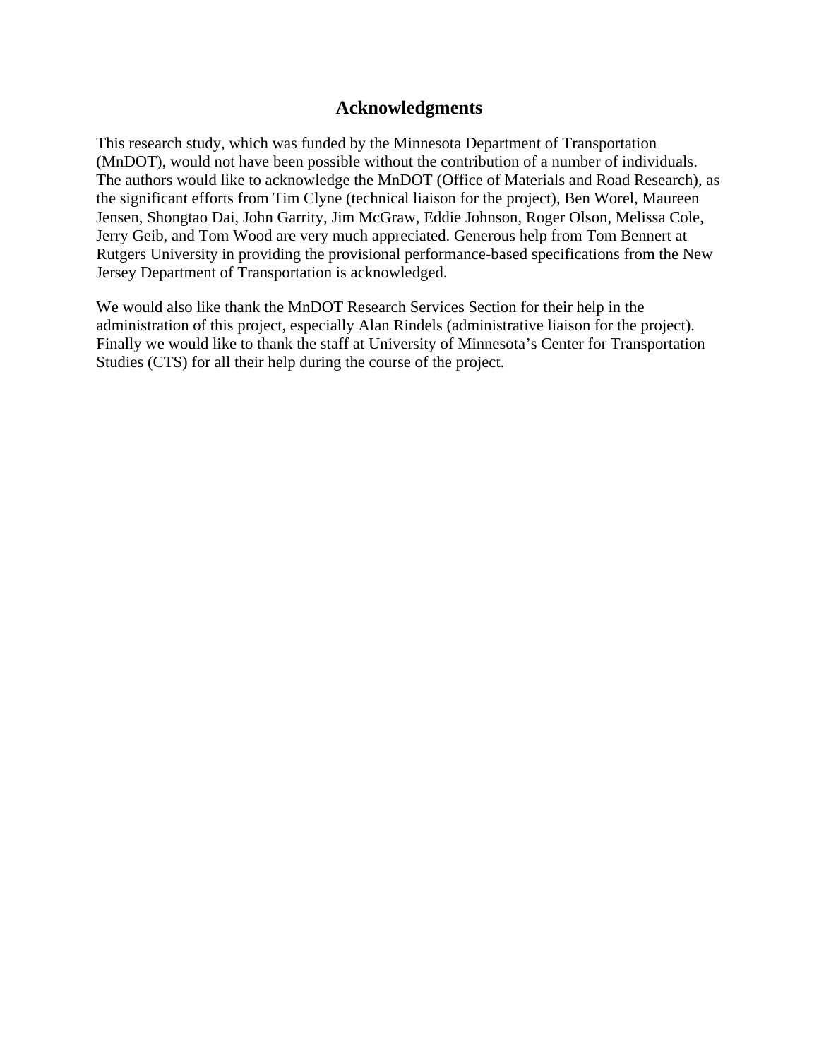# Acknowledgments

This research study, which was funded by the Minnesota Department of Transportation (MnDOT), would not have been possible without the contribution of a number of individuals. The authors would like to acknowledge the MnDOT (Office of Materials and Road Research), as the significant efforts from Tim Clyne (technical liaison for the project), Ben Worel, Maureen Jensen, Shongtao Dai, John Garrity, Jim McGraw, Eddie Johnson, Roger Olson, Melissa Cole, Jerry Geib, and Tom Wood are very much appreciated. Generous help from Tom Bennert at Rutgers University in providing the provisional performance-based specifications from the New Jersey Department of Transportation is acknowledged.

We would also like thank the MnDOT Research Services Section for their help in the administration of this project, especially Alan Rindels (administrative liaison for the project). Finally we would like to thank the staff at University of Minnesota's Center for Transportation Studies (CTS) for all their help during the course of the project.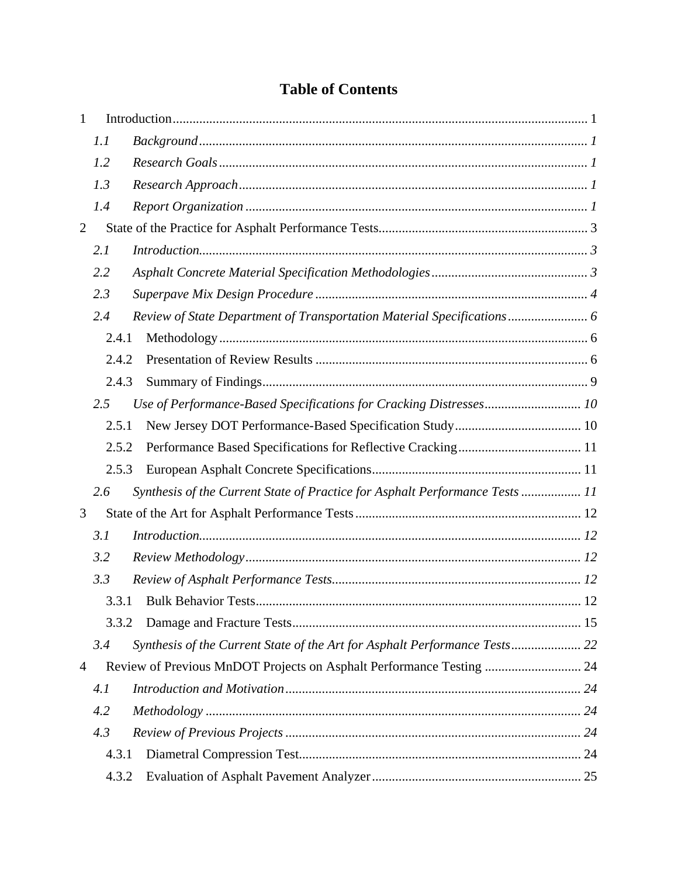# Table of Contents

1 Introduction ........................................................................................................... 1

*1.1 Background* .................................................................................................... *1*

*1.2 Research Goals* .............................................................................................. *1*

*1.3 Research Approach* ........................................................................................ *1*

*1.4 Report Organization* ...................................................................................... *1*

2 State of the Practice for Asphalt Performance Tests ............................................................. 3

*2.1 Introduction* .................................................................................................... *3*

*2.2 Asphalt Concrete Material Specification Methodologies* ............................................... *3*

*2.3 Superpave Mix Design Procedure* ........................................................................ *4*

*2.4 Review of State Department of Transportation Material Specifications* ........................ *6*

2.4.1 Methodology ............................................................................................. 6

2.4.2 Presentation of Review Results ................................................................. 6

2.4.3 Summary of Findings ................................................................................. 9

*2.5 Use of Performance-Based Specifications for Cracking Distresses* ............................ *10*

2.5.1 New Jersey DOT Performance-Based Specification Study ...................................... 10

2.5.2 Performance Based Specifications for Reflective Cracking ..................................... 11

2.5.3 European Asphalt Concrete Specifications ............................................................. 11

*2.6 Synthesis of the Current State of Practice for Asphalt Performance Tests* .................. *11*

3 State of the Art for Asphalt Performance Tests ................................................................... 12

*3.1 Introduction* .................................................................................................. *12*

*3.2 Review Methodology* ...................................................................................... *12*

*3.3 Review of Asphalt Performance Tests* ................................................................... *12*

3.3.1 Bulk Behavior Tests ................................................................................. 12

3.3.2 Damage and Fracture Tests ........................................................................ 15

*3.4 Synthesis of the Current State of the Art for Asphalt Performance Tests* ..................... *22*

4 Review of Previous MnDOT Projects on Asphalt Performance Testing ............................. 24

*4.1 Introduction and Motivation* ........................................................................... *24*

*4.2 Methodology* ................................................................................................ *24*

*4.3 Review of Previous Projects* ........................................................................... *24*

4.3.1 Diametral Compression Test ...................................................................... 24

4.3.2 Evaluation of Asphalt Pavement Analyzer .............................................................. 25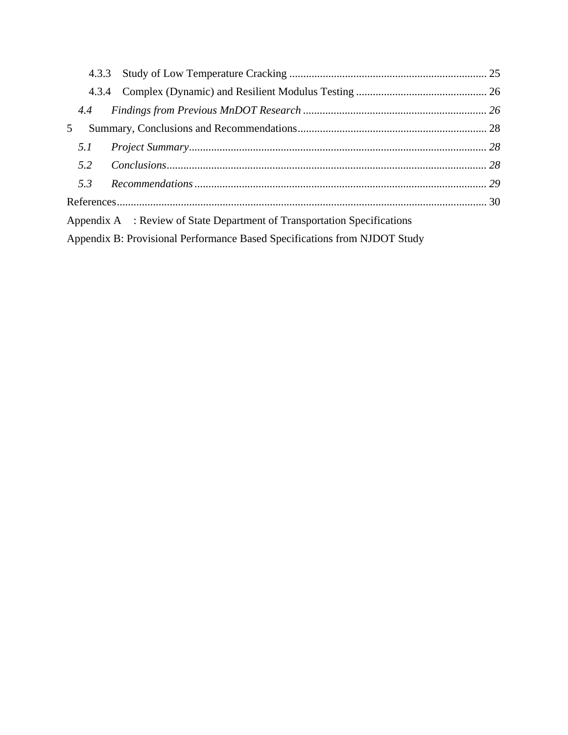4.3.3 Study of Low Temperature Cracking ...................................................................... 25

4.3.4 Complex (Dynamic) and Resilient Modulus Testing ............................................... 26

*4.4 Findings from Previous MnDOT Research .................................................................. 26*

5 Summary, Conclusions and Recommendations.................................................................... 28

*5.1 Project Summary........................................................................................................... 28*

*5.2 Conclusions.................................................................................................................. 28*

*5.3 Recommendations ........................................................................................................ 29*

References..................................................................................................................................... 30

Appendix A : Review of State Department of Transportation Specifications

Appendix B: Provisional Performance Based Specifications from NJDOT Study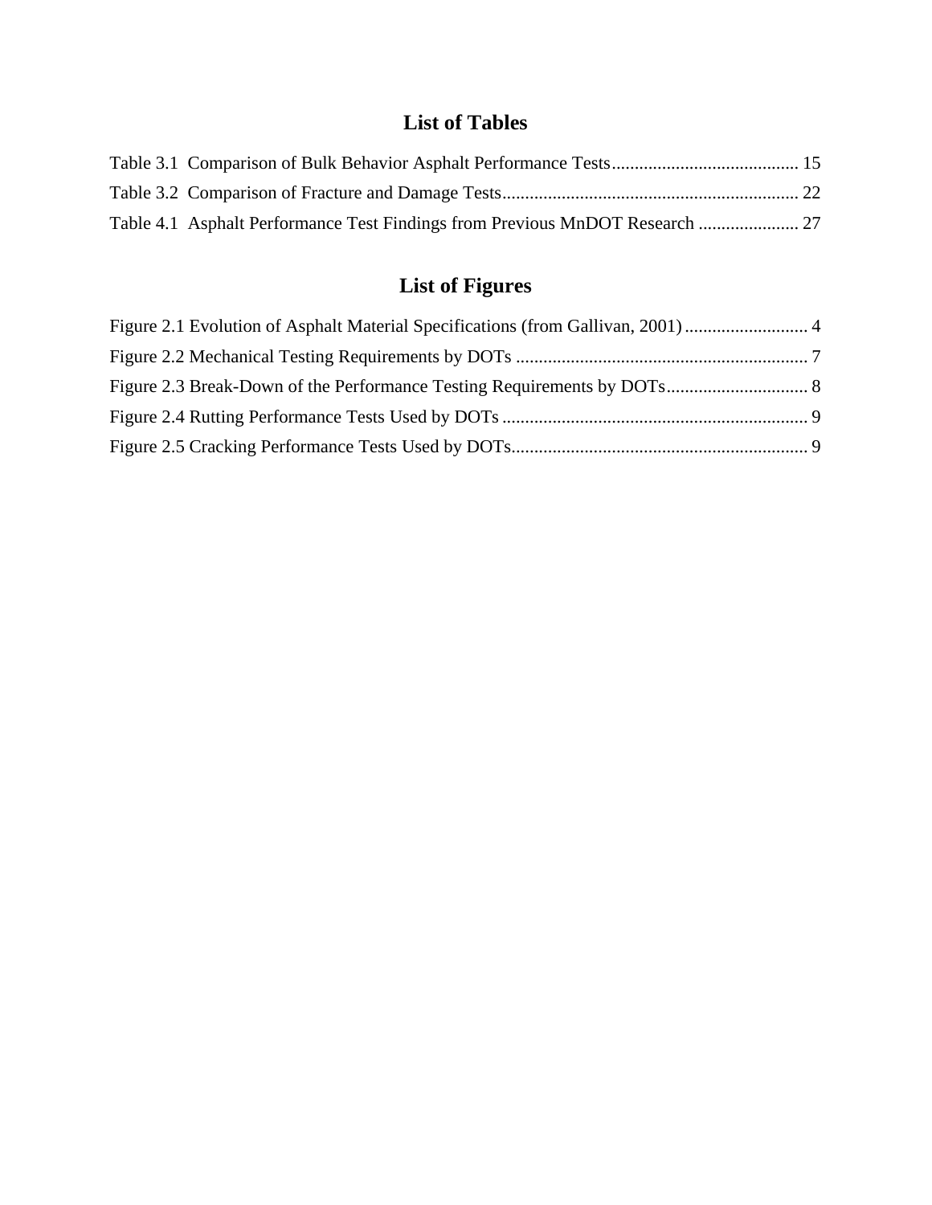# List of Tables

Table 3.1 Comparison of Bulk Behavior Asphalt Performance Tests ........................................ 15

Table 3.2 Comparison of Fracture and Damage Tests ................................................................ 22

Table 4.1 Asphalt Performance Test Findings from Previous MnDOT Research ...................... 27

# List of Figures

Figure 2.1 Evolution of Asphalt Material Specifications (from Gallivan, 2001) ........................... 4

Figure 2.2 Mechanical Testing Requirements by DOTs ................................................................ 7

Figure 2.3 Break-Down of the Performance Testing Requirements by DOTs ............................... 8

Figure 2.4 Rutting Performance Tests Used by DOTs ................................................................... 9

Figure 2.5 Cracking Performance Tests Used by DOTs ................................................................. 9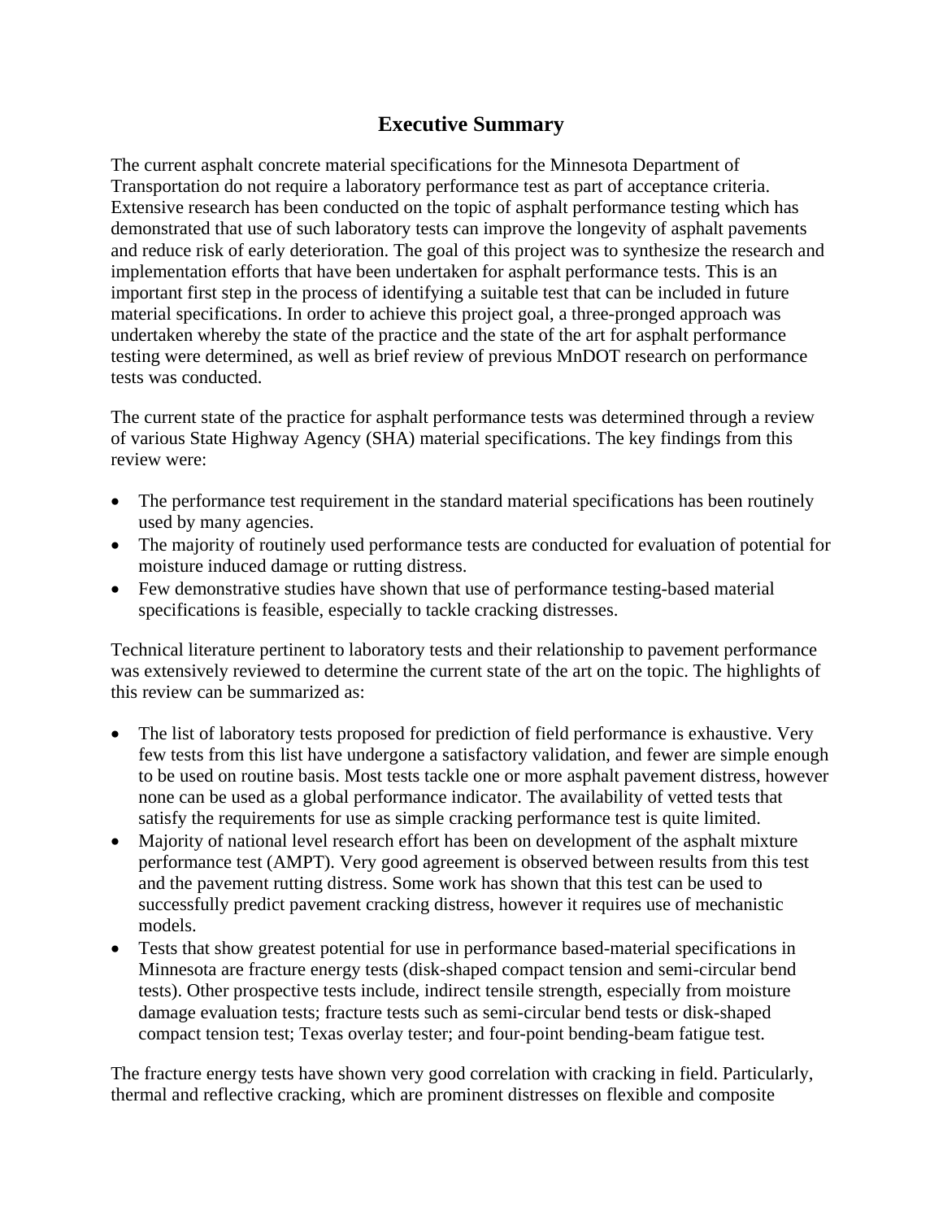# Executive Summary

The current asphalt concrete material specifications for the Minnesota Department of Transportation do not require a laboratory performance test as part of acceptance criteria. Extensive research has been conducted on the topic of asphalt performance testing which has demonstrated that use of such laboratory tests can improve the longevity of asphalt pavements and reduce risk of early deterioration. The goal of this project was to synthesize the research and implementation efforts that have been undertaken for asphalt performance tests. This is an important first step in the process of identifying a suitable test that can be included in future material specifications. In order to achieve this project goal, a three-pronged approach was undertaken whereby the state of the practice and the state of the art for asphalt performance testing were determined, as well as brief review of previous MnDOT research on performance tests was conducted.

The current state of the practice for asphalt performance tests was determined through a review of various State Highway Agency (SHA) material specifications. The key findings from this review were:

- The performance test requirement in the standard material specifications has been routinely used by many agencies.
- The majority of routinely used performance tests are conducted for evaluation of potential for moisture induced damage or rutting distress.
- Few demonstrative studies have shown that use of performance testing-based material specifications is feasible, especially to tackle cracking distresses.

Technical literature pertinent to laboratory tests and their relationship to pavement performance was extensively reviewed to determine the current state of the art on the topic. The highlights of this review can be summarized as:

- The list of laboratory tests proposed for prediction of field performance is exhaustive. Very few tests from this list have undergone a satisfactory validation, and fewer are simple enough to be used on routine basis. Most tests tackle one or more asphalt pavement distress, however none can be used as a global performance indicator. The availability of vetted tests that satisfy the requirements for use as simple cracking performance test is quite limited.
- Majority of national level research effort has been on development of the asphalt mixture performance test (AMPT). Very good agreement is observed between results from this test and the pavement rutting distress. Some work has shown that this test can be used to successfully predict pavement cracking distress, however it requires use of mechanistic models.
- Tests that show greatest potential for use in performance based-material specifications in Minnesota are fracture energy tests (disk-shaped compact tension and semi-circular bend tests). Other prospective tests include, indirect tensile strength, especially from moisture damage evaluation tests; fracture tests such as semi-circular bend tests or disk-shaped compact tension test; Texas overlay tester; and four-point bending-beam fatigue test.

The fracture energy tests have shown very good correlation with cracking in field. Particularly, thermal and reflective cracking, which are prominent distresses on flexible and composite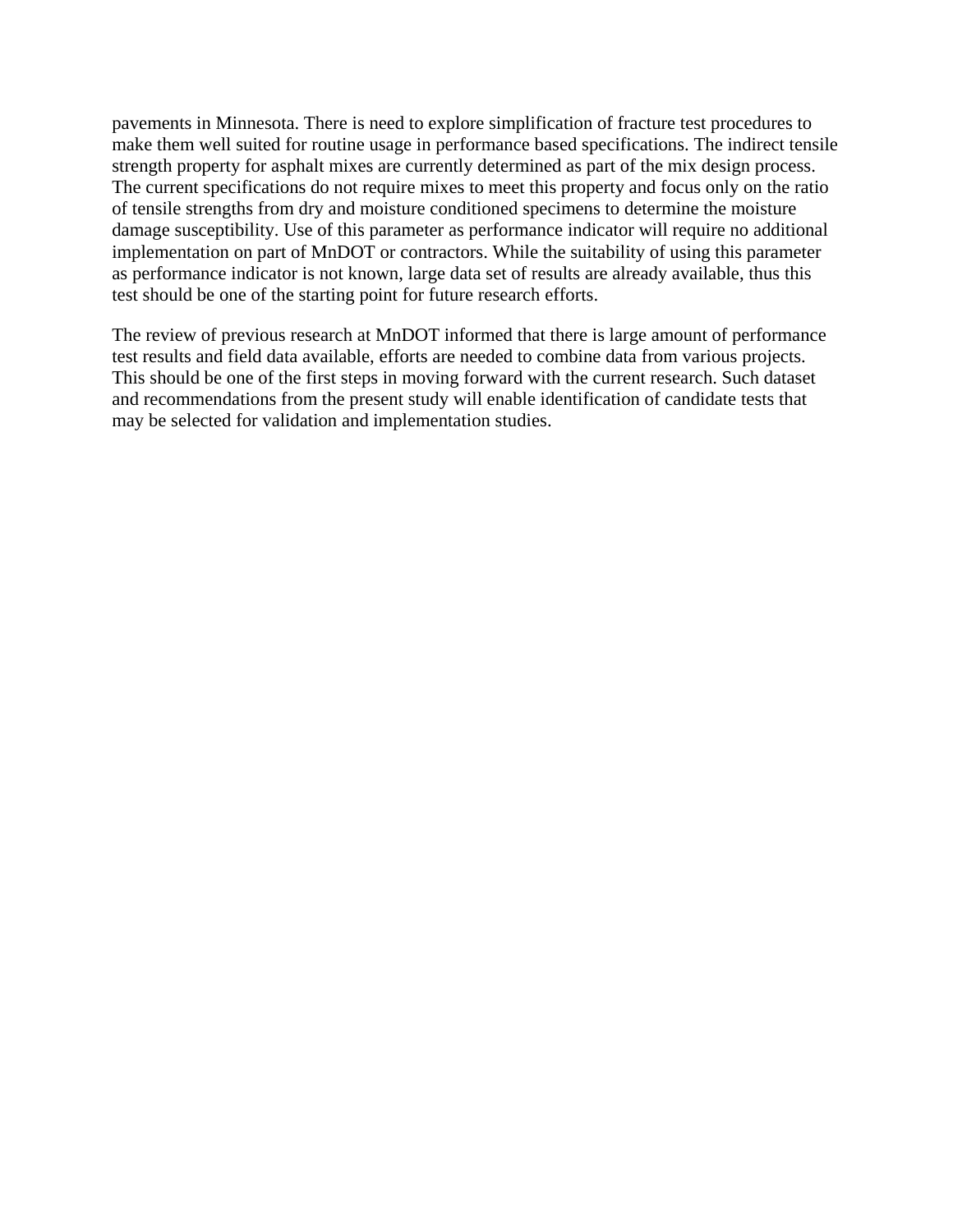pavements in Minnesota. There is need to explore simplification of fracture test procedures to make them well suited for routine usage in performance based specifications. The indirect tensile strength property for asphalt mixes are currently determined as part of the mix design process. The current specifications do not require mixes to meet this property and focus only on the ratio of tensile strengths from dry and moisture conditioned specimens to determine the moisture damage susceptibility. Use of this parameter as performance indicator will require no additional implementation on part of MnDOT or contractors. While the suitability of using this parameter as performance indicator is not known, large data set of results are already available, thus this test should be one of the starting point for future research efforts.

The review of previous research at MnDOT informed that there is large amount of performance test results and field data available, efforts are needed to combine data from various projects. This should be one of the first steps in moving forward with the current research. Such dataset and recommendations from the present study will enable identification of candidate tests that may be selected for validation and implementation studies.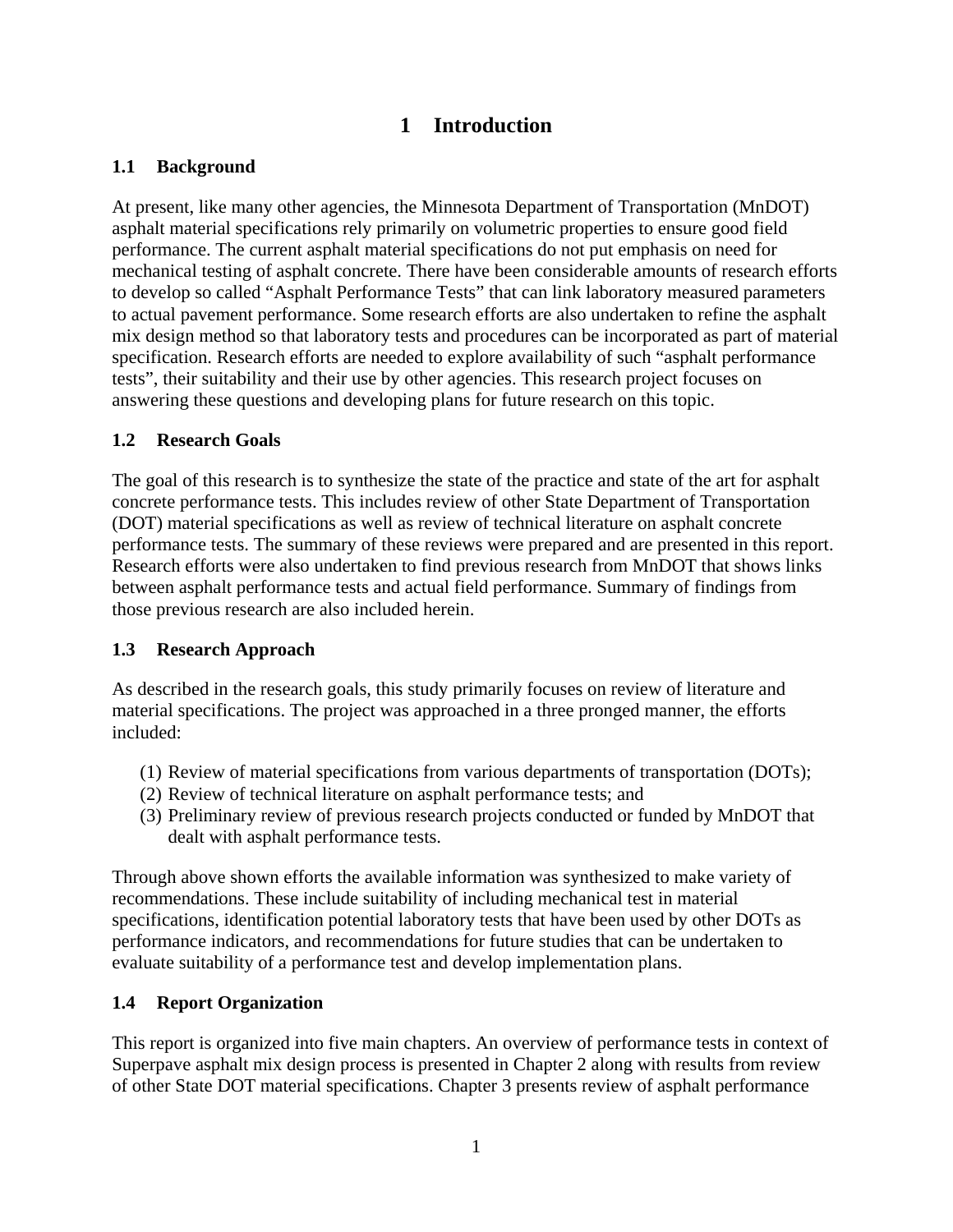# 1 Introduction

## 1.1 Background

At present, like many other agencies, the Minnesota Department of Transportation (MnDOT) asphalt material specifications rely primarily on volumetric properties to ensure good field performance. The current asphalt material specifications do not put emphasis on need for mechanical testing of asphalt concrete. There have been considerable amounts of research efforts to develop so called "Asphalt Performance Tests" that can link laboratory measured parameters to actual pavement performance. Some research efforts are also undertaken to refine the asphalt mix design method so that laboratory tests and procedures can be incorporated as part of material specification. Research efforts are needed to explore availability of such "asphalt performance tests", their suitability and their use by other agencies. This research project focuses on answering these questions and developing plans for future research on this topic.

## 1.2 Research Goals

The goal of this research is to synthesize the state of the practice and state of the art for asphalt concrete performance tests. This includes review of other State Department of Transportation (DOT) material specifications as well as review of technical literature on asphalt concrete performance tests. The summary of these reviews were prepared and are presented in this report. Research efforts were also undertaken to find previous research from MnDOT that shows links between asphalt performance tests and actual field performance. Summary of findings from those previous research are also included herein.

## 1.3 Research Approach

As described in the research goals, this study primarily focuses on review of literature and material specifications. The project was approached in a three pronged manner, the efforts included:

(1) Review of material specifications from various departments of transportation (DOTs);
(2) Review of technical literature on asphalt performance tests; and
(3) Preliminary review of previous research projects conducted or funded by MnDOT that dealt with asphalt performance tests.

Through above shown efforts the available information was synthesized to make variety of recommendations. These include suitability of including mechanical test in material specifications, identification potential laboratory tests that have been used by other DOTs as performance indicators, and recommendations for future studies that can be undertaken to evaluate suitability of a performance test and develop implementation plans.

## 1.4 Report Organization

This report is organized into five main chapters. An overview of performance tests in context of Superpave asphalt mix design process is presented in Chapter 2 along with results from review of other State DOT material specifications. Chapter 3 presents review of asphalt performance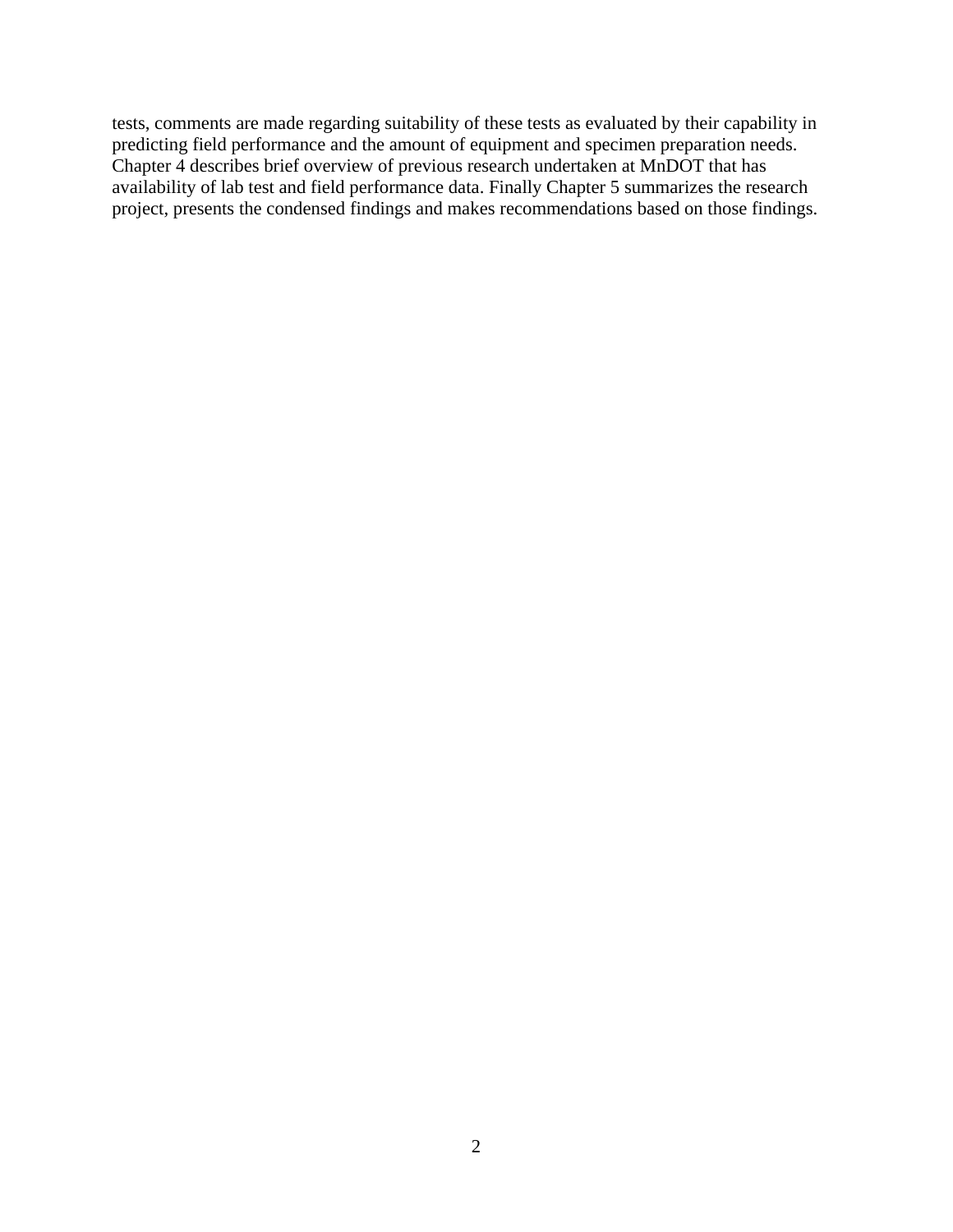tests, comments are made regarding suitability of these tests as evaluated by their capability in predicting field performance and the amount of equipment and specimen preparation needs. Chapter 4 describes brief overview of previous research undertaken at MnDOT that has availability of lab test and field performance data. Finally Chapter 5 summarizes the research project, presents the condensed findings and makes recommendations based on those findings.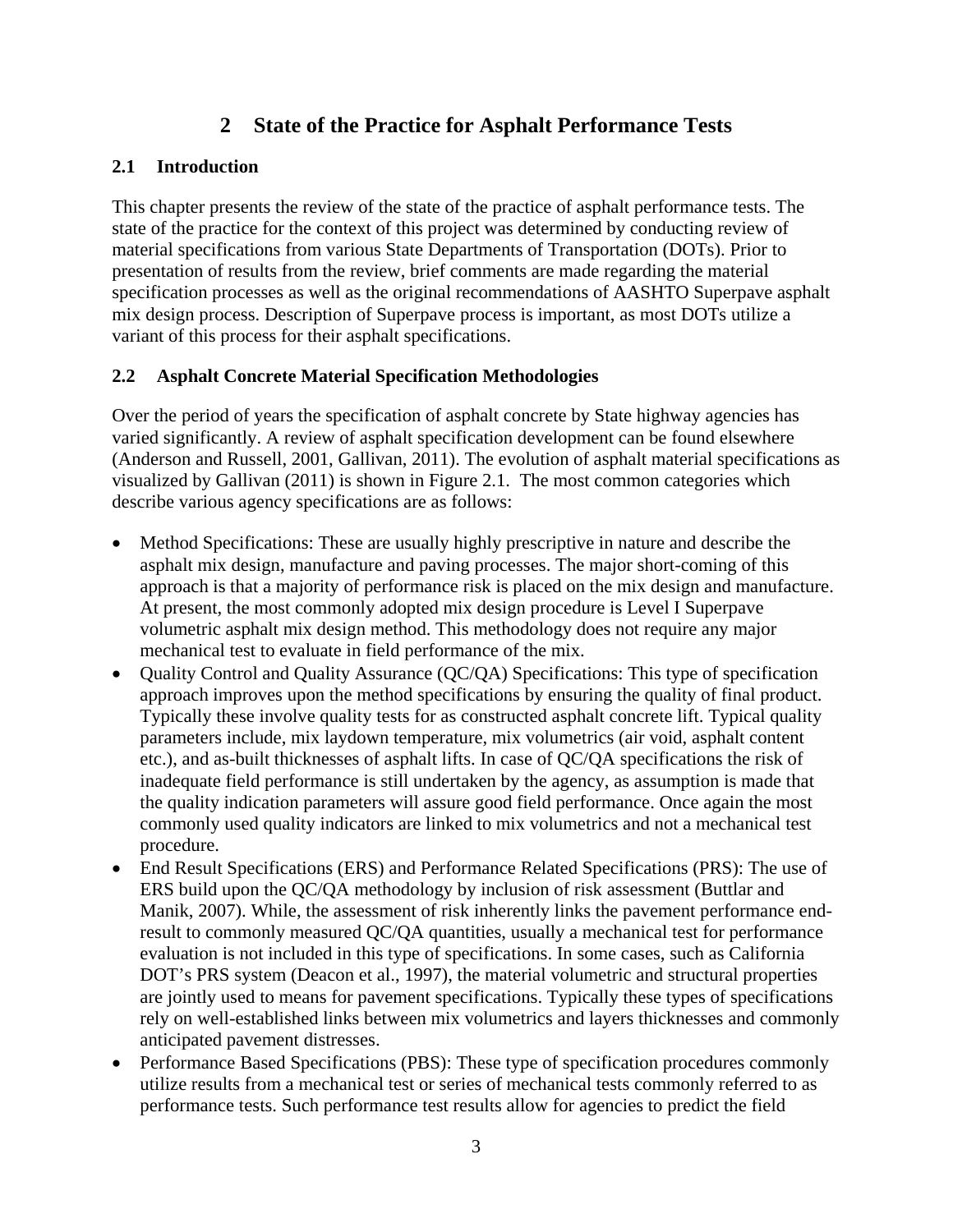# 2 State of the Practice for Asphalt Performance Tests

## 2.1 Introduction

This chapter presents the review of the state of the practice of asphalt performance tests. The state of the practice for the context of this project was determined by conducting review of material specifications from various State Departments of Transportation (DOTs). Prior to presentation of results from the review, brief comments are made regarding the material specification processes as well as the original recommendations of AASHTO Superpave asphalt mix design process. Description of Superpave process is important, as most DOTs utilize a variant of this process for their asphalt specifications.

## 2.2 Asphalt Concrete Material Specification Methodologies

Over the period of years the specification of asphalt concrete by State highway agencies has varied significantly. A review of asphalt specification development can be found elsewhere (Anderson and Russell, 2001, Gallivan, 2011). The evolution of asphalt material specifications as visualized by Gallivan (2011) is shown in Figure 2.1. The most common categories which describe various agency specifications are as follows:

- Method Specifications: These are usually highly prescriptive in nature and describe the asphalt mix design, manufacture and paving processes. The major short-coming of this approach is that a majority of performance risk is placed on the mix design and manufacture. At present, the most commonly adopted mix design procedure is Level I Superpave volumetric asphalt mix design method. This methodology does not require any major mechanical test to evaluate in field performance of the mix.
- Quality Control and Quality Assurance (QC/QA) Specifications: This type of specification approach improves upon the method specifications by ensuring the quality of final product. Typically these involve quality tests for as constructed asphalt concrete lift. Typical quality parameters include, mix laydown temperature, mix volumetrics (air void, asphalt content etc.), and as-built thicknesses of asphalt lifts. In case of QC/QA specifications the risk of inadequate field performance is still undertaken by the agency, as assumption is made that the quality indication parameters will assure good field performance. Once again the most commonly used quality indicators are linked to mix volumetrics and not a mechanical test procedure.
- End Result Specifications (ERS) and Performance Related Specifications (PRS): The use of ERS build upon the QC/QA methodology by inclusion of risk assessment (Buttlar and Manik, 2007). While, the assessment of risk inherently links the pavement performance end-result to commonly measured QC/QA quantities, usually a mechanical test for performance evaluation is not included in this type of specifications. In some cases, such as California DOT's PRS system (Deacon et al., 1997), the material volumetric and structural properties are jointly used to means for pavement specifications. Typically these types of specifications rely on well-established links between mix volumetrics and layers thicknesses and commonly anticipated pavement distresses.
- Performance Based Specifications (PBS): These type of specification procedures commonly utilize results from a mechanical test or series of mechanical tests commonly referred to as performance tests. Such performance test results allow for agencies to predict the field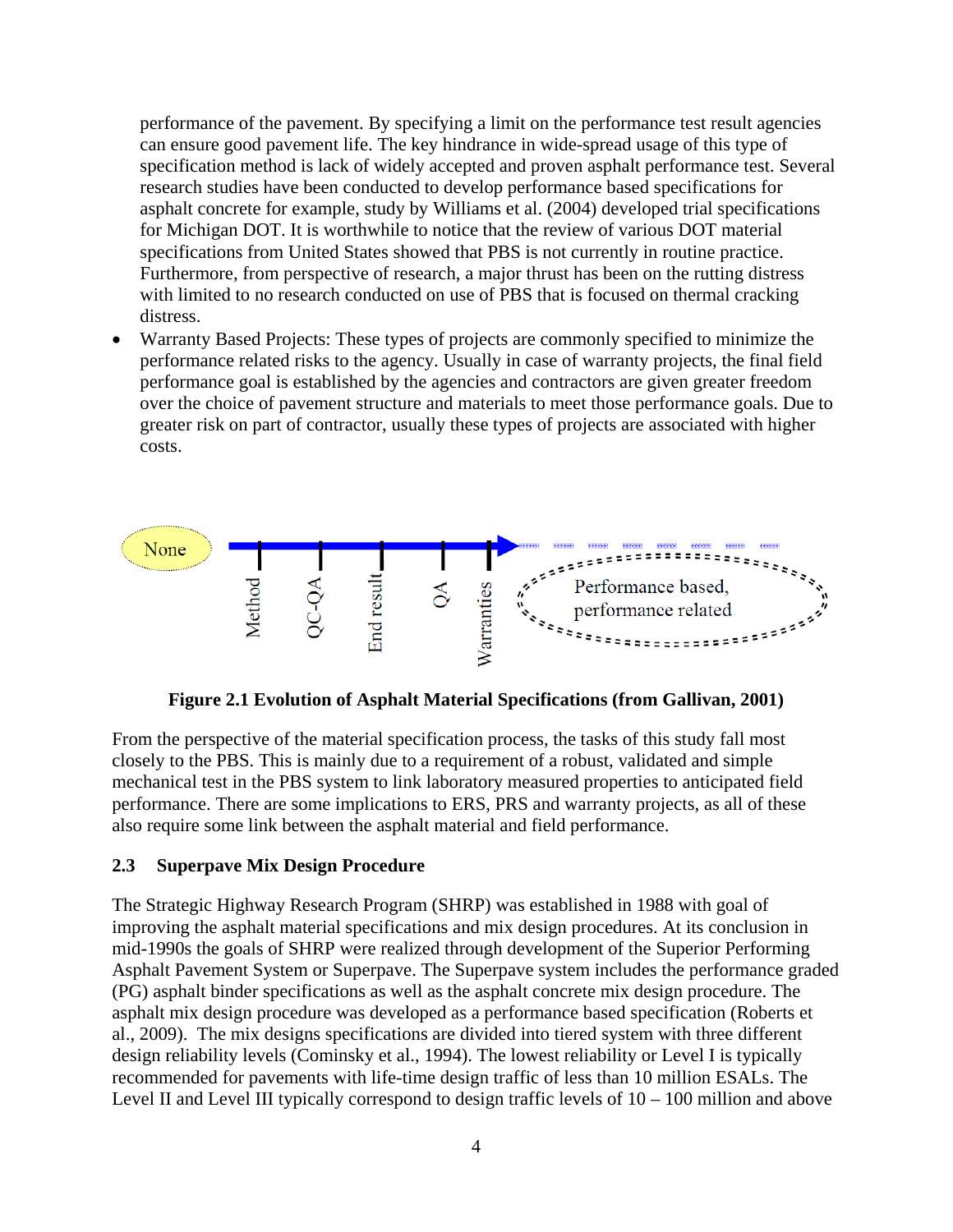performance of the pavement. By specifying a limit on the performance test result agencies can ensure good pavement life. The key hindrance in wide-spread usage of this type of specification method is lack of widely accepted and proven asphalt performance test. Several research studies have been conducted to develop performance based specifications for asphalt concrete for example, study by Williams et al. (2004) developed trial specifications for Michigan DOT. It is worthwhile to notice that the review of various DOT material specifications from United States showed that PBS is not currently in routine practice. Furthermore, from perspective of research, a major thrust has been on the rutting distress with limited to no research conducted on use of PBS that is focused on thermal cracking distress.

- Warranty Based Projects: These types of projects are commonly specified to minimize the performance related risks to the agency. Usually in case of warranty projects, the final field performance goal is established by the agencies and contractors are given greater freedom over the choice of pavement structure and materials to meet those performance goals. Due to greater risk on part of contractor, usually these types of projects are associated with higher costs.

None — Method — QC-QA — End result — QA — Warranties — Performance based, performance related

**Figure 2.1 Evolution of Asphalt Material Specifications (from Gallivan, 2001)**

From the perspective of the material specification process, the tasks of this study fall most closely to the PBS. This is mainly due to a requirement of a robust, validated and simple mechanical test in the PBS system to link laboratory measured properties to anticipated field performance. There are some implications to ERS, PRS and warranty projects, as all of these also require some link between the asphalt material and field performance.

### 2.3 Superpave Mix Design Procedure

The Strategic Highway Research Program (SHRP) was established in 1988 with goal of improving the asphalt material specifications and mix design procedures. At its conclusion in mid-1990s the goals of SHRP were realized through development of the Superior Performing Asphalt Pavement System or Superpave. The Superpave system includes the performance graded (PG) asphalt binder specifications as well as the asphalt concrete mix design procedure. The asphalt mix design procedure was developed as a performance based specification (Roberts et al., 2009). The mix designs specifications are divided into tiered system with three different design reliability levels (Cominsky et al., 1994). The lowest reliability or Level I is typically recommended for pavements with life-time design traffic of less than 10 million ESALs. The Level II and Level III typically correspond to design traffic levels of 10 – 100 million and above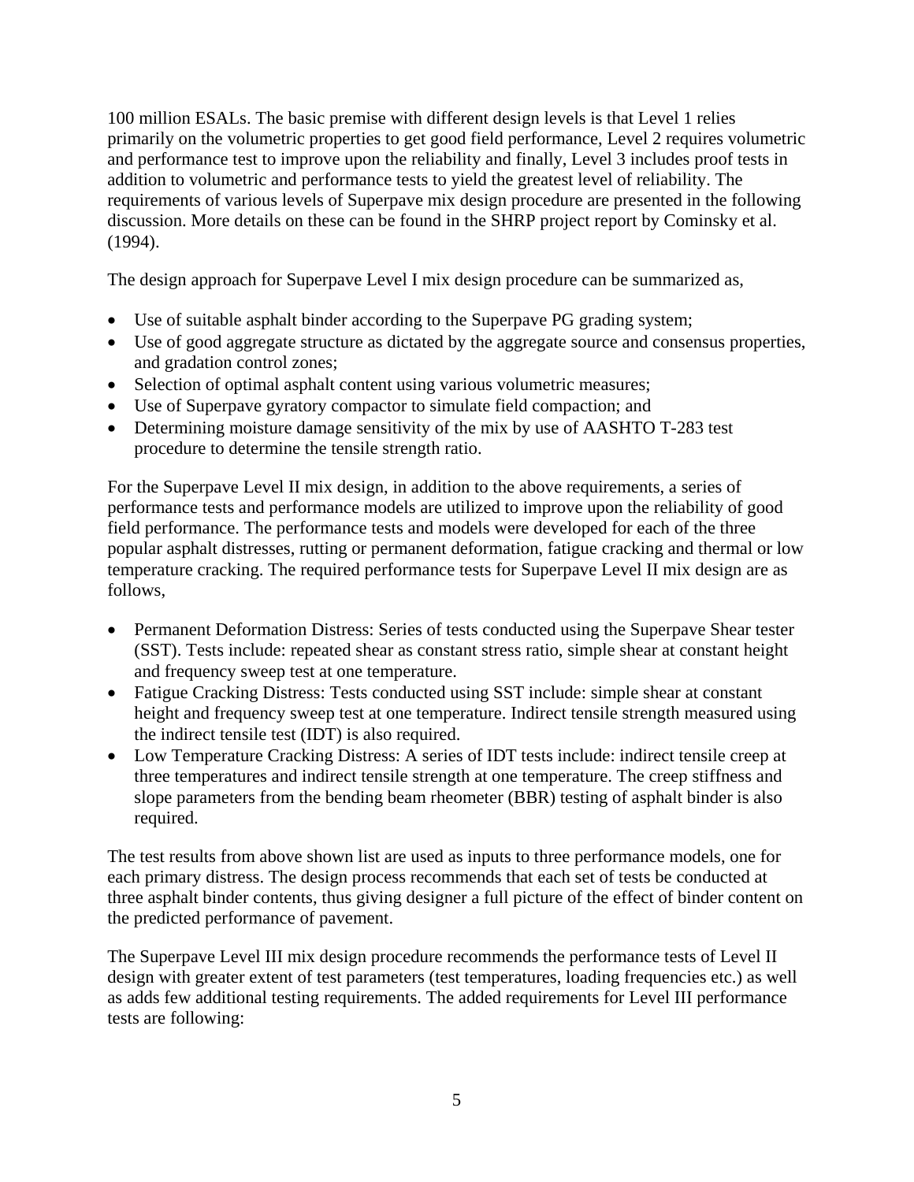100 million ESALs. The basic premise with different design levels is that Level 1 relies primarily on the volumetric properties to get good field performance, Level 2 requires volumetric and performance test to improve upon the reliability and finally, Level 3 includes proof tests in addition to volumetric and performance tests to yield the greatest level of reliability. The requirements of various levels of Superpave mix design procedure are presented in the following discussion. More details on these can be found in the SHRP project report by Cominsky et al. (1994).

The design approach for Superpave Level I mix design procedure can be summarized as,

- Use of suitable asphalt binder according to the Superpave PG grading system;
- Use of good aggregate structure as dictated by the aggregate source and consensus properties, and gradation control zones;
- Selection of optimal asphalt content using various volumetric measures;
- Use of Superpave gyratory compactor to simulate field compaction; and
- Determining moisture damage sensitivity of the mix by use of AASHTO T-283 test procedure to determine the tensile strength ratio.

For the Superpave Level II mix design, in addition to the above requirements, a series of performance tests and performance models are utilized to improve upon the reliability of good field performance. The performance tests and models were developed for each of the three popular asphalt distresses, rutting or permanent deformation, fatigue cracking and thermal or low temperature cracking. The required performance tests for Superpave Level II mix design are as follows,

- Permanent Deformation Distress: Series of tests conducted using the Superpave Shear tester (SST). Tests include: repeated shear as constant stress ratio, simple shear at constant height and frequency sweep test at one temperature.
- Fatigue Cracking Distress: Tests conducted using SST include: simple shear at constant height and frequency sweep test at one temperature. Indirect tensile strength measured using the indirect tensile test (IDT) is also required.
- Low Temperature Cracking Distress: A series of IDT tests include: indirect tensile creep at three temperatures and indirect tensile strength at one temperature. The creep stiffness and slope parameters from the bending beam rheometer (BBR) testing of asphalt binder is also required.

The test results from above shown list are used as inputs to three performance models, one for each primary distress. The design process recommends that each set of tests be conducted at three asphalt binder contents, thus giving designer a full picture of the effect of binder content on the predicted performance of pavement.

The Superpave Level III mix design procedure recommends the performance tests of Level II design with greater extent of test parameters (test temperatures, loading frequencies etc.) as well as adds few additional testing requirements. The added requirements for Level III performance tests are following: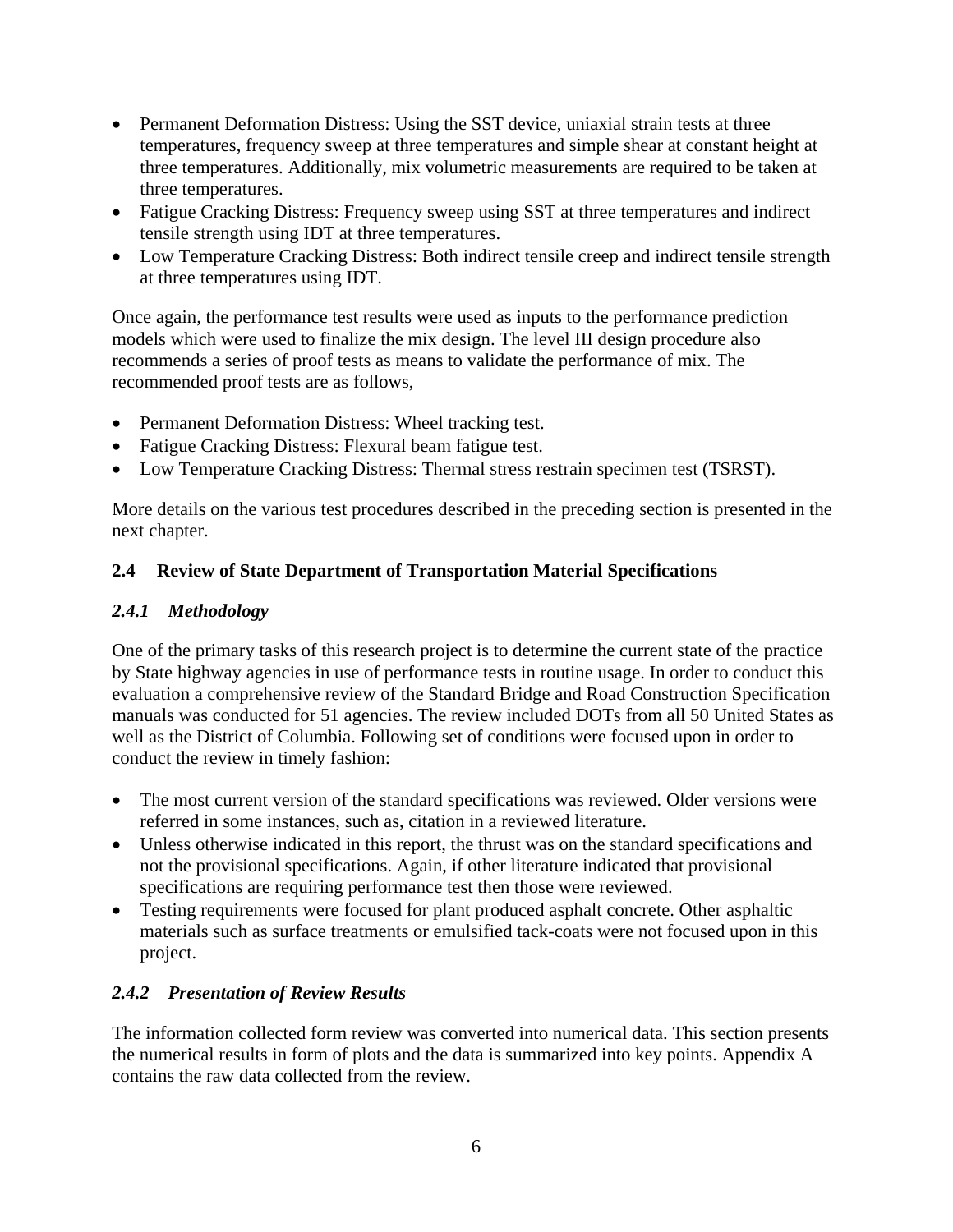- Permanent Deformation Distress: Using the SST device, uniaxial strain tests at three temperatures, frequency sweep at three temperatures and simple shear at constant height at three temperatures. Additionally, mix volumetric measurements are required to be taken at three temperatures.
- Fatigue Cracking Distress: Frequency sweep using SST at three temperatures and indirect tensile strength using IDT at three temperatures.
- Low Temperature Cracking Distress: Both indirect tensile creep and indirect tensile strength at three temperatures using IDT.

Once again, the performance test results were used as inputs to the performance prediction models which were used to finalize the mix design. The level III design procedure also recommends a series of proof tests as means to validate the performance of mix. The recommended proof tests are as follows,

- Permanent Deformation Distress: Wheel tracking test.
- Fatigue Cracking Distress: Flexural beam fatigue test.
- Low Temperature Cracking Distress: Thermal stress restrain specimen test (TSRST).

More details on the various test procedures described in the preceding section is presented in the next chapter.

## 2.4 Review of State Department of Transportation Material Specifications

### *2.4.1 Methodology*

One of the primary tasks of this research project is to determine the current state of the practice by State highway agencies in use of performance tests in routine usage. In order to conduct this evaluation a comprehensive review of the Standard Bridge and Road Construction Specification manuals was conducted for 51 agencies. The review included DOTs from all 50 United States as well as the District of Columbia. Following set of conditions were focused upon in order to conduct the review in timely fashion:

- The most current version of the standard specifications was reviewed. Older versions were referred in some instances, such as, citation in a reviewed literature.
- Unless otherwise indicated in this report, the thrust was on the standard specifications and not the provisional specifications. Again, if other literature indicated that provisional specifications are requiring performance test then those were reviewed.
- Testing requirements were focused for plant produced asphalt concrete. Other asphaltic materials such as surface treatments or emulsified tack-coats were not focused upon in this project.

### *2.4.2 Presentation of Review Results*

The information collected form review was converted into numerical data. This section presents the numerical results in form of plots and the data is summarized into key points. Appendix A contains the raw data collected from the review.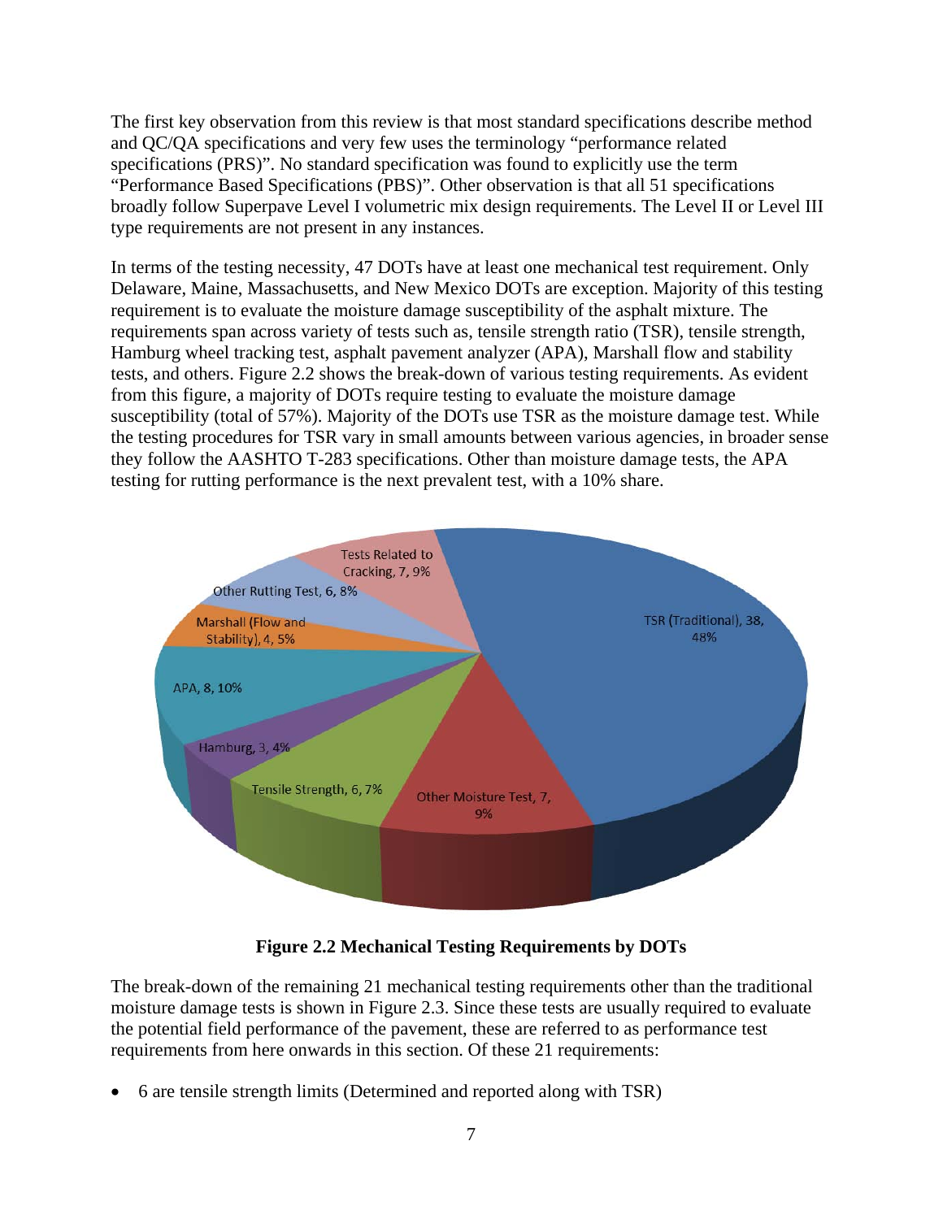The first key observation from this review is that most standard specifications describe method and QC/QA specifications and very few uses the terminology "performance related specifications (PRS)". No standard specification was found to explicitly use the term "Performance Based Specifications (PBS)". Other observation is that all 51 specifications broadly follow Superpave Level I volumetric mix design requirements. The Level II or Level III type requirements are not present in any instances.

In terms of the testing necessity, 47 DOTs have at least one mechanical test requirement. Only Delaware, Maine, Massachusetts, and New Mexico DOTs are exception. Majority of this testing requirement is to evaluate the moisture damage susceptibility of the asphalt mixture. The requirements span across variety of tests such as, tensile strength ratio (TSR), tensile strength, Hamburg wheel tracking test, asphalt pavement analyzer (APA), Marshall flow and stability tests, and others. Figure 2.2 shows the break-down of various testing requirements. As evident from this figure, a majority of DOTs require testing to evaluate the moisture damage susceptibility (total of 57%). Majority of the DOTs use TSR as the moisture damage test. While the testing procedures for TSR vary in small amounts between various agencies, in broader sense they follow the AASHTO T-283 specifications. Other than moisture damage tests, the APA testing for rutting performance is the next prevalent test, with a 10% share.

| Test | Count | Share |
|---|---|---|
| TSR (Traditional) | 38 | 48% |
| Other Moisture Test | 7 | 9% |
| Tensile Strength | 6 | 7% |
| Hamburg | 3 | 4% |
| APA | 8 | 10% |
| Marshall (Flow and Stability) | 4 | 5% |
| Other Rutting Test | 6 | 8% |
| Tests Related to Cracking | 7 | 9% |

**Figure 2.2 Mechanical Testing Requirements by DOTs**

The break-down of the remaining 21 mechanical testing requirements other than the traditional moisture damage tests is shown in Figure 2.3. Since these tests are usually required to evaluate the potential field performance of the pavement, these are referred to as performance test requirements from here onwards in this section. Of these 21 requirements:

- 6 are tensile strength limits (Determined and reported along with TSR)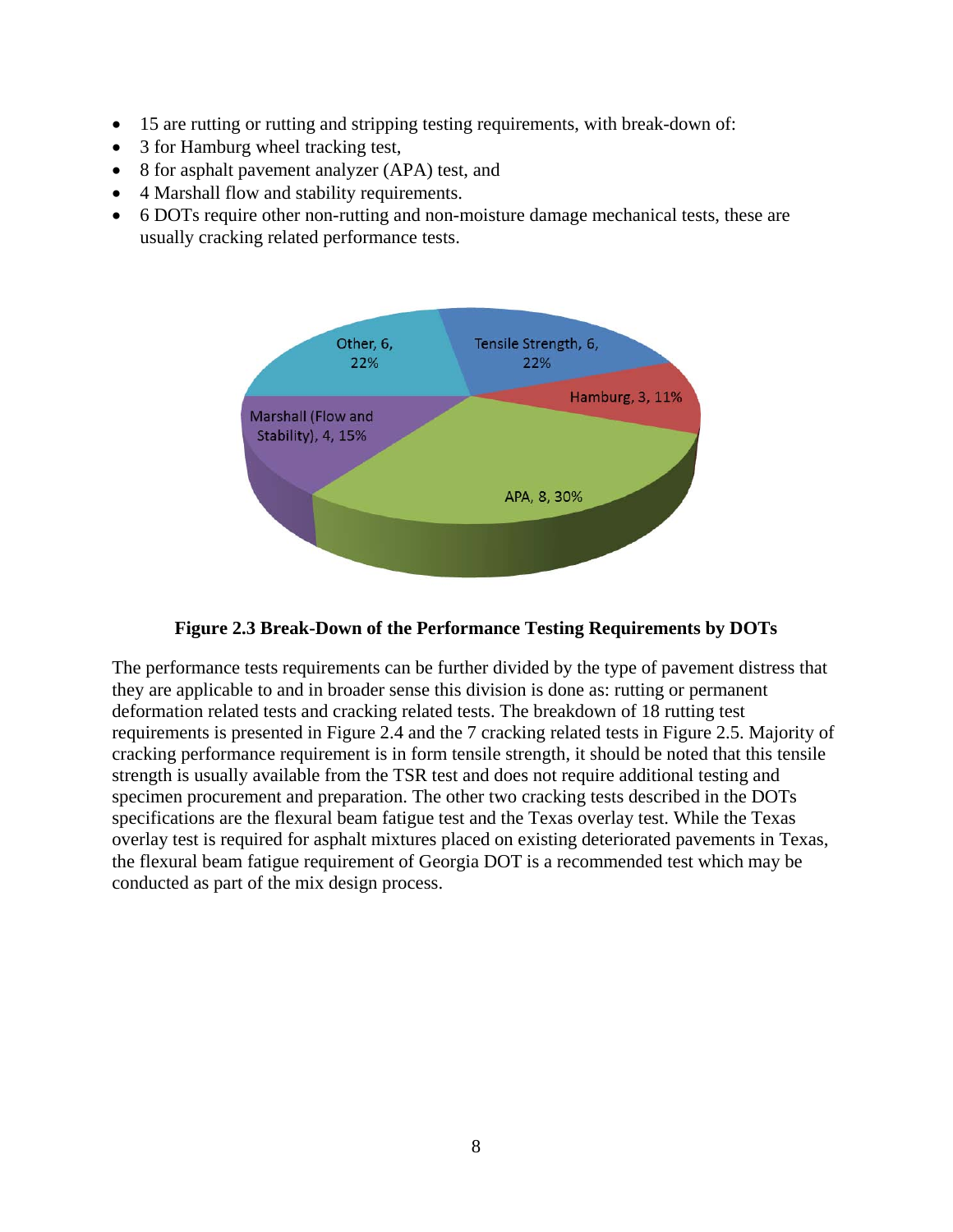- 15 are rutting or rutting and stripping testing requirements, with break-down of:
- 3 for Hamburg wheel tracking test,
- 8 for asphalt pavement analyzer (APA) test, and
- 4 Marshall flow and stability requirements.
- 6 DOTs require other non-rutting and non-moisture damage mechanical tests, these are usually cracking related performance tests.

**Figure 2.3 Break-Down of the Performance Testing Requirements by DOTs**

The performance tests requirements can be further divided by the type of pavement distress that they are applicable to and in broader sense this division is done as: rutting or permanent deformation related tests and cracking related tests. The breakdown of 18 rutting test requirements is presented in Figure 2.4 and the 7 cracking related tests in Figure 2.5. Majority of cracking performance requirement is in form tensile strength, it should be noted that this tensile strength is usually available from the TSR test and does not require additional testing and specimen procurement and preparation. The other two cracking tests described in the DOTs specifications are the flexural beam fatigue test and the Texas overlay test. While the Texas overlay test is required for asphalt mixtures placed on existing deteriorated pavements in Texas, the flexural beam fatigue requirement of Georgia DOT is a recommended test which may be conducted as part of the mix design process.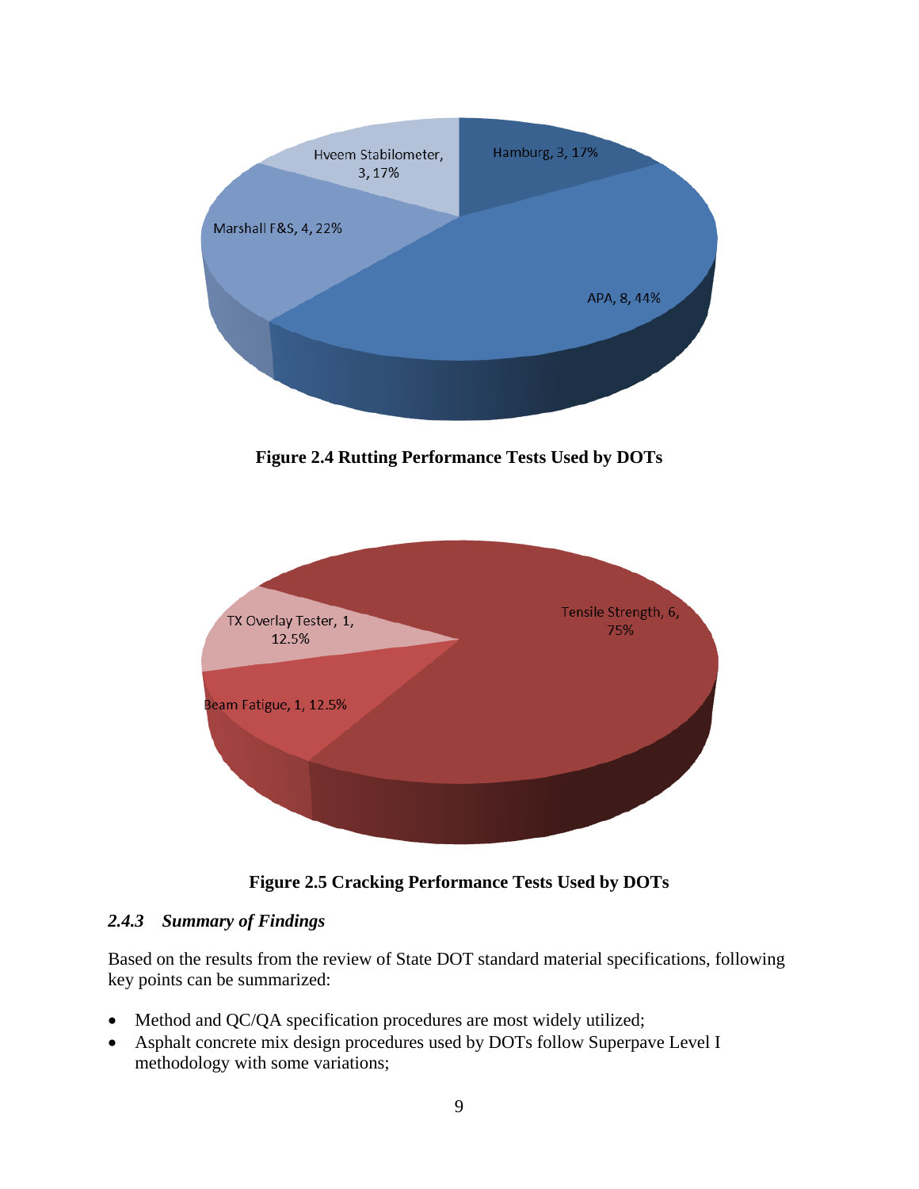Figure 2.4 Rutting Performance Tests Used by DOTs

Figure 2.5 Cracking Performance Tests Used by DOTs

### 2.4.3 *Summary of Findings*

Based on the results from the review of State DOT standard material specifications, following key points can be summarized:

- Method and QC/QA specification procedures are most widely utilized;
- Asphalt concrete mix design procedures used by DOTs follow Superpave Level I methodology with some variations;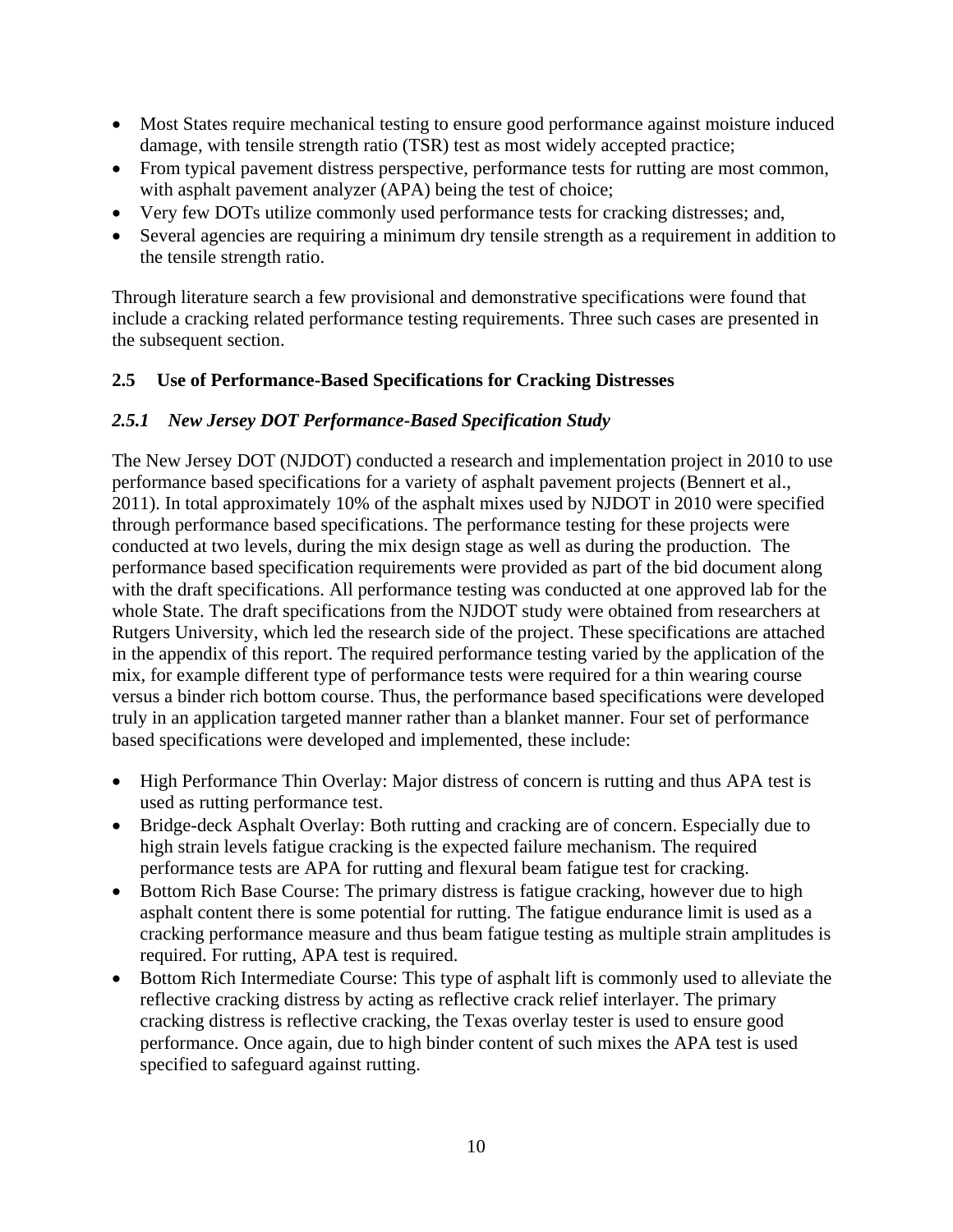- Most States require mechanical testing to ensure good performance against moisture induced damage, with tensile strength ratio (TSR) test as most widely accepted practice;
- From typical pavement distress perspective, performance tests for rutting are most common, with asphalt pavement analyzer (APA) being the test of choice;
- Very few DOTs utilize commonly used performance tests for cracking distresses; and,
- Several agencies are requiring a minimum dry tensile strength as a requirement in addition to the tensile strength ratio.

Through literature search a few provisional and demonstrative specifications were found that include a cracking related performance testing requirements. Three such cases are presented in the subsequent section.

## 2.5 Use of Performance-Based Specifications for Cracking Distresses

### *2.5.1 New Jersey DOT Performance-Based Specification Study*

The New Jersey DOT (NJDOT) conducted a research and implementation project in 2010 to use performance based specifications for a variety of asphalt pavement projects (Bennert et al., 2011). In total approximately 10% of the asphalt mixes used by NJDOT in 2010 were specified through performance based specifications. The performance testing for these projects were conducted at two levels, during the mix design stage as well as during the production. The performance based specification requirements were provided as part of the bid document along with the draft specifications. All performance testing was conducted at one approved lab for the whole State. The draft specifications from the NJDOT study were obtained from researchers at Rutgers University, which led the research side of the project. These specifications are attached in the appendix of this report. The required performance testing varied by the application of the mix, for example different type of performance tests were required for a thin wearing course versus a binder rich bottom course. Thus, the performance based specifications were developed truly in an application targeted manner rather than a blanket manner. Four set of performance based specifications were developed and implemented, these include:

- High Performance Thin Overlay: Major distress of concern is rutting and thus APA test is used as rutting performance test.
- Bridge-deck Asphalt Overlay: Both rutting and cracking are of concern. Especially due to high strain levels fatigue cracking is the expected failure mechanism. The required performance tests are APA for rutting and flexural beam fatigue test for cracking.
- Bottom Rich Base Course: The primary distress is fatigue cracking, however due to high asphalt content there is some potential for rutting. The fatigue endurance limit is used as a cracking performance measure and thus beam fatigue testing as multiple strain amplitudes is required. For rutting, APA test is required.
- Bottom Rich Intermediate Course: This type of asphalt lift is commonly used to alleviate the reflective cracking distress by acting as reflective crack relief interlayer. The primary cracking distress is reflective cracking, the Texas overlay tester is used to ensure good performance. Once again, due to high binder content of such mixes the APA test is used specified to safeguard against rutting.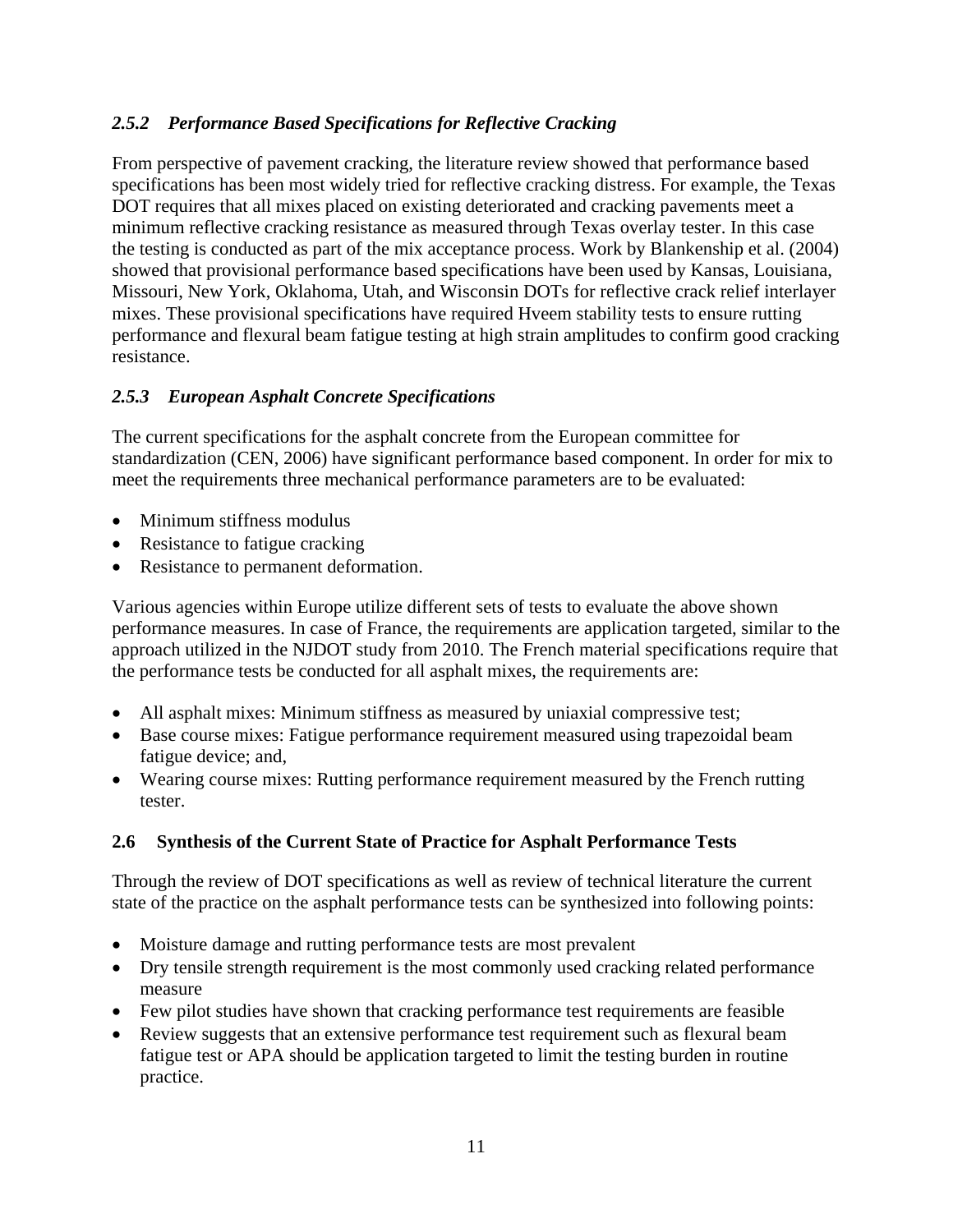### *2.5.2 Performance Based Specifications for Reflective Cracking*

From perspective of pavement cracking, the literature review showed that performance based specifications has been most widely tried for reflective cracking distress. For example, the Texas DOT requires that all mixes placed on existing deteriorated and cracking pavements meet a minimum reflective cracking resistance as measured through Texas overlay tester. In this case the testing is conducted as part of the mix acceptance process. Work by Blankenship et al. (2004) showed that provisional performance based specifications have been used by Kansas, Louisiana, Missouri, New York, Oklahoma, Utah, and Wisconsin DOTs for reflective crack relief interlayer mixes. These provisional specifications have required Hveem stability tests to ensure rutting performance and flexural beam fatigue testing at high strain amplitudes to confirm good cracking resistance.

### *2.5.3 European Asphalt Concrete Specifications*

The current specifications for the asphalt concrete from the European committee for standardization (CEN, 2006) have significant performance based component. In order for mix to meet the requirements three mechanical performance parameters are to be evaluated:

- Minimum stiffness modulus
- Resistance to fatigue cracking
- Resistance to permanent deformation.

Various agencies within Europe utilize different sets of tests to evaluate the above shown performance measures. In case of France, the requirements are application targeted, similar to the approach utilized in the NJDOT study from 2010. The French material specifications require that the performance tests be conducted for all asphalt mixes, the requirements are:

- All asphalt mixes: Minimum stiffness as measured by uniaxial compressive test;
- Base course mixes: Fatigue performance requirement measured using trapezoidal beam fatigue device; and,
- Wearing course mixes: Rutting performance requirement measured by the French rutting tester.

## **2.6 Synthesis of the Current State of Practice for Asphalt Performance Tests**

Through the review of DOT specifications as well as review of technical literature the current state of the practice on the asphalt performance tests can be synthesized into following points:

- Moisture damage and rutting performance tests are most prevalent
- Dry tensile strength requirement is the most commonly used cracking related performance measure
- Few pilot studies have shown that cracking performance test requirements are feasible
- Review suggests that an extensive performance test requirement such as flexural beam fatigue test or APA should be application targeted to limit the testing burden in routine practice.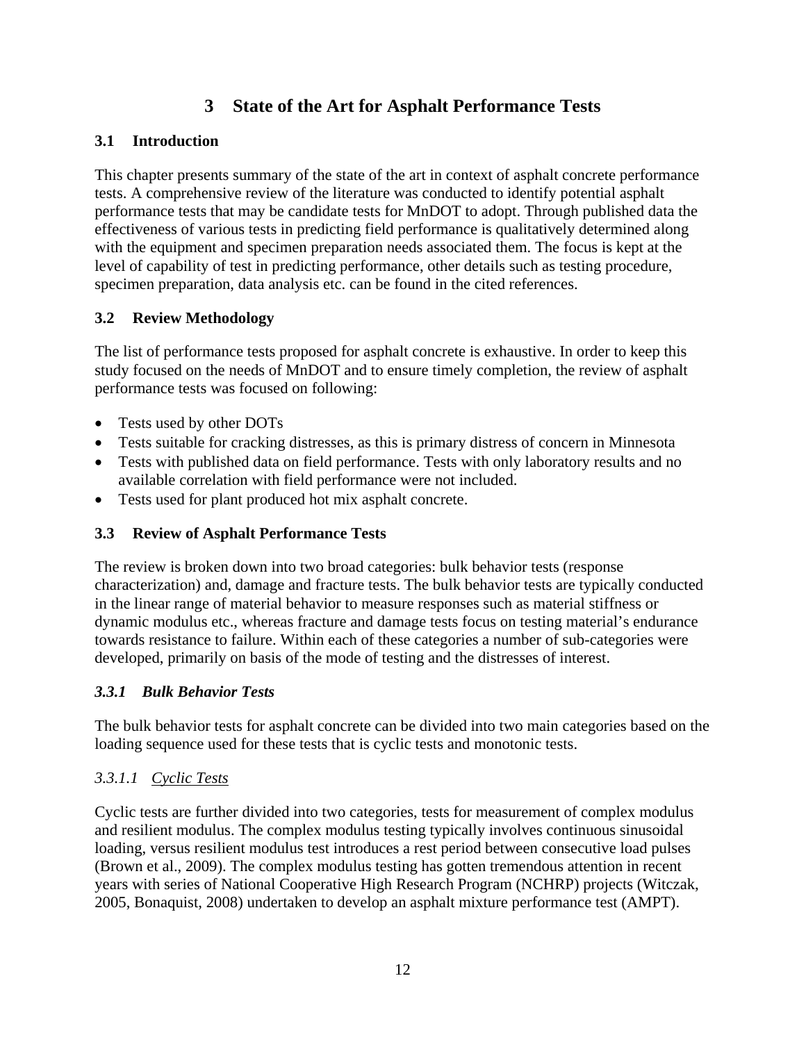# 3 State of the Art for Asphalt Performance Tests

## 3.1 Introduction

This chapter presents summary of the state of the art in context of asphalt concrete performance tests. A comprehensive review of the literature was conducted to identify potential asphalt performance tests that may be candidate tests for MnDOT to adopt. Through published data the effectiveness of various tests in predicting field performance is qualitatively determined along with the equipment and specimen preparation needs associated them. The focus is kept at the level of capability of test in predicting performance, other details such as testing procedure, specimen preparation, data analysis etc. can be found in the cited references.

## 3.2 Review Methodology

The list of performance tests proposed for asphalt concrete is exhaustive. In order to keep this study focused on the needs of MnDOT and to ensure timely completion, the review of asphalt performance tests was focused on following:

- Tests used by other DOTs
- Tests suitable for cracking distresses, as this is primary distress of concern in Minnesota
- Tests with published data on field performance. Tests with only laboratory results and no available correlation with field performance were not included.
- Tests used for plant produced hot mix asphalt concrete.

## 3.3 Review of Asphalt Performance Tests

The review is broken down into two broad categories: bulk behavior tests (response characterization) and, damage and fracture tests. The bulk behavior tests are typically conducted in the linear range of material behavior to measure responses such as material stiffness or dynamic modulus etc., whereas fracture and damage tests focus on testing material's endurance towards resistance to failure. Within each of these categories a number of sub-categories were developed, primarily on basis of the mode of testing and the distresses of interest.

### *3.3.1 Bulk Behavior Tests*

The bulk behavior tests for asphalt concrete can be divided into two main categories based on the loading sequence used for these tests that is cyclic tests and monotonic tests.

#### *3.3.1.1 Cyclic Tests*

Cyclic tests are further divided into two categories, tests for measurement of complex modulus and resilient modulus. The complex modulus testing typically involves continuous sinusoidal loading, versus resilient modulus test introduces a rest period between consecutive load pulses (Brown et al., 2009). The complex modulus testing has gotten tremendous attention in recent years with series of National Cooperative High Research Program (NCHRP) projects (Witczak, 2005, Bonaquist, 2008) undertaken to develop an asphalt mixture performance test (AMPT).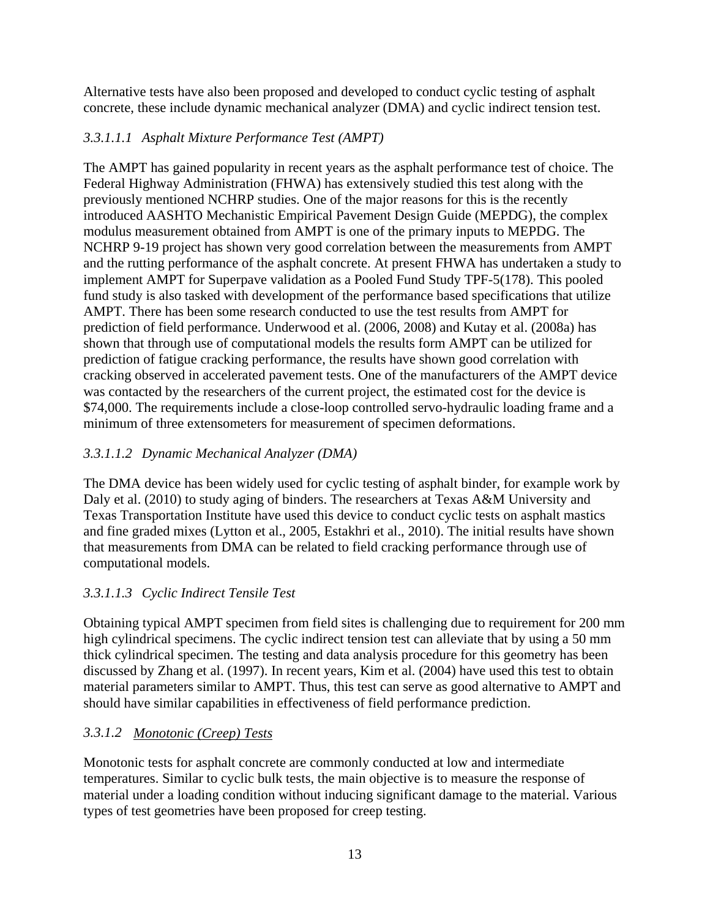Alternative tests have also been proposed and developed to conduct cyclic testing of asphalt concrete, these include dynamic mechanical analyzer (DMA) and cyclic indirect tension test.

##### *3.3.1.1.1 Asphalt Mixture Performance Test (AMPT)*

The AMPT has gained popularity in recent years as the asphalt performance test of choice. The Federal Highway Administration (FHWA) has extensively studied this test along with the previously mentioned NCHRP studies. One of the major reasons for this is the recently introduced AASHTO Mechanistic Empirical Pavement Design Guide (MEPDG), the complex modulus measurement obtained from AMPT is one of the primary inputs to MEPDG. The NCHRP 9-19 project has shown very good correlation between the measurements from AMPT and the rutting performance of the asphalt concrete. At present FHWA has undertaken a study to implement AMPT for Superpave validation as a Pooled Fund Study TPF-5(178). This pooled fund study is also tasked with development of the performance based specifications that utilize AMPT. There has been some research conducted to use the test results from AMPT for prediction of field performance. Underwood et al. (2006, 2008) and Kutay et al. (2008a) has shown that through use of computational models the results form AMPT can be utilized for prediction of fatigue cracking performance, the results have shown good correlation with cracking observed in accelerated pavement tests. One of the manufacturers of the AMPT device was contacted by the researchers of the current project, the estimated cost for the device is $74,000. The requirements include a close-loop controlled servo-hydraulic loading frame and a minimum of three extensometers for measurement of specimen deformations.

##### *3.3.1.1.2 Dynamic Mechanical Analyzer (DMA)*

The DMA device has been widely used for cyclic testing of asphalt binder, for example work by Daly et al. (2010) to study aging of binders. The researchers at Texas A&M University and Texas Transportation Institute have used this device to conduct cyclic tests on asphalt mastics and fine graded mixes (Lytton et al., 2005, Estakhri et al., 2010). The initial results have shown that measurements from DMA can be related to field cracking performance through use of computational models.

##### *3.3.1.1.3 Cyclic Indirect Tensile Test*

Obtaining typical AMPT specimen from field sites is challenging due to requirement for 200 mm high cylindrical specimens. The cyclic indirect tension test can alleviate that by using a 50 mm thick cylindrical specimen. The testing and data analysis procedure for this geometry has been discussed by Zhang et al. (1997). In recent years, Kim et al. (2004) have used this test to obtain material parameters similar to AMPT. Thus, this test can serve as good alternative to AMPT and should have similar capabilities in effectiveness of field performance prediction.

#### *3.3.1.2 Monotonic (Creep) Tests*

Monotonic tests for asphalt concrete are commonly conducted at low and intermediate temperatures. Similar to cyclic bulk tests, the main objective is to measure the response of material under a loading condition without inducing significant damage to the material. Various types of test geometries have been proposed for creep testing.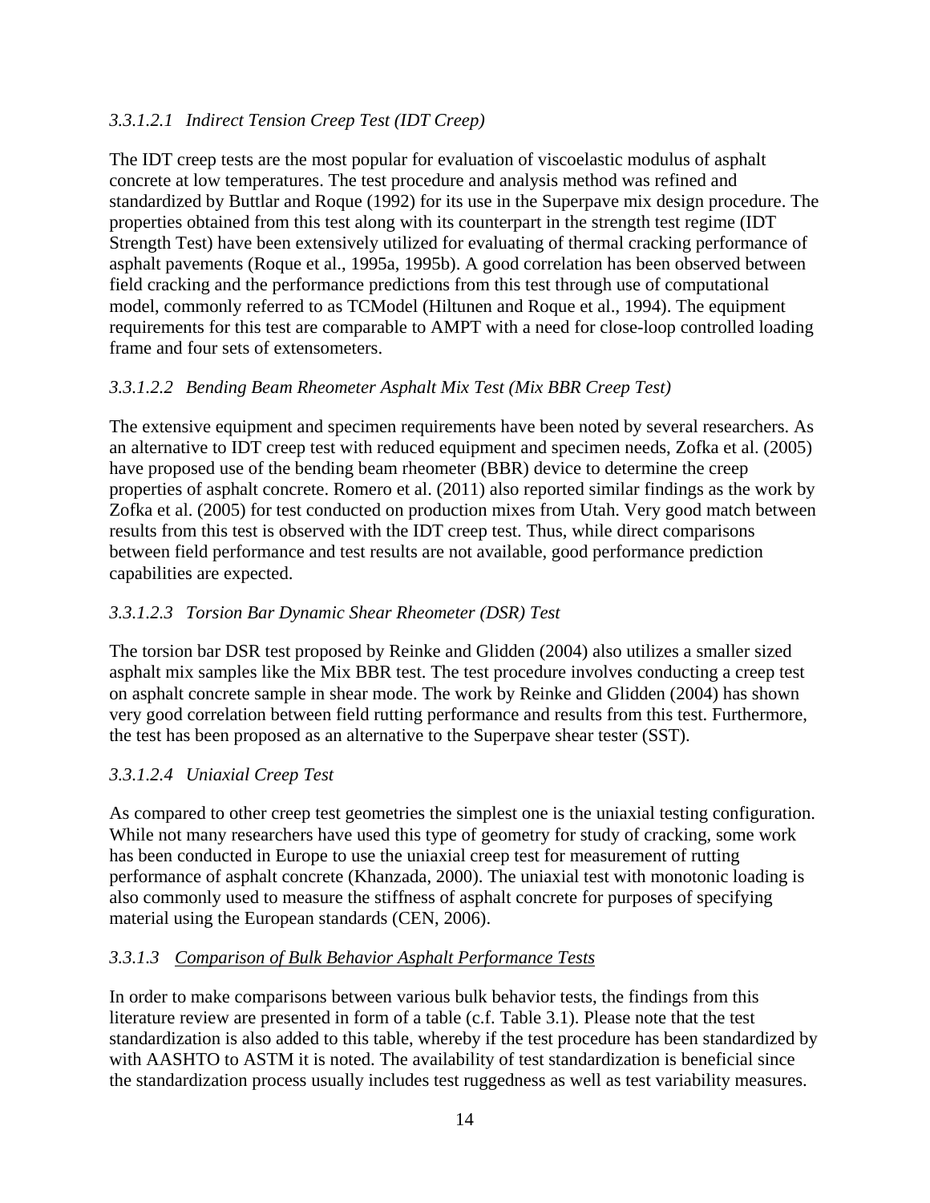##### *3.3.1.2.1 Indirect Tension Creep Test (IDT Creep)*

The IDT creep tests are the most popular for evaluation of viscoelastic modulus of asphalt concrete at low temperatures. The test procedure and analysis method was refined and standardized by Buttlar and Roque (1992) for its use in the Superpave mix design procedure. The properties obtained from this test along with its counterpart in the strength test regime (IDT Strength Test) have been extensively utilized for evaluating of thermal cracking performance of asphalt pavements (Roque et al., 1995a, 1995b). A good correlation has been observed between field cracking and the performance predictions from this test through use of computational model, commonly referred to as TCModel (Hiltunen and Roque et al., 1994). The equipment requirements for this test are comparable to AMPT with a need for close-loop controlled loading frame and four sets of extensometers.

##### *3.3.1.2.2 Bending Beam Rheometer Asphalt Mix Test (Mix BBR Creep Test)*

The extensive equipment and specimen requirements have been noted by several researchers. As an alternative to IDT creep test with reduced equipment and specimen needs, Zofka et al. (2005) have proposed use of the bending beam rheometer (BBR) device to determine the creep properties of asphalt concrete. Romero et al. (2011) also reported similar findings as the work by Zofka et al. (2005) for test conducted on production mixes from Utah. Very good match between results from this test is observed with the IDT creep test. Thus, while direct comparisons between field performance and test results are not available, good performance prediction capabilities are expected.

##### *3.3.1.2.3 Torsion Bar Dynamic Shear Rheometer (DSR) Test*

The torsion bar DSR test proposed by Reinke and Glidden (2004) also utilizes a smaller sized asphalt mix samples like the Mix BBR test. The test procedure involves conducting a creep test on asphalt concrete sample in shear mode. The work by Reinke and Glidden (2004) has shown very good correlation between field rutting performance and results from this test. Furthermore, the test has been proposed as an alternative to the Superpave shear tester (SST).

##### *3.3.1.2.4 Uniaxial Creep Test*

As compared to other creep test geometries the simplest one is the uniaxial testing configuration. While not many researchers have used this type of geometry for study of cracking, some work has been conducted in Europe to use the uniaxial creep test for measurement of rutting performance of asphalt concrete (Khanzada, 2000). The uniaxial test with monotonic loading is also commonly used to measure the stiffness of asphalt concrete for purposes of specifying material using the European standards (CEN, 2006).

#### *3.3.1.3 Comparison of Bulk Behavior Asphalt Performance Tests*

In order to make comparisons between various bulk behavior tests, the findings from this literature review are presented in form of a table (c.f. Table 3.1). Please note that the test standardization is also added to this table, whereby if the test procedure has been standardized by with AASHTO to ASTM it is noted. The availability of test standardization is beneficial since the standardization process usually includes test ruggedness as well as test variability measures.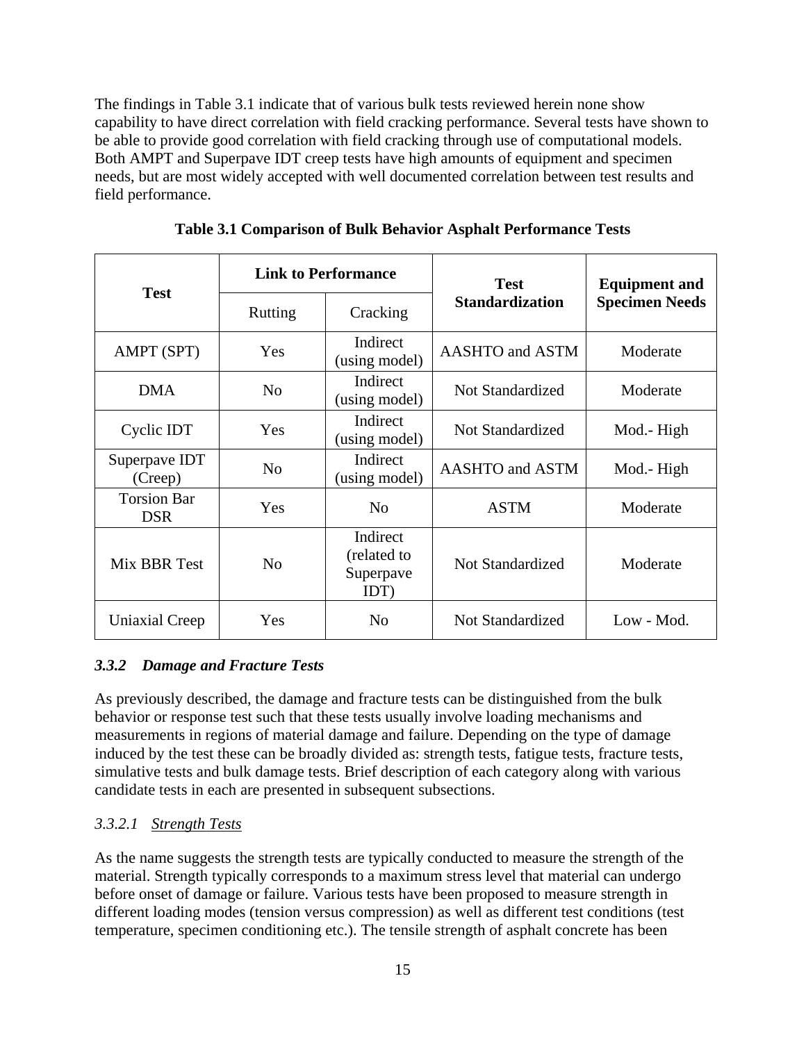The findings in Table 3.1 indicate that of various bulk tests reviewed herein none show capability to have direct correlation with field cracking performance. Several tests have shown to be able to provide good correlation with field cracking through use of computational models. Both AMPT and Superpave IDT creep tests have high amounts of equipment and specimen needs, but are most widely accepted with well documented correlation between test results and field performance.

**Table 3.1 Comparison of Bulk Behavior Asphalt Performance Tests**

| Test | Link to Performance | | Test Standardization | Equipment and Specimen Needs |
|---|---|---|---|---|
| | Rutting | Cracking | | |
| AMPT (SPT) | Yes | Indirect (using model) | AASHTO and ASTM | Moderate |
| DMA | No | Indirect (using model) | Not Standardized | Moderate |
| Cyclic IDT | Yes | Indirect (using model) | Not Standardized | Mod.- High |
| Superpave IDT (Creep) | No | Indirect (using model) | AASHTO and ASTM | Mod.- High |
| Torsion Bar DSR | Yes | No | ASTM | Moderate |
| Mix BBR Test | No | Indirect (related to Superpave IDT) | Not Standardized | Moderate |
| Uniaxial Creep | Yes | No | Not Standardized | Low - Mod. |

### *3.3.2 Damage and Fracture Tests*

As previously described, the damage and fracture tests can be distinguished from the bulk behavior or response test such that these tests usually involve loading mechanisms and measurements in regions of material damage and failure. Depending on the type of damage induced by the test these can be broadly divided as: strength tests, fatigue tests, fracture tests, simulative tests and bulk damage tests. Brief description of each category along with various candidate tests in each are presented in subsequent subsections.

#### *3.3.2.1 Strength Tests*

As the name suggests the strength tests are typically conducted to measure the strength of the material. Strength typically corresponds to a maximum stress level that material can undergo before onset of damage or failure. Various tests have been proposed to measure strength in different loading modes (tension versus compression) as well as different test conditions (test temperature, specimen conditioning etc.). The tensile strength of asphalt concrete has been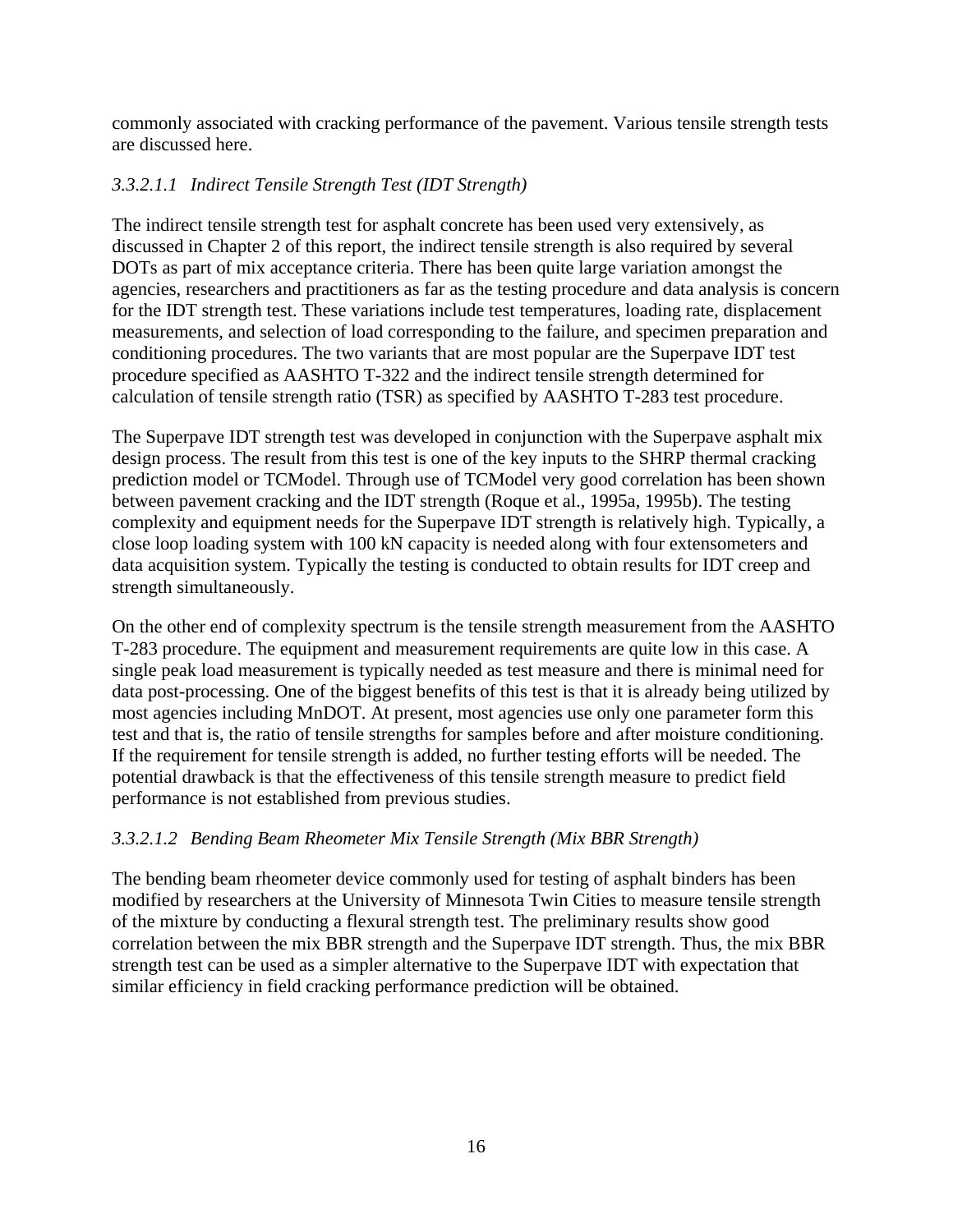commonly associated with cracking performance of the pavement. Various tensile strength tests are discussed here.

#### *3.3.2.1.1 Indirect Tensile Strength Test (IDT Strength)*

The indirect tensile strength test for asphalt concrete has been used very extensively, as discussed in Chapter 2 of this report, the indirect tensile strength is also required by several DOTs as part of mix acceptance criteria. There has been quite large variation amongst the agencies, researchers and practitioners as far as the testing procedure and data analysis is concern for the IDT strength test. These variations include test temperatures, loading rate, displacement measurements, and selection of load corresponding to the failure, and specimen preparation and conditioning procedures. The two variants that are most popular are the Superpave IDT test procedure specified as AASHTO T-322 and the indirect tensile strength determined for calculation of tensile strength ratio (TSR) as specified by AASHTO T-283 test procedure.

The Superpave IDT strength test was developed in conjunction with the Superpave asphalt mix design process. The result from this test is one of the key inputs to the SHRP thermal cracking prediction model or TCModel. Through use of TCModel very good correlation has been shown between pavement cracking and the IDT strength (Roque et al., 1995a, 1995b). The testing complexity and equipment needs for the Superpave IDT strength is relatively high. Typically, a close loop loading system with 100 kN capacity is needed along with four extensometers and data acquisition system. Typically the testing is conducted to obtain results for IDT creep and strength simultaneously.

On the other end of complexity spectrum is the tensile strength measurement from the AASHTO T-283 procedure. The equipment and measurement requirements are quite low in this case. A single peak load measurement is typically needed as test measure and there is minimal need for data post-processing. One of the biggest benefits of this test is that it is already being utilized by most agencies including MnDOT. At present, most agencies use only one parameter form this test and that is, the ratio of tensile strengths for samples before and after moisture conditioning. If the requirement for tensile strength is added, no further testing efforts will be needed. The potential drawback is that the effectiveness of this tensile strength measure to predict field performance is not established from previous studies.

#### *3.3.2.1.2 Bending Beam Rheometer Mix Tensile Strength (Mix BBR Strength)*

The bending beam rheometer device commonly used for testing of asphalt binders has been modified by researchers at the University of Minnesota Twin Cities to measure tensile strength of the mixture by conducting a flexural strength test. The preliminary results show good correlation between the mix BBR strength and the Superpave IDT strength. Thus, the mix BBR strength test can be used as a simpler alternative to the Superpave IDT with expectation that similar efficiency in field cracking performance prediction will be obtained.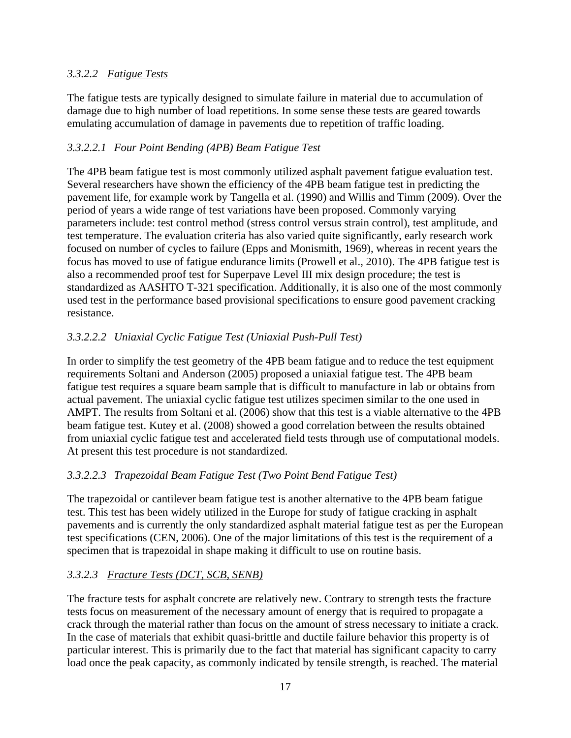### *3.3.2.2 Fatigue Tests*

The fatigue tests are typically designed to simulate failure in material due to accumulation of damage due to high number of load repetitions. In some sense these tests are geared towards emulating accumulation of damage in pavements due to repetition of traffic loading.

#### *3.3.2.2.1 Four Point Bending (4PB) Beam Fatigue Test*

The 4PB beam fatigue test is most commonly utilized asphalt pavement fatigue evaluation test. Several researchers have shown the efficiency of the 4PB beam fatigue test in predicting the pavement life, for example work by Tangella et al. (1990) and Willis and Timm (2009). Over the period of years a wide range of test variations have been proposed. Commonly varying parameters include: test control method (stress control versus strain control), test amplitude, and test temperature. The evaluation criteria has also varied quite significantly, early research work focused on number of cycles to failure (Epps and Monismith, 1969), whereas in recent years the focus has moved to use of fatigue endurance limits (Prowell et al., 2010). The 4PB fatigue test is also a recommended proof test for Superpave Level III mix design procedure; the test is standardized as AASHTO T-321 specification. Additionally, it is also one of the most commonly used test in the performance based provisional specifications to ensure good pavement cracking resistance.

#### *3.3.2.2.2 Uniaxial Cyclic Fatigue Test (Uniaxial Push-Pull Test)*

In order to simplify the test geometry of the 4PB beam fatigue and to reduce the test equipment requirements Soltani and Anderson (2005) proposed a uniaxial fatigue test. The 4PB beam fatigue test requires a square beam sample that is difficult to manufacture in lab or obtains from actual pavement. The uniaxial cyclic fatigue test utilizes specimen similar to the one used in AMPT. The results from Soltani et al. (2006) show that this test is a viable alternative to the 4PB beam fatigue test. Kutey et al. (2008) showed a good correlation between the results obtained from uniaxial cyclic fatigue test and accelerated field tests through use of computational models. At present this test procedure is not standardized.

#### *3.3.2.2.3 Trapezoidal Beam Fatigue Test (Two Point Bend Fatigue Test)*

The trapezoidal or cantilever beam fatigue test is another alternative to the 4PB beam fatigue test. This test has been widely utilized in the Europe for study of fatigue cracking in asphalt pavements and is currently the only standardized asphalt material fatigue test as per the European test specifications (CEN, 2006). One of the major limitations of this test is the requirement of a specimen that is trapezoidal in shape making it difficult to use on routine basis.

### *3.3.2.3 Fracture Tests (DCT, SCB, SENB)*

The fracture tests for asphalt concrete are relatively new. Contrary to strength tests the fracture tests focus on measurement of the necessary amount of energy that is required to propagate a crack through the material rather than focus on the amount of stress necessary to initiate a crack. In the case of materials that exhibit quasi-brittle and ductile failure behavior this property is of particular interest. This is primarily due to the fact that material has significant capacity to carry load once the peak capacity, as commonly indicated by tensile strength, is reached. The material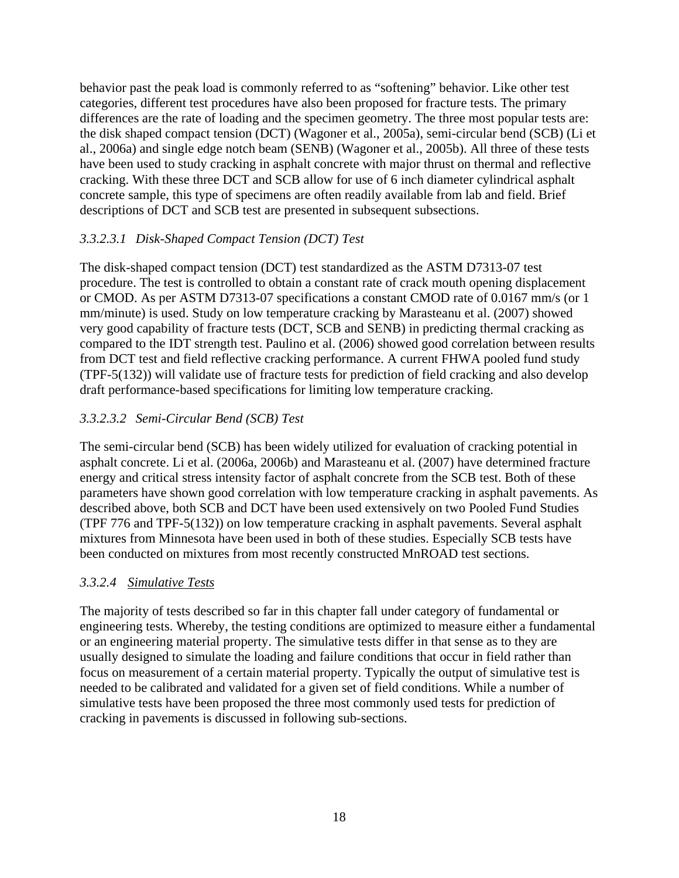behavior past the peak load is commonly referred to as “softening” behavior. Like other test categories, different test procedures have also been proposed for fracture tests. The primary differences are the rate of loading and the specimen geometry. The three most popular tests are: the disk shaped compact tension (DCT) (Wagoner et al., 2005a), semi-circular bend (SCB) (Li et al., 2006a) and single edge notch beam (SENB) (Wagoner et al., 2005b). All three of these tests have been used to study cracking in asphalt concrete with major thrust on thermal and reflective cracking. With these three DCT and SCB allow for use of 6 inch diameter cylindrical asphalt concrete sample, this type of specimens are often readily available from lab and field. Brief descriptions of DCT and SCB test are presented in subsequent subsections.

#### *3.3.2.3.1 Disk-Shaped Compact Tension (DCT) Test*

The disk-shaped compact tension (DCT) test standardized as the ASTM D7313-07 test procedure. The test is controlled to obtain a constant rate of crack mouth opening displacement or CMOD. As per ASTM D7313-07 specifications a constant CMOD rate of 0.0167 mm/s (or 1 mm/minute) is used. Study on low temperature cracking by Marasteanu et al. (2007) showed very good capability of fracture tests (DCT, SCB and SENB) in predicting thermal cracking as compared to the IDT strength test. Paulino et al. (2006) showed good correlation between results from DCT test and field reflective cracking performance. A current FHWA pooled fund study (TPF-5(132)) will validate use of fracture tests for prediction of field cracking and also develop draft performance-based specifications for limiting low temperature cracking.

#### *3.3.2.3.2 Semi-Circular Bend (SCB) Test*

The semi-circular bend (SCB) has been widely utilized for evaluation of cracking potential in asphalt concrete. Li et al. (2006a, 2006b) and Marasteanu et al. (2007) have determined fracture energy and critical stress intensity factor of asphalt concrete from the SCB test. Both of these parameters have shown good correlation with low temperature cracking in asphalt pavements. As described above, both SCB and DCT have been used extensively on two Pooled Fund Studies (TPF 776 and TPF-5(132)) on low temperature cracking in asphalt pavements. Several asphalt mixtures from Minnesota have been used in both of these studies. Especially SCB tests have been conducted on mixtures from most recently constructed MnROAD test sections.

### *3.3.2.4 Simulative Tests*

The majority of tests described so far in this chapter fall under category of fundamental or engineering tests. Whereby, the testing conditions are optimized to measure either a fundamental or an engineering material property. The simulative tests differ in that sense as to they are usually designed to simulate the loading and failure conditions that occur in field rather than focus on measurement of a certain material property. Typically the output of simulative test is needed to be calibrated and validated for a given set of field conditions. While a number of simulative tests have been proposed the three most commonly used tests for prediction of cracking in pavements is discussed in following sub-sections.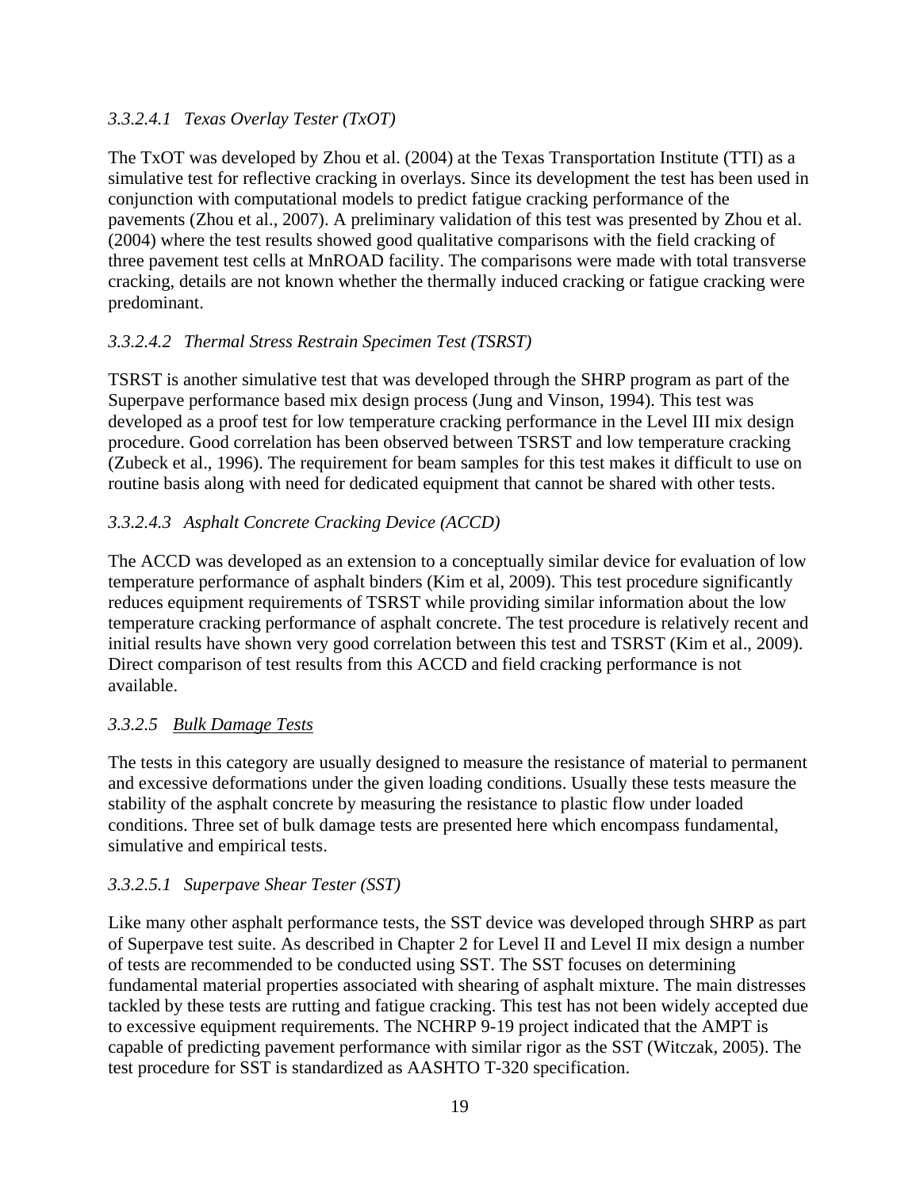#### *3.3.2.4.1 Texas Overlay Tester (TxOT)*

The TxOT was developed by Zhou et al. (2004) at the Texas Transportation Institute (TTI) as a simulative test for reflective cracking in overlays. Since its development the test has been used in conjunction with computational models to predict fatigue cracking performance of the pavements (Zhou et al., 2007). A preliminary validation of this test was presented by Zhou et al. (2004) where the test results showed good qualitative comparisons with the field cracking of three pavement test cells at MnROAD facility. The comparisons were made with total transverse cracking, details are not known whether the thermally induced cracking or fatigue cracking were predominant.

#### *3.3.2.4.2 Thermal Stress Restrain Specimen Test (TSRST)*

TSRST is another simulative test that was developed through the SHRP program as part of the Superpave performance based mix design process (Jung and Vinson, 1994). This test was developed as a proof test for low temperature cracking performance in the Level III mix design procedure. Good correlation has been observed between TSRST and low temperature cracking (Zubeck et al., 1996). The requirement for beam samples for this test makes it difficult to use on routine basis along with need for dedicated equipment that cannot be shared with other tests.

#### *3.3.2.4.3 Asphalt Concrete Cracking Device (ACCD)*

The ACCD was developed as an extension to a conceptually similar device for evaluation of low temperature performance of asphalt binders (Kim et al, 2009). This test procedure significantly reduces equipment requirements of TSRST while providing similar information about the low temperature cracking performance of asphalt concrete. The test procedure is relatively recent and initial results have shown very good correlation between this test and TSRST (Kim et al., 2009). Direct comparison of test results from this ACCD and field cracking performance is not available.

### *3.3.2.5 Bulk Damage Tests*

The tests in this category are usually designed to measure the resistance of material to permanent and excessive deformations under the given loading conditions. Usually these tests measure the stability of the asphalt concrete by measuring the resistance to plastic flow under loaded conditions. Three set of bulk damage tests are presented here which encompass fundamental, simulative and empirical tests.

#### *3.3.2.5.1 Superpave Shear Tester (SST)*

Like many other asphalt performance tests, the SST device was developed through SHRP as part of Superpave test suite. As described in Chapter 2 for Level II and Level II mix design a number of tests are recommended to be conducted using SST. The SST focuses on determining fundamental material properties associated with shearing of asphalt mixture. The main distresses tackled by these tests are rutting and fatigue cracking. This test has not been widely accepted due to excessive equipment requirements. The NCHRP 9-19 project indicated that the AMPT is capable of predicting pavement performance with similar rigor as the SST (Witczak, 2005). The test procedure for SST is standardized as AASHTO T-320 specification.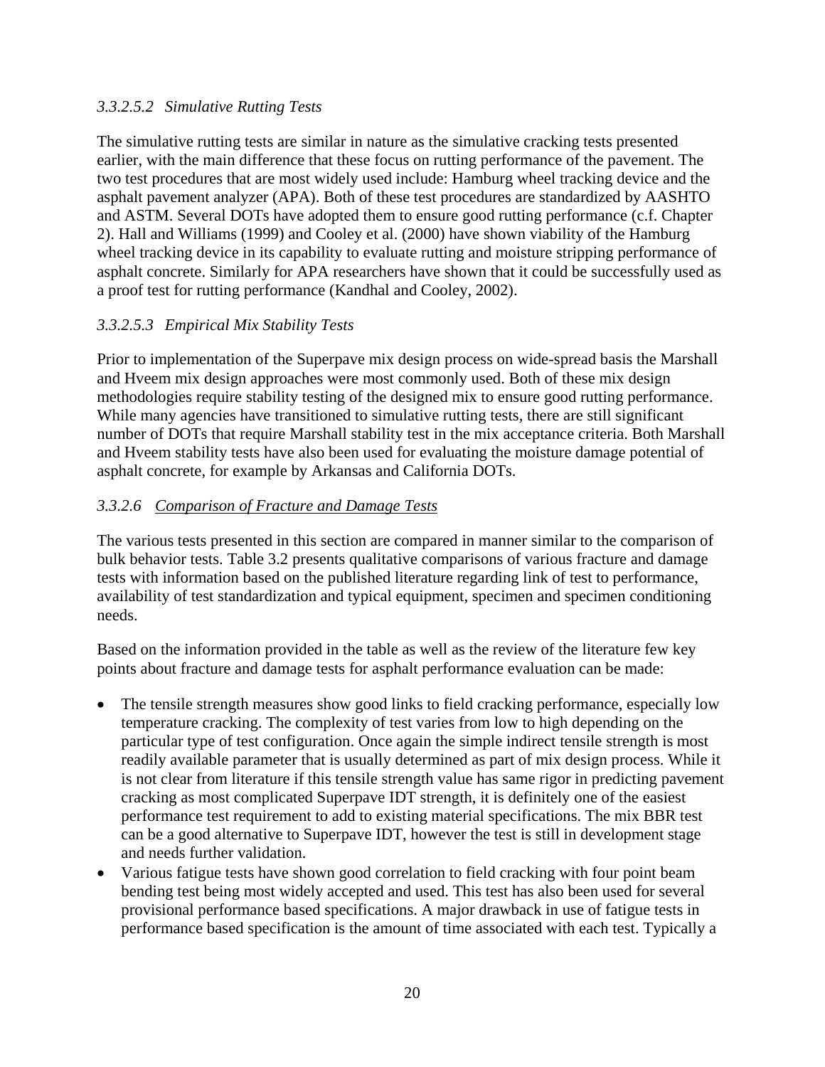#### *3.3.2.5.2 Simulative Rutting Tests*

The simulative rutting tests are similar in nature as the simulative cracking tests presented earlier, with the main difference that these focus on rutting performance of the pavement. The two test procedures that are most widely used include: Hamburg wheel tracking device and the asphalt pavement analyzer (APA). Both of these test procedures are standardized by AASHTO and ASTM. Several DOTs have adopted them to ensure good rutting performance (c.f. Chapter 2). Hall and Williams (1999) and Cooley et al. (2000) have shown viability of the Hamburg wheel tracking device in its capability to evaluate rutting and moisture stripping performance of asphalt concrete. Similarly for APA researchers have shown that it could be successfully used as a proof test for rutting performance (Kandhal and Cooley, 2002).

#### *3.3.2.5.3 Empirical Mix Stability Tests*

Prior to implementation of the Superpave mix design process on wide-spread basis the Marshall and Hveem mix design approaches were most commonly used. Both of these mix design methodologies require stability testing of the designed mix to ensure good rutting performance. While many agencies have transitioned to simulative rutting tests, there are still significant number of DOTs that require Marshall stability test in the mix acceptance criteria. Both Marshall and Hveem stability tests have also been used for evaluating the moisture damage potential of asphalt concrete, for example by Arkansas and California DOTs.

### *3.3.2.6 Comparison of Fracture and Damage Tests*

The various tests presented in this section are compared in manner similar to the comparison of bulk behavior tests. Table 3.2 presents qualitative comparisons of various fracture and damage tests with information based on the published literature regarding link of test to performance, availability of test standardization and typical equipment, specimen and specimen conditioning needs.

Based on the information provided in the table as well as the review of the literature few key points about fracture and damage tests for asphalt performance evaluation can be made:

- The tensile strength measures show good links to field cracking performance, especially low temperature cracking. The complexity of test varies from low to high depending on the particular type of test configuration. Once again the simple indirect tensile strength is most readily available parameter that is usually determined as part of mix design process. While it is not clear from literature if this tensile strength value has same rigor in predicting pavement cracking as most complicated Superpave IDT strength, it is definitely one of the easiest performance test requirement to add to existing material specifications. The mix BBR test can be a good alternative to Superpave IDT, however the test is still in development stage and needs further validation.
- Various fatigue tests have shown good correlation to field cracking with four point beam bending test being most widely accepted and used. This test has also been used for several provisional performance based specifications. A major drawback in use of fatigue tests in performance based specification is the amount of time associated with each test. Typically a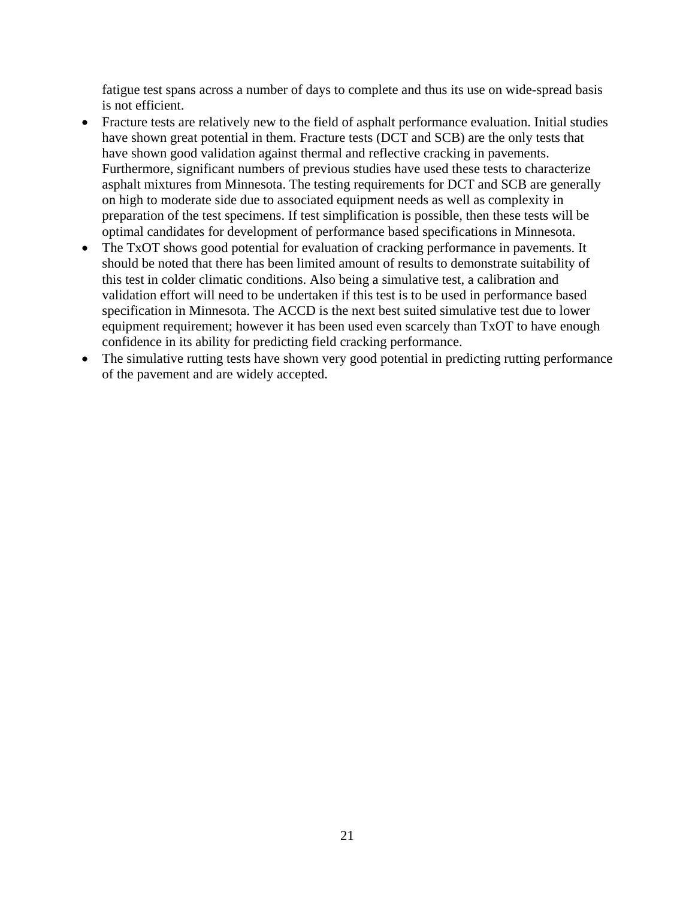fatigue test spans across a number of days to complete and thus its use on wide-spread basis is not efficient.

- Fracture tests are relatively new to the field of asphalt performance evaluation. Initial studies have shown great potential in them. Fracture tests (DCT and SCB) are the only tests that have shown good validation against thermal and reflective cracking in pavements. Furthermore, significant numbers of previous studies have used these tests to characterize asphalt mixtures from Minnesota. The testing requirements for DCT and SCB are generally on high to moderate side due to associated equipment needs as well as complexity in preparation of the test specimens. If test simplification is possible, then these tests will be optimal candidates for development of performance based specifications in Minnesota.
- The TxOT shows good potential for evaluation of cracking performance in pavements. It should be noted that there has been limited amount of results to demonstrate suitability of this test in colder climatic conditions. Also being a simulative test, a calibration and validation effort will need to be undertaken if this test is to be used in performance based specification in Minnesota. The ACCD is the next best suited simulative test due to lower equipment requirement; however it has been used even scarcely than TxOT to have enough confidence in its ability for predicting field cracking performance.
- The simulative rutting tests have shown very good potential in predicting rutting performance of the pavement and are widely accepted.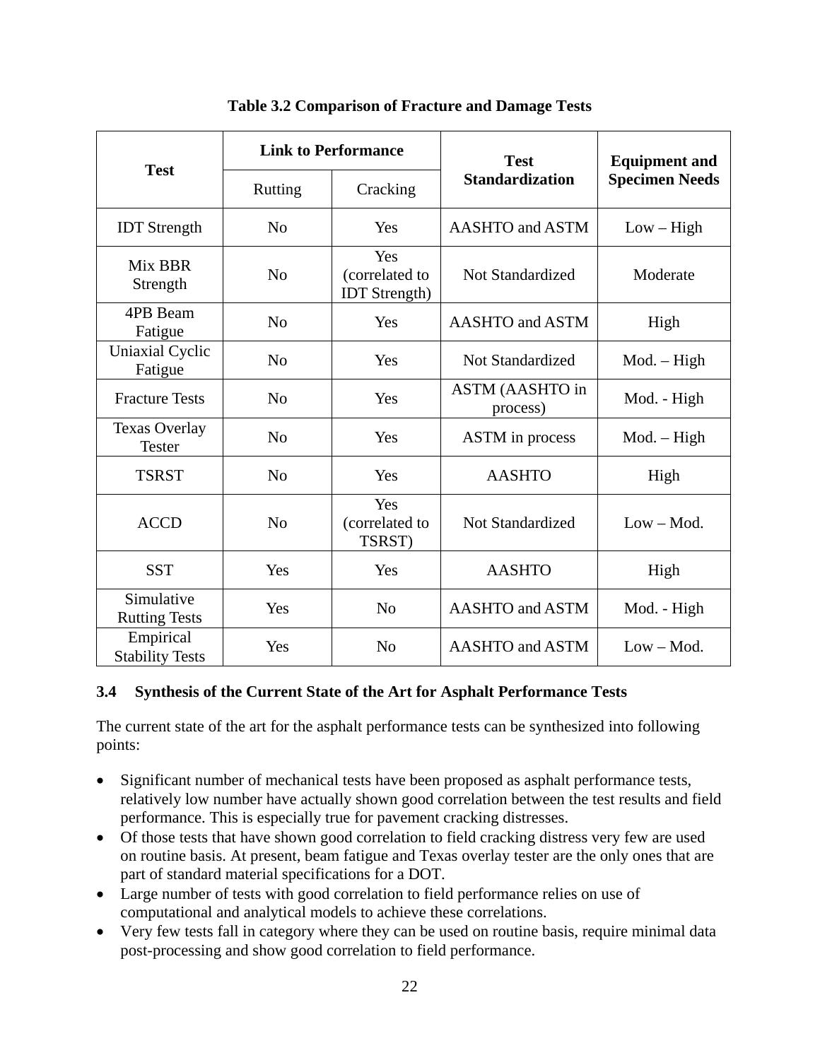**Table 3.2 Comparison of Fracture and Damage Tests**

| Test | Link to Performance | | Test Standardization | Equipment and Specimen Needs |
|---|---|---|---|---|
| | Rutting | Cracking | | |
| IDT Strength | No | Yes | AASHTO and ASTM | Low – High |
| Mix BBR Strength | No | Yes (correlated to IDT Strength) | Not Standardized | Moderate |
| 4PB Beam Fatigue | No | Yes | AASHTO and ASTM | High |
| Uniaxial Cyclic Fatigue | No | Yes | Not Standardized | Mod. – High |
| Fracture Tests | No | Yes | ASTM (AASHTO in process) | Mod. - High |
| Texas Overlay Tester | No | Yes | ASTM in process | Mod. – High |
| TSRST | No | Yes | AASHTO | High |
| ACCD | No | Yes (correlated to TSRST) | Not Standardized | Low – Mod. |
| SST | Yes | Yes | AASHTO | High |
| Simulative Rutting Tests | Yes | No | AASHTO and ASTM | Mod. - High |
| Empirical Stability Tests | Yes | No | AASHTO and ASTM | Low – Mod. |

### 3.4 Synthesis of the Current State of the Art for Asphalt Performance Tests

The current state of the art for the asphalt performance tests can be synthesized into following points:

- Significant number of mechanical tests have been proposed as asphalt performance tests, relatively low number have actually shown good correlation between the test results and field performance. This is especially true for pavement cracking distresses.
- Of those tests that have shown good correlation to field cracking distress very few are used on routine basis. At present, beam fatigue and Texas overlay tester are the only ones that are part of standard material specifications for a DOT.
- Large number of tests with good correlation to field performance relies on use of computational and analytical models to achieve these correlations.
- Very few tests fall in category where they can be used on routine basis, require minimal data post-processing and show good correlation to field performance.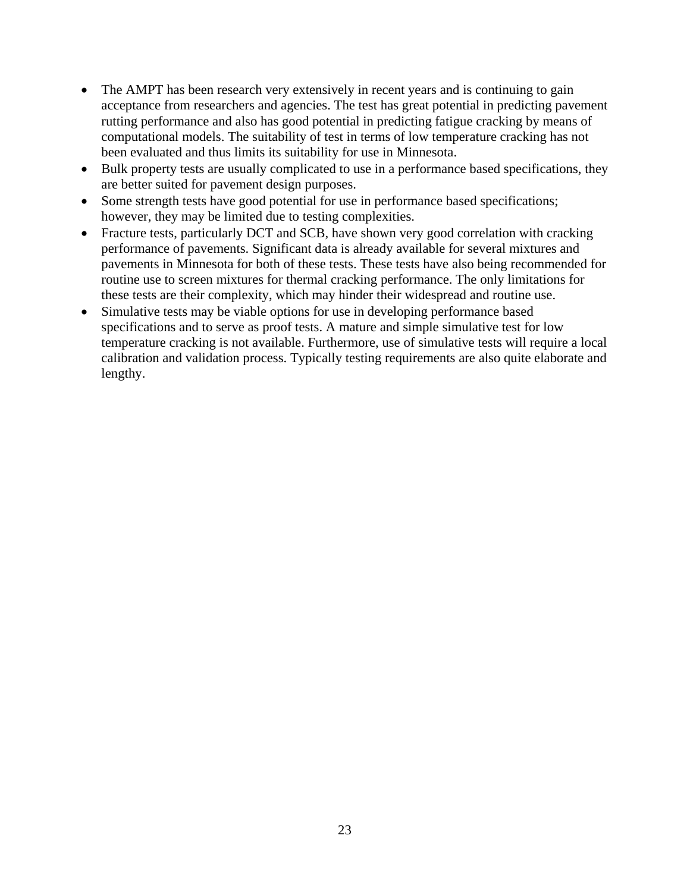- The AMPT has been research very extensively in recent years and is continuing to gain acceptance from researchers and agencies. The test has great potential in predicting pavement rutting performance and also has good potential in predicting fatigue cracking by means of computational models. The suitability of test in terms of low temperature cracking has not been evaluated and thus limits its suitability for use in Minnesota.
- Bulk property tests are usually complicated to use in a performance based specifications, they are better suited for pavement design purposes.
- Some strength tests have good potential for use in performance based specifications; however, they may be limited due to testing complexities.
- Fracture tests, particularly DCT and SCB, have shown very good correlation with cracking performance of pavements. Significant data is already available for several mixtures and pavements in Minnesota for both of these tests. These tests have also being recommended for routine use to screen mixtures for thermal cracking performance. The only limitations for these tests are their complexity, which may hinder their widespread and routine use.
- Simulative tests may be viable options for use in developing performance based specifications and to serve as proof tests. A mature and simple simulative test for low temperature cracking is not available. Furthermore, use of simulative tests will require a local calibration and validation process. Typically testing requirements are also quite elaborate and lengthy.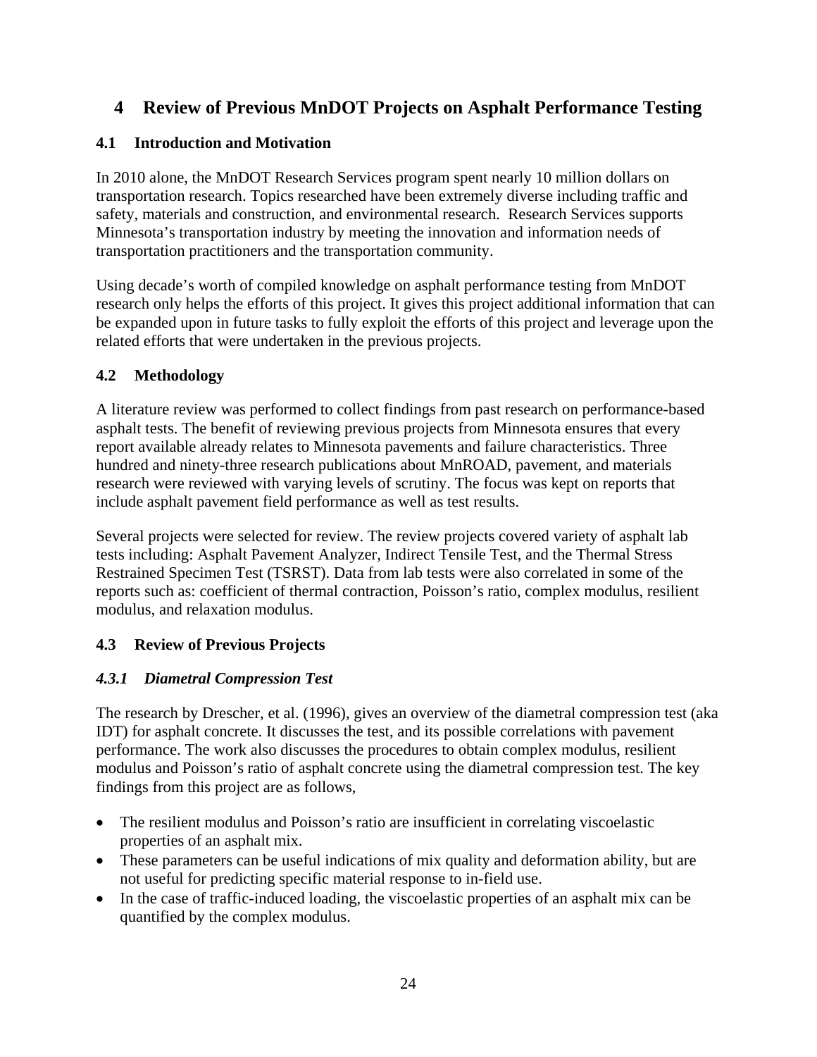# 4 Review of Previous MnDOT Projects on Asphalt Performance Testing

## 4.1 Introduction and Motivation

In 2010 alone, the MnDOT Research Services program spent nearly 10 million dollars on transportation research. Topics researched have been extremely diverse including traffic and safety, materials and construction, and environmental research. Research Services supports Minnesota's transportation industry by meeting the innovation and information needs of transportation practitioners and the transportation community.

Using decade's worth of compiled knowledge on asphalt performance testing from MnDOT research only helps the efforts of this project. It gives this project additional information that can be expanded upon in future tasks to fully exploit the efforts of this project and leverage upon the related efforts that were undertaken in the previous projects.

## 4.2 Methodology

A literature review was performed to collect findings from past research on performance-based asphalt tests. The benefit of reviewing previous projects from Minnesota ensures that every report available already relates to Minnesota pavements and failure characteristics. Three hundred and ninety-three research publications about MnROAD, pavement, and materials research were reviewed with varying levels of scrutiny. The focus was kept on reports that include asphalt pavement field performance as well as test results.

Several projects were selected for review. The review projects covered variety of asphalt lab tests including: Asphalt Pavement Analyzer, Indirect Tensile Test, and the Thermal Stress Restrained Specimen Test (TSRST). Data from lab tests were also correlated in some of the reports such as: coefficient of thermal contraction, Poisson's ratio, complex modulus, resilient modulus, and relaxation modulus.

## 4.3 Review of Previous Projects

### *4.3.1 Diametral Compression Test*

The research by Drescher, et al. (1996), gives an overview of the diametral compression test (aka IDT) for asphalt concrete. It discusses the test, and its possible correlations with pavement performance. The work also discusses the procedures to obtain complex modulus, resilient modulus and Poisson's ratio of asphalt concrete using the diametral compression test. The key findings from this project are as follows,

- The resilient modulus and Poisson's ratio are insufficient in correlating viscoelastic properties of an asphalt mix.
- These parameters can be useful indications of mix quality and deformation ability, but are not useful for predicting specific material response to in-field use.
- In the case of traffic-induced loading, the viscoelastic properties of an asphalt mix can be quantified by the complex modulus.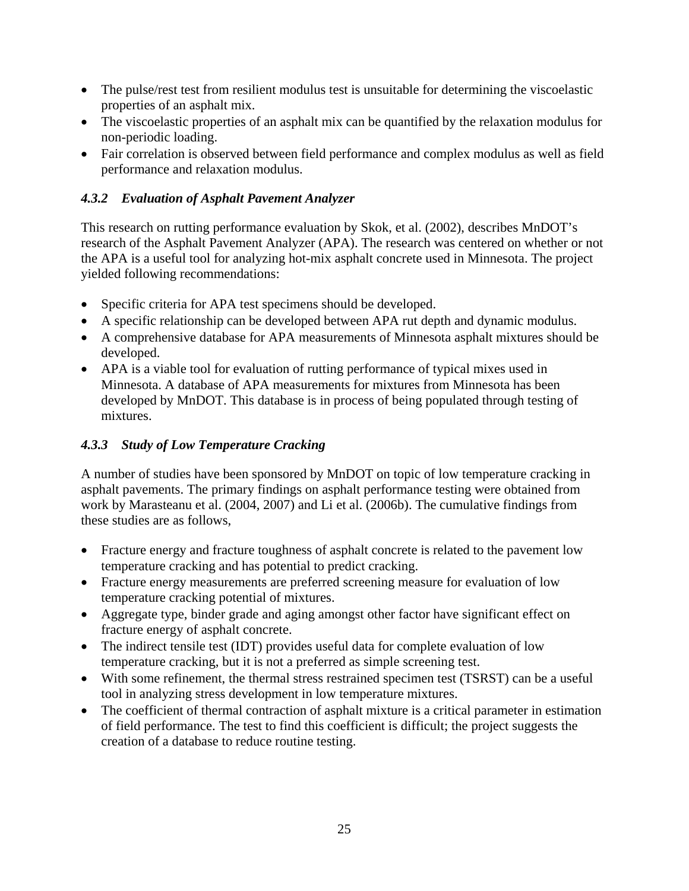- The pulse/rest test from resilient modulus test is unsuitable for determining the viscoelastic properties of an asphalt mix.
- The viscoelastic properties of an asphalt mix can be quantified by the relaxation modulus for non-periodic loading.
- Fair correlation is observed between field performance and complex modulus as well as field performance and relaxation modulus.

### *4.3.2 Evaluation of Asphalt Pavement Analyzer*

This research on rutting performance evaluation by Skok, et al. (2002), describes MnDOT's research of the Asphalt Pavement Analyzer (APA). The research was centered on whether or not the APA is a useful tool for analyzing hot-mix asphalt concrete used in Minnesota. The project yielded following recommendations:

- Specific criteria for APA test specimens should be developed.
- A specific relationship can be developed between APA rut depth and dynamic modulus.
- A comprehensive database for APA measurements of Minnesota asphalt mixtures should be developed.
- APA is a viable tool for evaluation of rutting performance of typical mixes used in Minnesota. A database of APA measurements for mixtures from Minnesota has been developed by MnDOT. This database is in process of being populated through testing of mixtures.

### *4.3.3 Study of Low Temperature Cracking*

A number of studies have been sponsored by MnDOT on topic of low temperature cracking in asphalt pavements. The primary findings on asphalt performance testing were obtained from work by Marasteanu et al. (2004, 2007) and Li et al. (2006b). The cumulative findings from these studies are as follows,

- Fracture energy and fracture toughness of asphalt concrete is related to the pavement low temperature cracking and has potential to predict cracking.
- Fracture energy measurements are preferred screening measure for evaluation of low temperature cracking potential of mixtures.
- Aggregate type, binder grade and aging amongst other factor have significant effect on fracture energy of asphalt concrete.
- The indirect tensile test (IDT) provides useful data for complete evaluation of low temperature cracking, but it is not a preferred as simple screening test.
- With some refinement, the thermal stress restrained specimen test (TSRST) can be a useful tool in analyzing stress development in low temperature mixtures.
- The coefficient of thermal contraction of asphalt mixture is a critical parameter in estimation of field performance. The test to find this coefficient is difficult; the project suggests the creation of a database to reduce routine testing.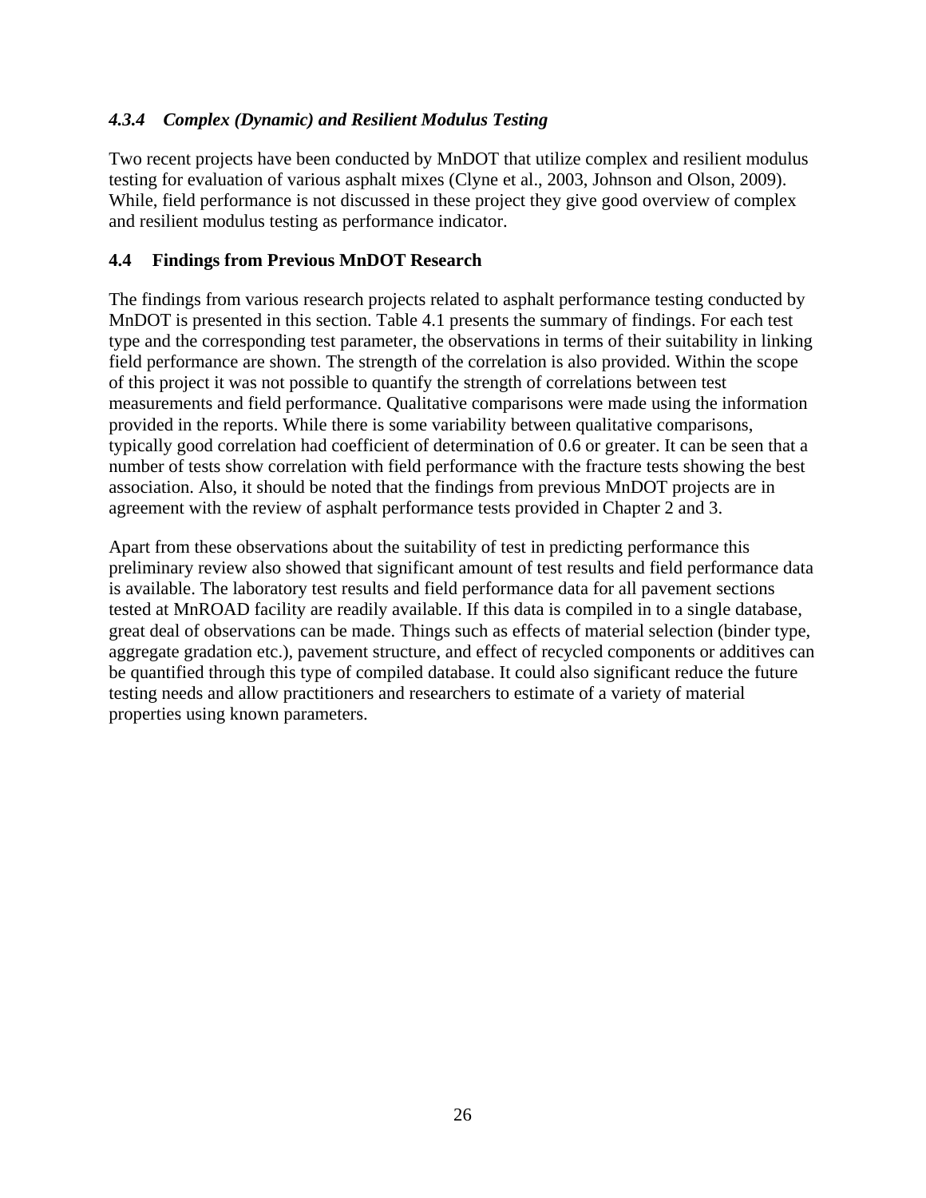### *4.3.4 Complex (Dynamic) and Resilient Modulus Testing*

Two recent projects have been conducted by MnDOT that utilize complex and resilient modulus testing for evaluation of various asphalt mixes (Clyne et al., 2003, Johnson and Olson, 2009). While, field performance is not discussed in these project they give good overview of complex and resilient modulus testing as performance indicator.

## 4.4 Findings from Previous MnDOT Research

The findings from various research projects related to asphalt performance testing conducted by MnDOT is presented in this section. Table 4.1 presents the summary of findings. For each test type and the corresponding test parameter, the observations in terms of their suitability in linking field performance are shown. The strength of the correlation is also provided. Within the scope of this project it was not possible to quantify the strength of correlations between test measurements and field performance. Qualitative comparisons were made using the information provided in the reports. While there is some variability between qualitative comparisons, typically good correlation had coefficient of determination of 0.6 or greater. It can be seen that a number of tests show correlation with field performance with the fracture tests showing the best association. Also, it should be noted that the findings from previous MnDOT projects are in agreement with the review of asphalt performance tests provided in Chapter 2 and 3.

Apart from these observations about the suitability of test in predicting performance this preliminary review also showed that significant amount of test results and field performance data is available. The laboratory test results and field performance data for all pavement sections tested at MnROAD facility are readily available. If this data is compiled in to a single database, great deal of observations can be made. Things such as effects of material selection (binder type, aggregate gradation etc.), pavement structure, and effect of recycled components or additives can be quantified through this type of compiled database. It could also significant reduce the future testing needs and allow practitioners and researchers to estimate of a variety of material properties using known parameters.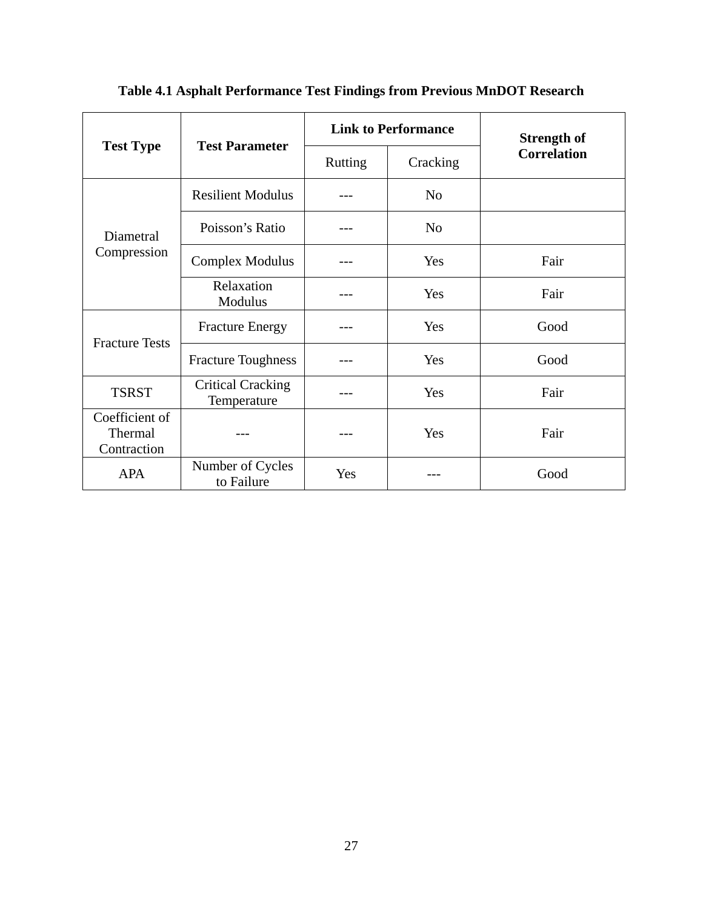**Table 4.1 Asphalt Performance Test Findings from Previous MnDOT Research**

| Test Type | Test Parameter | Link to Performance | | Strength of Correlation |
|---|---|---|---|---|
| | | Rutting | Cracking | |
| Diametral Compression | Resilient Modulus | --- | No | |
| | Poisson's Ratio | --- | No | |
| | Complex Modulus | --- | Yes | Fair |
| | Relaxation Modulus | --- | Yes | Fair |
| Fracture Tests | Fracture Energy | --- | Yes | Good |
| | Fracture Toughness | --- | Yes | Good |
| TSRST | Critical Cracking Temperature | --- | Yes | Fair |
| Coefficient of Thermal Contraction | --- | --- | Yes | Fair |
| APA | Number of Cycles to Failure | Yes | --- | Good |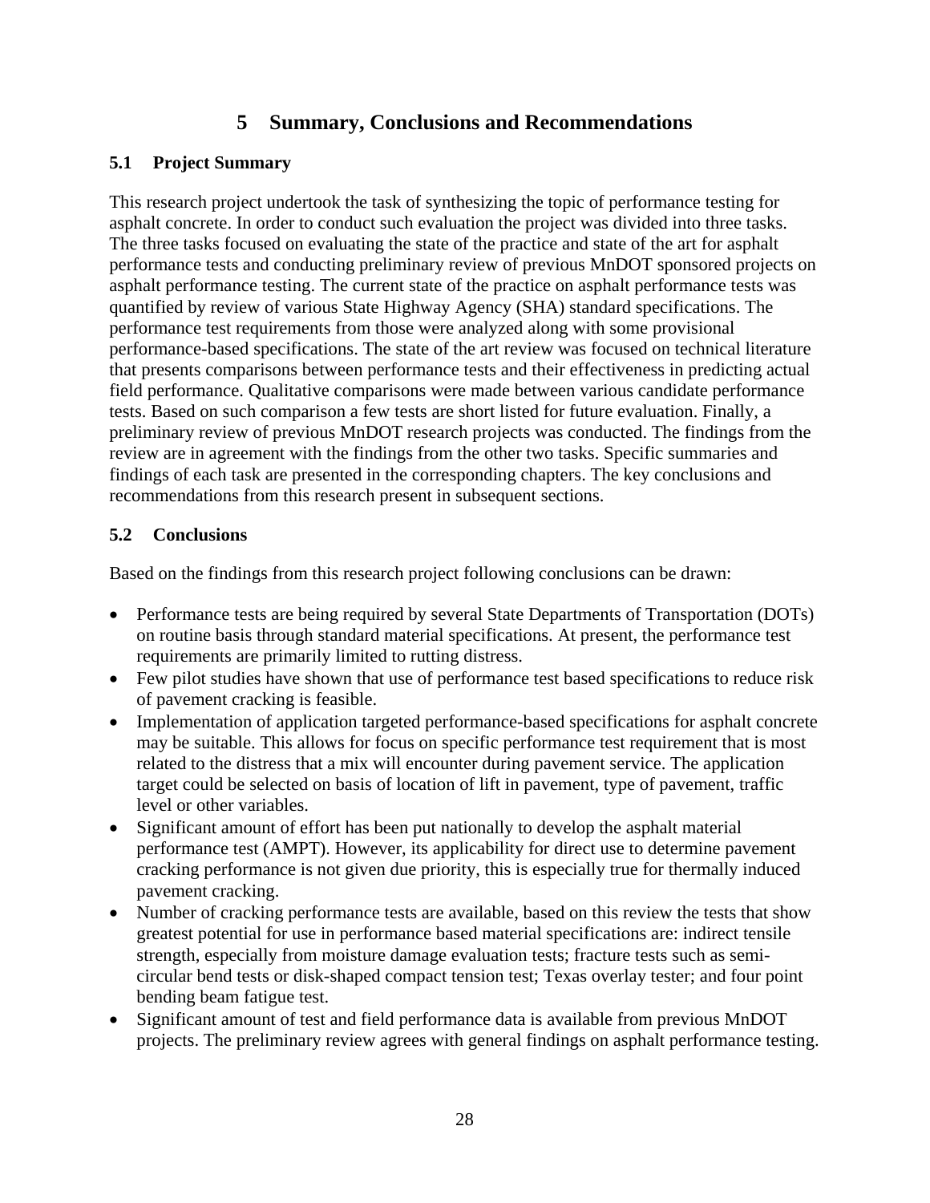# 5 Summary, Conclusions and Recommendations

## 5.1 Project Summary

This research project undertook the task of synthesizing the topic of performance testing for asphalt concrete. In order to conduct such evaluation the project was divided into three tasks. The three tasks focused on evaluating the state of the practice and state of the art for asphalt performance tests and conducting preliminary review of previous MnDOT sponsored projects on asphalt performance testing. The current state of the practice on asphalt performance tests was quantified by review of various State Highway Agency (SHA) standard specifications. The performance test requirements from those were analyzed along with some provisional performance-based specifications. The state of the art review was focused on technical literature that presents comparisons between performance tests and their effectiveness in predicting actual field performance. Qualitative comparisons were made between various candidate performance tests. Based on such comparison a few tests are short listed for future evaluation. Finally, a preliminary review of previous MnDOT research projects was conducted. The findings from the review are in agreement with the findings from the other two tasks. Specific summaries and findings of each task are presented in the corresponding chapters. The key conclusions and recommendations from this research present in subsequent sections.

## 5.2 Conclusions

Based on the findings from this research project following conclusions can be drawn:

- Performance tests are being required by several State Departments of Transportation (DOTs) on routine basis through standard material specifications. At present, the performance test requirements are primarily limited to rutting distress.
- Few pilot studies have shown that use of performance test based specifications to reduce risk of pavement cracking is feasible.
- Implementation of application targeted performance-based specifications for asphalt concrete may be suitable. This allows for focus on specific performance test requirement that is most related to the distress that a mix will encounter during pavement service. The application target could be selected on basis of location of lift in pavement, type of pavement, traffic level or other variables.
- Significant amount of effort has been put nationally to develop the asphalt material performance test (AMPT). However, its applicability for direct use to determine pavement cracking performance is not given due priority, this is especially true for thermally induced pavement cracking.
- Number of cracking performance tests are available, based on this review the tests that show greatest potential for use in performance based material specifications are: indirect tensile strength, especially from moisture damage evaluation tests; fracture tests such as semi-circular bend tests or disk-shaped compact tension test; Texas overlay tester; and four point bending beam fatigue test.
- Significant amount of test and field performance data is available from previous MnDOT projects. The preliminary review agrees with general findings on asphalt performance testing.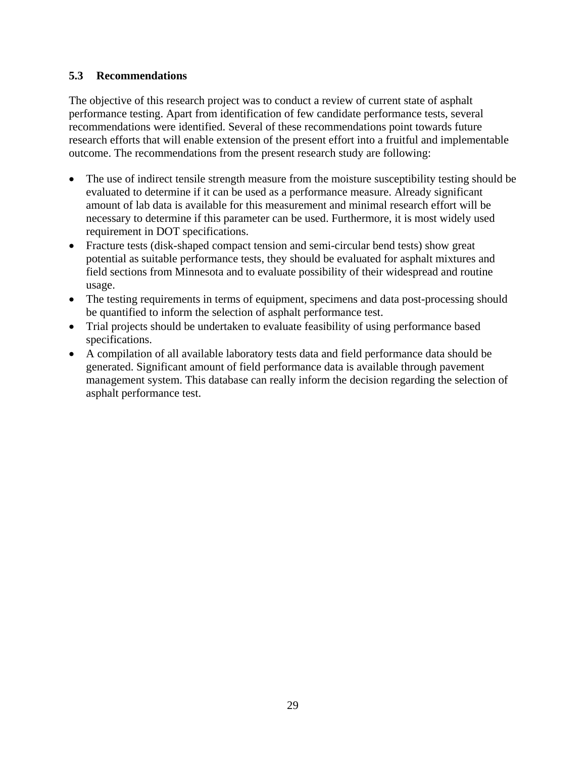### 5.3 Recommendations

The objective of this research project was to conduct a review of current state of asphalt performance testing. Apart from identification of few candidate performance tests, several recommendations were identified. Several of these recommendations point towards future research efforts that will enable extension of the present effort into a fruitful and implementable outcome. The recommendations from the present research study are following:

- The use of indirect tensile strength measure from the moisture susceptibility testing should be evaluated to determine if it can be used as a performance measure. Already significant amount of lab data is available for this measurement and minimal research effort will be necessary to determine if this parameter can be used. Furthermore, it is most widely used requirement in DOT specifications.
- Fracture tests (disk-shaped compact tension and semi-circular bend tests) show great potential as suitable performance tests, they should be evaluated for asphalt mixtures and field sections from Minnesota and to evaluate possibility of their widespread and routine usage.
- The testing requirements in terms of equipment, specimens and data post-processing should be quantified to inform the selection of asphalt performance test.
- Trial projects should be undertaken to evaluate feasibility of using performance based specifications.
- A compilation of all available laboratory tests data and field performance data should be generated. Significant amount of field performance data is available through pavement management system. This database can really inform the decision regarding the selection of asphalt performance test.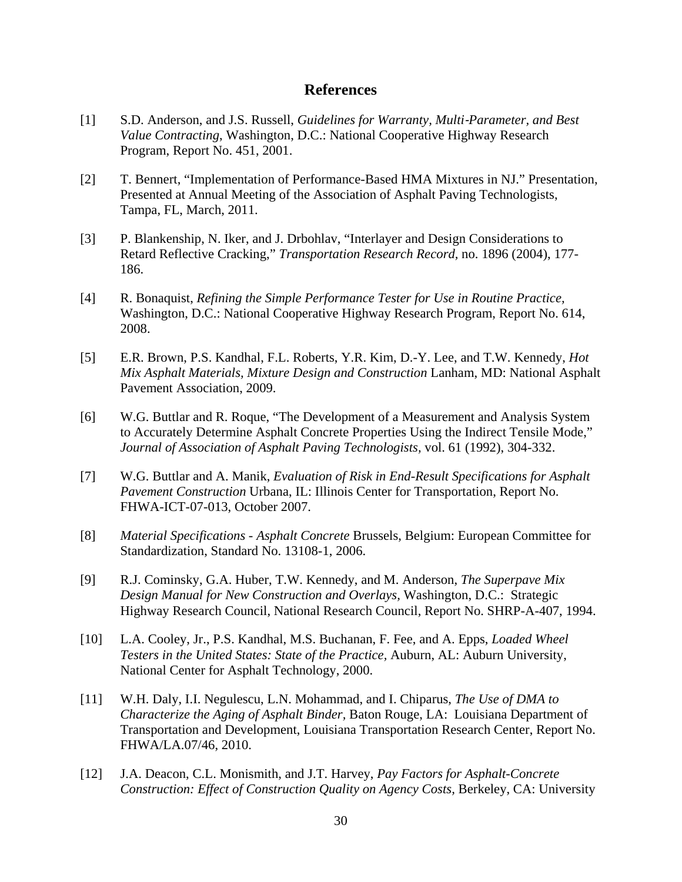# References

[1] S.D. Anderson, and J.S. Russell, *Guidelines for Warranty, Multi-Parameter, and Best Value Contracting*, Washington, D.C.: National Cooperative Highway Research Program, Report No. 451, 2001.

[2] T. Bennert, "Implementation of Performance-Based HMA Mixtures in NJ." Presentation, Presented at Annual Meeting of the Association of Asphalt Paving Technologists, Tampa, FL, March, 2011.

[3] P. Blankenship, N. Iker, and J. Drbohlav, "Interlayer and Design Considerations to Retard Reflective Cracking," *Transportation Research Record*, no. 1896 (2004), 177-186.

[4] R. Bonaquist, *Refining the Simple Performance Tester for Use in Routine Practice*, Washington, D.C.: National Cooperative Highway Research Program, Report No. 614, 2008.

[5] E.R. Brown, P.S. Kandhal, F.L. Roberts, Y.R. Kim, D.-Y. Lee, and T.W. Kennedy, *Hot Mix Asphalt Materials, Mixture Design and Construction* Lanham, MD: National Asphalt Pavement Association, 2009.

[6] W.G. Buttlar and R. Roque, "The Development of a Measurement and Analysis System to Accurately Determine Asphalt Concrete Properties Using the Indirect Tensile Mode," *Journal of Association of Asphalt Paving Technologists*, vol. 61 (1992), 304-332.

[7] W.G. Buttlar and A. Manik, *Evaluation of Risk in End-Result Specifications for Asphalt Pavement Construction* Urbana, IL: Illinois Center for Transportation, Report No. FHWA-ICT-07-013, October 2007.

[8] *Material Specifications - Asphalt Concrete* Brussels, Belgium: European Committee for Standardization, Standard No. 13108-1, 2006.

[9] R.J. Cominsky, G.A. Huber, T.W. Kennedy, and M. Anderson, *The Superpave Mix Design Manual for New Construction and Overlays*, Washington, D.C.: Strategic Highway Research Council, National Research Council, Report No. SHRP-A-407, 1994.

[10] L.A. Cooley, Jr., P.S. Kandhal, M.S. Buchanan, F. Fee, and A. Epps, *Loaded Wheel Testers in the United States: State of the Practice*, Auburn, AL: Auburn University, National Center for Asphalt Technology, 2000.

[11] W.H. Daly, I.I. Negulescu, L.N. Mohammad, and I. Chiparus, *The Use of DMA to Characterize the Aging of Asphalt Binder*, Baton Rouge, LA: Louisiana Department of Transportation and Development, Louisiana Transportation Research Center, Report No. FHWA/LA.07/46, 2010.

[12] J.A. Deacon, C.L. Monismith, and J.T. Harvey, *Pay Factors for Asphalt-Concrete Construction: Effect of Construction Quality on Agency Costs*, Berkeley, CA: University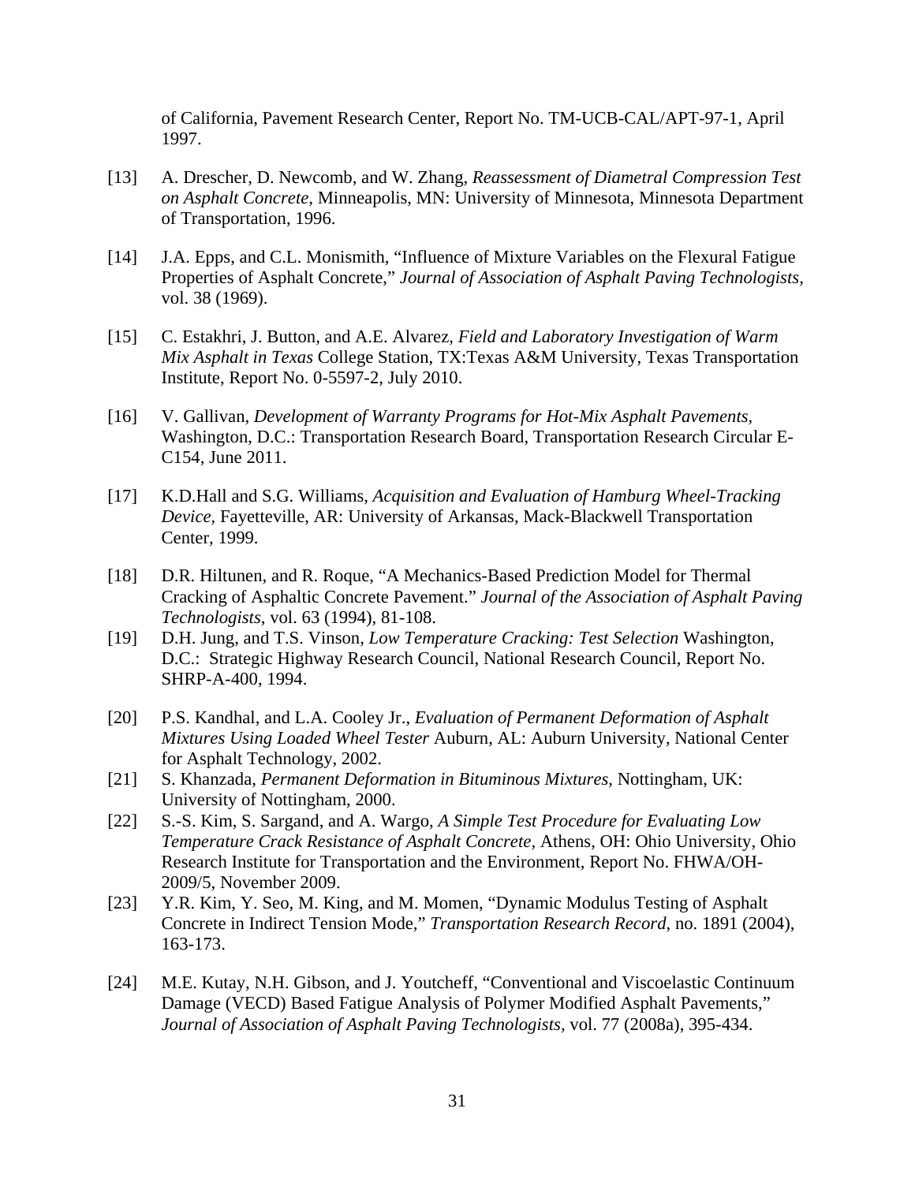of California, Pavement Research Center, Report No. TM-UCB-CAL/APT-97-1, April 1997.

[13] A. Drescher, D. Newcomb, and W. Zhang, *Reassessment of Diametral Compression Test on Asphalt Concrete,* Minneapolis, MN: University of Minnesota, Minnesota Department of Transportation, 1996.

[14] J.A. Epps, and C.L. Monismith, "Influence of Mixture Variables on the Flexural Fatigue Properties of Asphalt Concrete," *Journal of Association of Asphalt Paving Technologists,* vol. 38 (1969).

[15] C. Estakhri, J. Button, and A.E. Alvarez, *Field and Laboratory Investigation of Warm Mix Asphalt in Texas* College Station, TX:Texas A&M University, Texas Transportation Institute, Report No. 0-5597-2, July 2010.

[16] V. Gallivan, *Development of Warranty Programs for Hot-Mix Asphalt Pavements,* Washington, D.C.: Transportation Research Board, Transportation Research Circular E-C154, June 2011.

[17] K.D.Hall and S.G. Williams, *Acquisition and Evaluation of Hamburg Wheel-Tracking Device,* Fayetteville, AR: University of Arkansas, Mack-Blackwell Transportation Center, 1999.

[18] D.R. Hiltunen, and R. Roque, "A Mechanics-Based Prediction Model for Thermal Cracking of Asphaltic Concrete Pavement." *Journal of the Association of Asphalt Paving Technologists*, vol. 63 (1994), 81-108.

[19] D.H. Jung, and T.S. Vinson, *Low Temperature Cracking: Test Selection* Washington, D.C.: Strategic Highway Research Council, National Research Council, Report No. SHRP-A-400, 1994.

[20] P.S. Kandhal, and L.A. Cooley Jr., *Evaluation of Permanent Deformation of Asphalt Mixtures Using Loaded Wheel Tester* Auburn, AL: Auburn University, National Center for Asphalt Technology, 2002.

[21] S. Khanzada, *Permanent Deformation in Bituminous Mixtures,* Nottingham, UK: University of Nottingham, 2000.

[22] S.-S. Kim, S. Sargand, and A. Wargo, *A Simple Test Procedure for Evaluating Low Temperature Crack Resistance of Asphalt Concrete,* Athens, OH: Ohio University, Ohio Research Institute for Transportation and the Environment, Report No. FHWA/OH-2009/5, November 2009.

[23] Y.R. Kim, Y. Seo, M. King, and M. Momen, "Dynamic Modulus Testing of Asphalt Concrete in Indirect Tension Mode," *Transportation Research Record,* no. 1891 (2004), 163-173.

[24] M.E. Kutay, N.H. Gibson, and J. Youtcheff, "Conventional and Viscoelastic Continuum Damage (VECD) Based Fatigue Analysis of Polymer Modified Asphalt Pavements," *Journal of Association of Asphalt Paving Technologists,* vol. 77 (2008a), 395-434.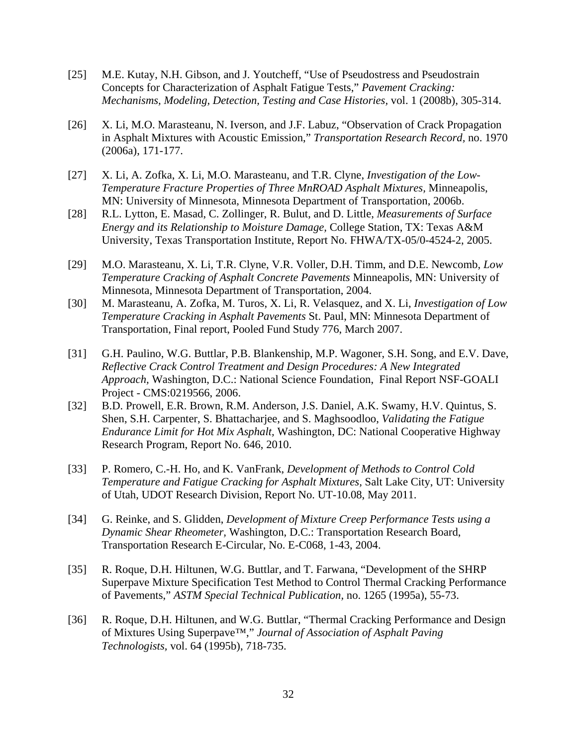[25] M.E. Kutay, N.H. Gibson, and J. Youtcheff, "Use of Pseudostress and Pseudostrain Concepts for Characterization of Asphalt Fatigue Tests," *Pavement Cracking: Mechanisms, Modeling, Detection, Testing and Case Histories*, vol. 1 (2008b), 305-314.

[26] X. Li, M.O. Marasteanu, N. Iverson, and J.F. Labuz, "Observation of Crack Propagation in Asphalt Mixtures with Acoustic Emission," *Transportation Research Record*, no. 1970 (2006a), 171-177.

[27] X. Li, A. Zofka, X. Li, M.O. Marasteanu, and T.R. Clyne, *Investigation of the Low-Temperature Fracture Properties of Three MnROAD Asphalt Mixtures*, Minneapolis, MN: University of Minnesota, Minnesota Department of Transportation, 2006b.

[28] R.L. Lytton, E. Masad, C. Zollinger, R. Bulut, and D. Little, *Measurements of Surface Energy and its Relationship to Moisture Damage*, College Station, TX: Texas A&M University, Texas Transportation Institute, Report No. FHWA/TX-05/0-4524-2, 2005.

[29] M.O. Marasteanu, X. Li, T.R. Clyne, V.R. Voller, D.H. Timm, and D.E. Newcomb, *Low Temperature Cracking of Asphalt Concrete Pavements* Minneapolis, MN: University of Minnesota, Minnesota Department of Transportation, 2004.

[30] M. Marasteanu, A. Zofka, M. Turos, X. Li, R. Velasquez, and X. Li, *Investigation of Low Temperature Cracking in Asphalt Pavements* St. Paul, MN: Minnesota Department of Transportation, Final report, Pooled Fund Study 776, March 2007.

[31] G.H. Paulino, W.G. Buttlar, P.B. Blankenship, M.P. Wagoner, S.H. Song, and E.V. Dave, *Reflective Crack Control Treatment and Design Procedures: A New Integrated Approach*, Washington, D.C.: National Science Foundation, Final Report NSF-GOALI Project - CMS:0219566, 2006.

[32] B.D. Prowell, E.R. Brown, R.M. Anderson, J.S. Daniel, A.K. Swamy, H.V. Quintus, S. Shen, S.H. Carpenter, S. Bhattacharjee, and S. Maghsoodloo, *Validating the Fatigue Endurance Limit for Hot Mix Asphalt*, Washington, DC: National Cooperative Highway Research Program, Report No. 646, 2010.

[33] P. Romero, C.-H. Ho, and K. VanFrank, *Development of Methods to Control Cold Temperature and Fatigue Cracking for Asphalt Mixtures*, Salt Lake City, UT: University of Utah, UDOT Research Division, Report No. UT-10.08, May 2011.

[34] G. Reinke, and S. Glidden, *Development of Mixture Creep Performance Tests using a Dynamic Shear Rheometer*, Washington, D.C.: Transportation Research Board, Transportation Research E-Circular, No. E-C068, 1-43, 2004.

[35] R. Roque, D.H. Hiltunen, W.G. Buttlar, and T. Farwana, "Development of the SHRP Superpave Mixture Specification Test Method to Control Thermal Cracking Performance of Pavements," *ASTM Special Technical Publication*, no. 1265 (1995a), 55-73.

[36] R. Roque, D.H. Hiltunen, and W.G. Buttlar, "Thermal Cracking Performance and Design of Mixtures Using Superpave™," *Journal of Association of Asphalt Paving Technologists*, vol. 64 (1995b), 718-735.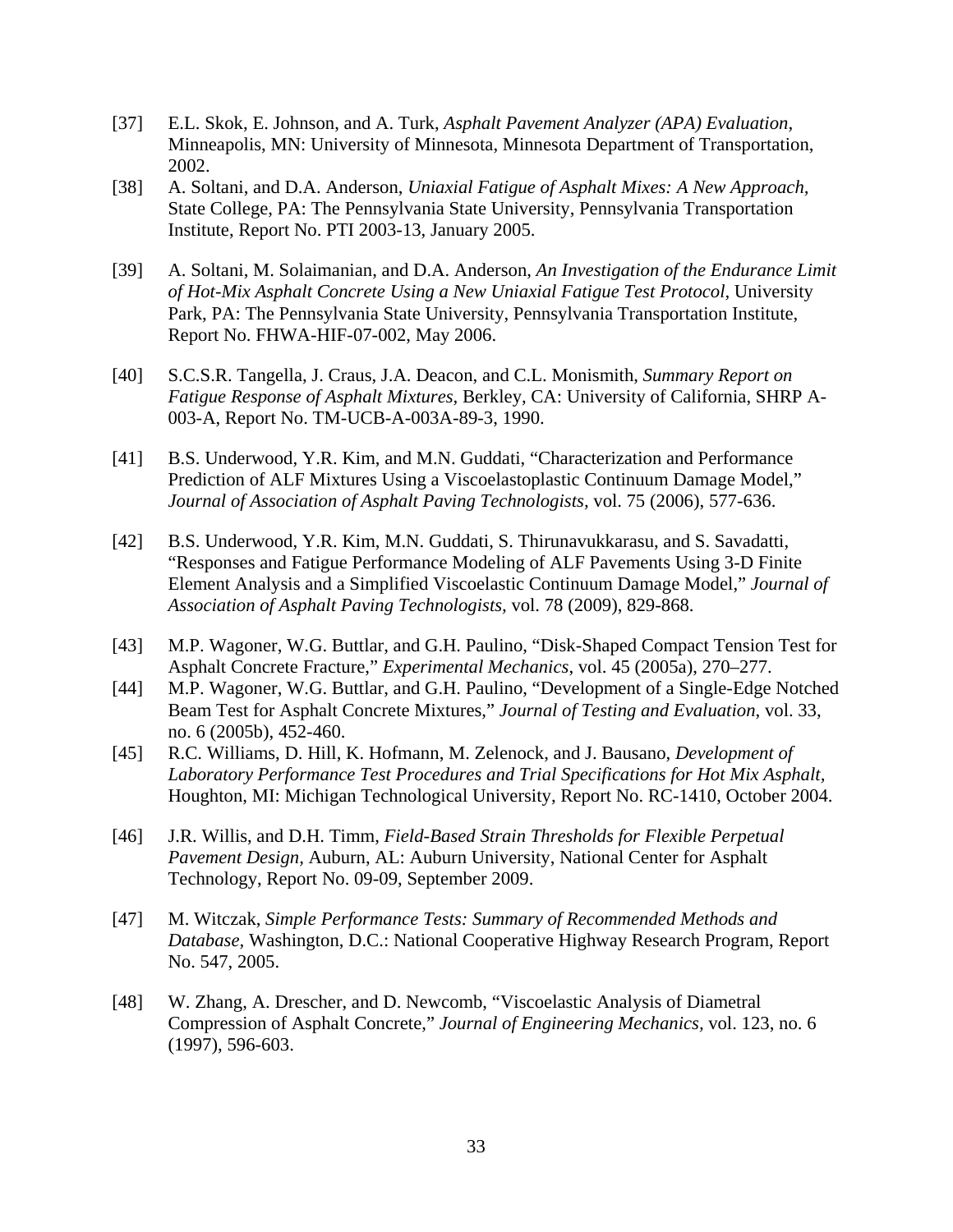[37] E.L. Skok, E. Johnson, and A. Turk, *Asphalt Pavement Analyzer (APA) Evaluation*, Minneapolis, MN: University of Minnesota, Minnesota Department of Transportation, 2002.

[38] A. Soltani, and D.A. Anderson, *Uniaxial Fatigue of Asphalt Mixes: A New Approach*, State College, PA: The Pennsylvania State University, Pennsylvania Transportation Institute, Report No. PTI 2003-13, January 2005.

[39] A. Soltani, M. Solaimanian, and D.A. Anderson, *An Investigation of the Endurance Limit of Hot-Mix Asphalt Concrete Using a New Uniaxial Fatigue Test Protocol*, University Park, PA: The Pennsylvania State University, Pennsylvania Transportation Institute, Report No. FHWA-HIF-07-002, May 2006.

[40] S.C.S.R. Tangella, J. Craus, J.A. Deacon, and C.L. Monismith, *Summary Report on Fatigue Response of Asphalt Mixtures,* Berkley, CA: University of California, SHRP A-003-A, Report No. TM-UCB-A-003A-89-3, 1990.

[41] B.S. Underwood, Y.R. Kim, and M.N. Guddati, "Characterization and Performance Prediction of ALF Mixtures Using a Viscoelastoplastic Continuum Damage Model," *Journal of Association of Asphalt Paving Technologists*, vol. 75 (2006), 577-636.

[42] B.S. Underwood, Y.R. Kim, M.N. Guddati, S. Thirunavukkarasu, and S. Savadatti, "Responses and Fatigue Performance Modeling of ALF Pavements Using 3-D Finite Element Analysis and a Simplified Viscoelastic Continuum Damage Model," *Journal of Association of Asphalt Paving Technologists*, vol. 78 (2009), 829-868.

[43] M.P. Wagoner, W.G. Buttlar, and G.H. Paulino, "Disk-Shaped Compact Tension Test for Asphalt Concrete Fracture," *Experimental Mechanics*, vol. 45 (2005a), 270–277.

[44] M.P. Wagoner, W.G. Buttlar, and G.H. Paulino, "Development of a Single-Edge Notched Beam Test for Asphalt Concrete Mixtures," *Journal of Testing and Evaluation*, vol. 33, no. 6 (2005b), 452-460.

[45] R.C. Williams, D. Hill, K. Hofmann, M. Zelenock, and J. Bausano, *Development of Laboratory Performance Test Procedures and Trial Specifications for Hot Mix Asphalt,* Houghton, MI: Michigan Technological University, Report No. RC-1410, October 2004.

[46] J.R. Willis, and D.H. Timm, *Field-Based Strain Thresholds for Flexible Perpetual Pavement Design*, Auburn, AL: Auburn University, National Center for Asphalt Technology, Report No. 09-09, September 2009.

[47] M. Witczak, *Simple Performance Tests: Summary of Recommended Methods and Database,* Washington, D.C.: National Cooperative Highway Research Program, Report No. 547, 2005.

[48] W. Zhang, A. Drescher, and D. Newcomb, "Viscoelastic Analysis of Diametral Compression of Asphalt Concrete," *Journal of Engineering Mechanics*, vol. 123, no. 6 (1997), 596-603.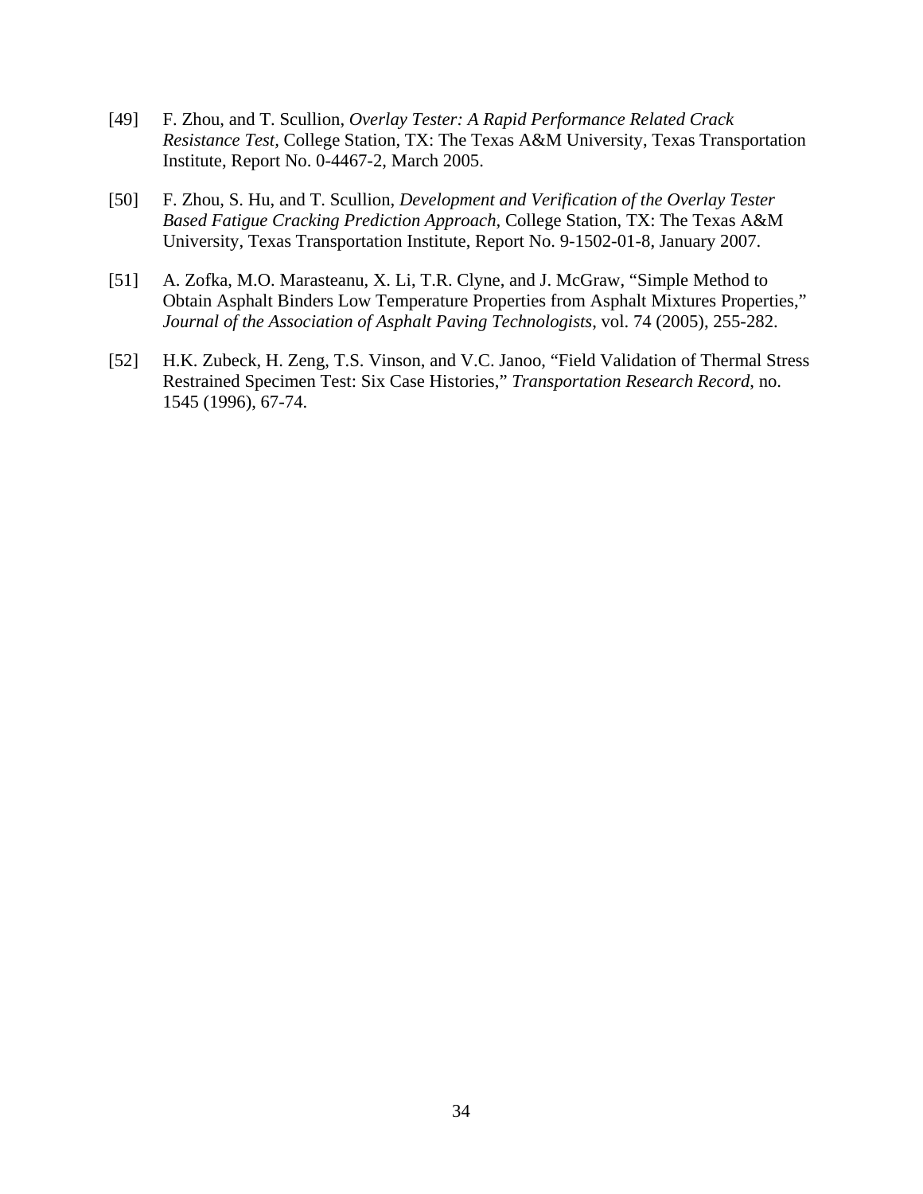[49] F. Zhou, and T. Scullion, *Overlay Tester: A Rapid Performance Related Crack Resistance Test*, College Station, TX: The Texas A&M University, Texas Transportation Institute, Report No. 0-4467-2, March 2005.

[50] F. Zhou, S. Hu, and T. Scullion, *Development and Verification of the Overlay Tester Based Fatigue Cracking Prediction Approach*, College Station, TX: The Texas A&M University, Texas Transportation Institute, Report No. 9-1502-01-8, January 2007.

[51] A. Zofka, M.O. Marasteanu, X. Li, T.R. Clyne, and J. McGraw, "Simple Method to Obtain Asphalt Binders Low Temperature Properties from Asphalt Mixtures Properties," *Journal of the Association of Asphalt Paving Technologists*, vol. 74 (2005), 255-282.

[52] H.K. Zubeck, H. Zeng, T.S. Vinson, and V.C. Janoo, "Field Validation of Thermal Stress Restrained Specimen Test: Six Case Histories," *Transportation Research Record*, no. 1545 (1996), 67-74.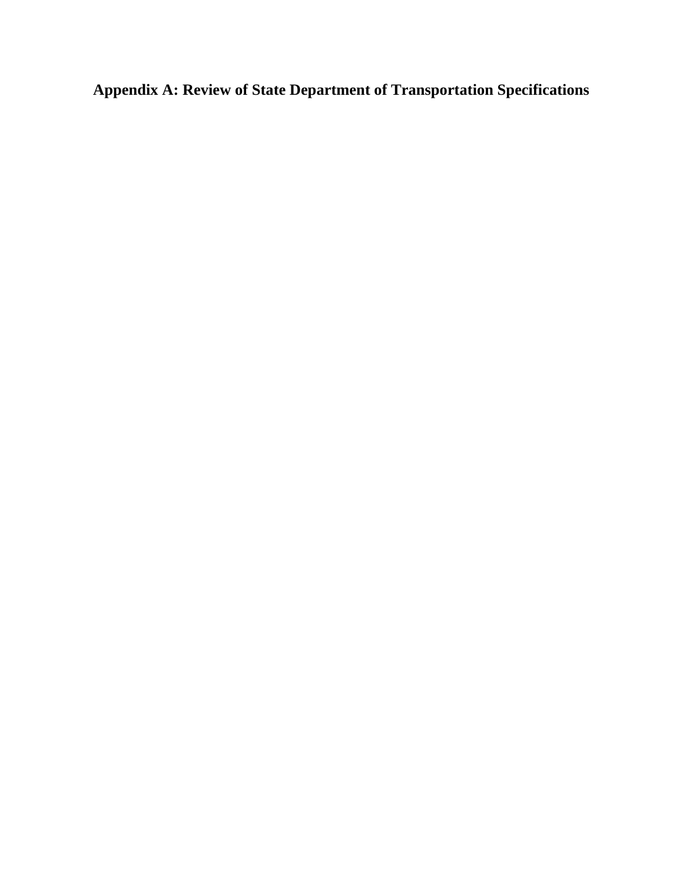# Appendix A: Review of State Department of Transportation Specifications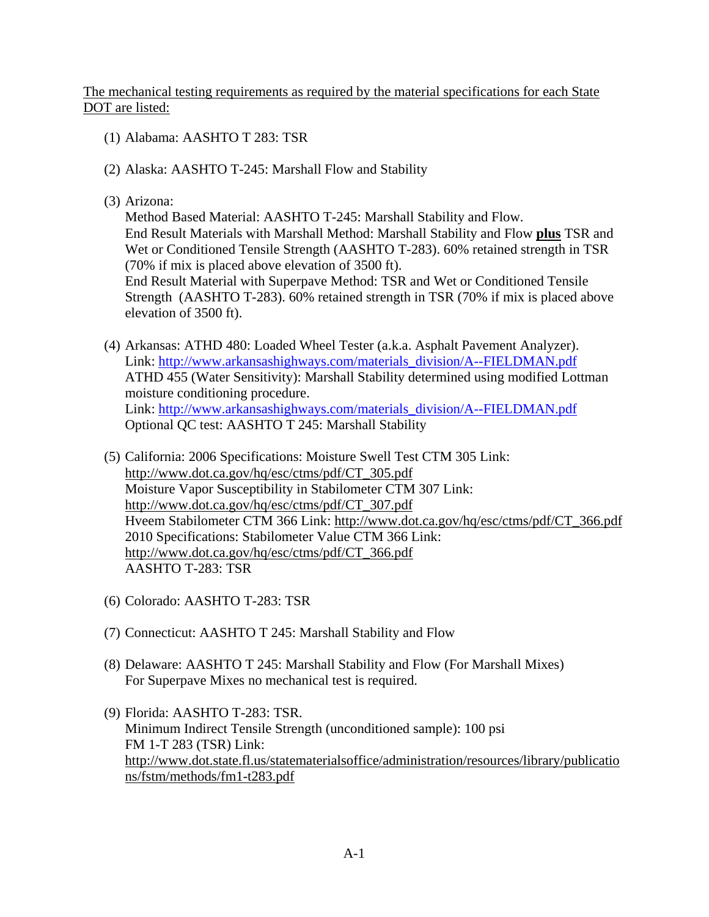The mechanical testing requirements as required by the material specifications for each State DOT are listed:

(1) Alabama: AASHTO T 283: TSR

(2) Alaska: AASHTO T-245: Marshall Flow and Stability

(3) Arizona:
Method Based Material: AASHTO T-245: Marshall Stability and Flow.
End Result Materials with Marshall Method: Marshall Stability and Flow **plus** TSR and Wet or Conditioned Tensile Strength (AASHTO T-283). 60% retained strength in TSR (70% if mix is placed above elevation of 3500 ft).
End Result Material with Superpave Method: TSR and Wet or Conditioned Tensile Strength (AASHTO T-283). 60% retained strength in TSR (70% if mix is placed above elevation of 3500 ft).

(4) Arkansas: ATHD 480: Loaded Wheel Tester (a.k.a. Asphalt Pavement Analyzer).
Link: http://www.arkansashighways.com/materials_division/A--FIELDMAN.pdf
ATHD 455 (Water Sensitivity): Marshall Stability determined using modified Lottman moisture conditioning procedure.
Link: http://www.arkansashighways.com/materials_division/A--FIELDMAN.pdf
Optional QC test: AASHTO T 245: Marshall Stability

(5) California: 2006 Specifications: Moisture Swell Test CTM 305 Link: http://www.dot.ca.gov/hq/esc/ctms/pdf/CT_305.pdf
Moisture Vapor Susceptibility in Stabilometer CTM 307 Link: http://www.dot.ca.gov/hq/esc/ctms/pdf/CT_307.pdf
Hveem Stabilometer CTM 366 Link: http://www.dot.ca.gov/hq/esc/ctms/pdf/CT_366.pdf
2010 Specifications: Stabilometer Value CTM 366 Link: http://www.dot.ca.gov/hq/esc/ctms/pdf/CT_366.pdf
AASHTO T-283: TSR

(6) Colorado: AASHTO T-283: TSR

(7) Connecticut: AASHTO T 245: Marshall Stability and Flow

(8) Delaware: AASHTO T 245: Marshall Stability and Flow (For Marshall Mixes)
For Superpave Mixes no mechanical test is required.

(9) Florida: AASHTO T-283: TSR.
Minimum Indirect Tensile Strength (unconditioned sample): 100 psi
FM 1-T 283 (TSR) Link: http://www.dot.state.fl.us/statematerialsoffice/administration/resources/library/publications/fstm/methods/fm1-t283.pdf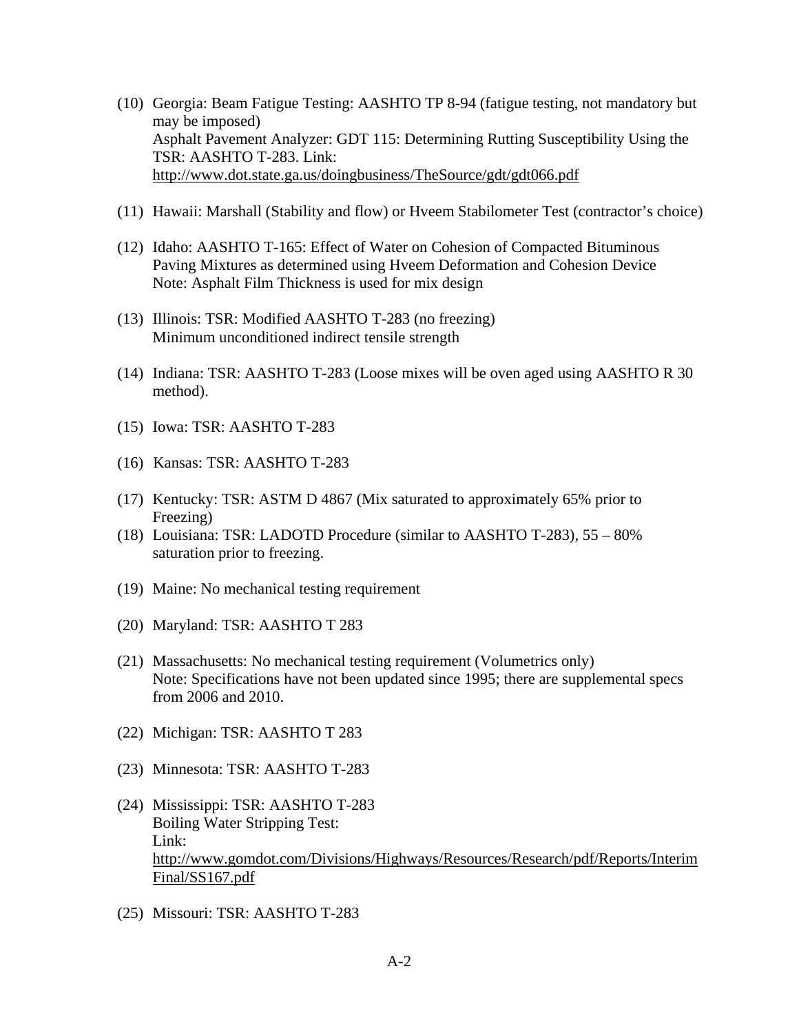(10) Georgia: Beam Fatigue Testing: AASHTO TP 8-94 (fatigue testing, not mandatory but may be imposed)
Asphalt Pavement Analyzer: GDT 115: Determining Rutting Susceptibility Using the TSR: AASHTO T-283. Link:
http://www.dot.state.ga.us/doingbusiness/TheSource/gdt/gdt066.pdf

(11) Hawaii: Marshall (Stability and flow) or Hveem Stabilometer Test (contractor's choice)

(12) Idaho: AASHTO T-165: Effect of Water on Cohesion of Compacted Bituminous Paving Mixtures as determined using Hveem Deformation and Cohesion Device
Note: Asphalt Film Thickness is used for mix design

(13) Illinois: TSR: Modified AASHTO T-283 (no freezing)
Minimum unconditioned indirect tensile strength

(14) Indiana: TSR: AASHTO T-283 (Loose mixes will be oven aged using AASHTO R 30 method).

(15) Iowa: TSR: AASHTO T-283

(16) Kansas: TSR: AASHTO T-283

(17) Kentucky: TSR: ASTM D 4867 (Mix saturated to approximately 65% prior to Freezing)

(18) Louisiana: TSR: LADOTD Procedure (similar to AASHTO T-283), 55 – 80% saturation prior to freezing.

(19) Maine: No mechanical testing requirement

(20) Maryland: TSR: AASHTO T 283

(21) Massachusetts: No mechanical testing requirement (Volumetrics only)
Note: Specifications have not been updated since 1995; there are supplemental specs from 2006 and 2010.

(22) Michigan: TSR: AASHTO T 283

(23) Minnesota: TSR: AASHTO T-283

(24) Mississippi: TSR: AASHTO T-283
Boiling Water Stripping Test:
Link:
http://www.gomdot.com/Divisions/Highways/Resources/Research/pdf/Reports/InterimFinal/SS167.pdf

(25) Missouri: TSR: AASHTO T-283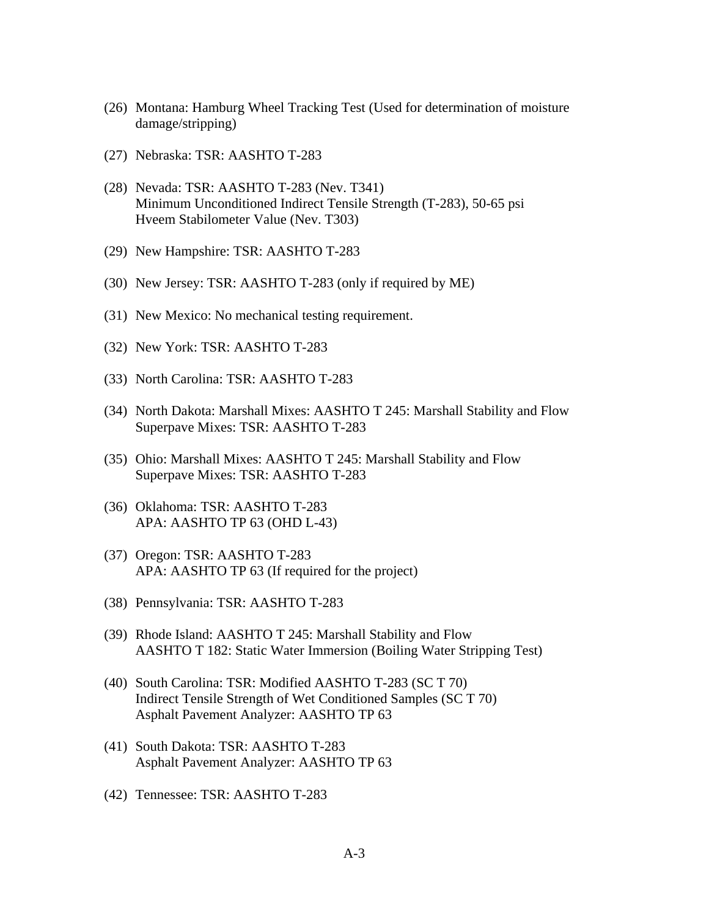(26) Montana: Hamburg Wheel Tracking Test (Used for determination of moisture damage/stripping)

(27) Nebraska: TSR: AASHTO T-283

(28) Nevada: TSR: AASHTO T-283 (Nev. T341)
Minimum Unconditioned Indirect Tensile Strength (T-283), 50-65 psi
Hveem Stabilometer Value (Nev. T303)

(29) New Hampshire: TSR: AASHTO T-283

(30) New Jersey: TSR: AASHTO T-283 (only if required by ME)

(31) New Mexico: No mechanical testing requirement.

(32) New York: TSR: AASHTO T-283

(33) North Carolina: TSR: AASHTO T-283

(34) North Dakota: Marshall Mixes: AASHTO T 245: Marshall Stability and Flow
Superpave Mixes: TSR: AASHTO T-283

(35) Ohio: Marshall Mixes: AASHTO T 245: Marshall Stability and Flow
Superpave Mixes: TSR: AASHTO T-283

(36) Oklahoma: TSR: AASHTO T-283
APA: AASHTO TP 63 (OHD L-43)

(37) Oregon: TSR: AASHTO T-283
APA: AASHTO TP 63 (If required for the project)

(38) Pennsylvania: TSR: AASHTO T-283

(39) Rhode Island: AASHTO T 245: Marshall Stability and Flow
AASHTO T 182: Static Water Immersion (Boiling Water Stripping Test)

(40) South Carolina: TSR: Modified AASHTO T-283 (SC T 70)
Indirect Tensile Strength of Wet Conditioned Samples (SC T 70)
Asphalt Pavement Analyzer: AASHTO TP 63

(41) South Dakota: TSR: AASHTO T-283
Asphalt Pavement Analyzer: AASHTO TP 63

(42) Tennessee: TSR: AASHTO T-283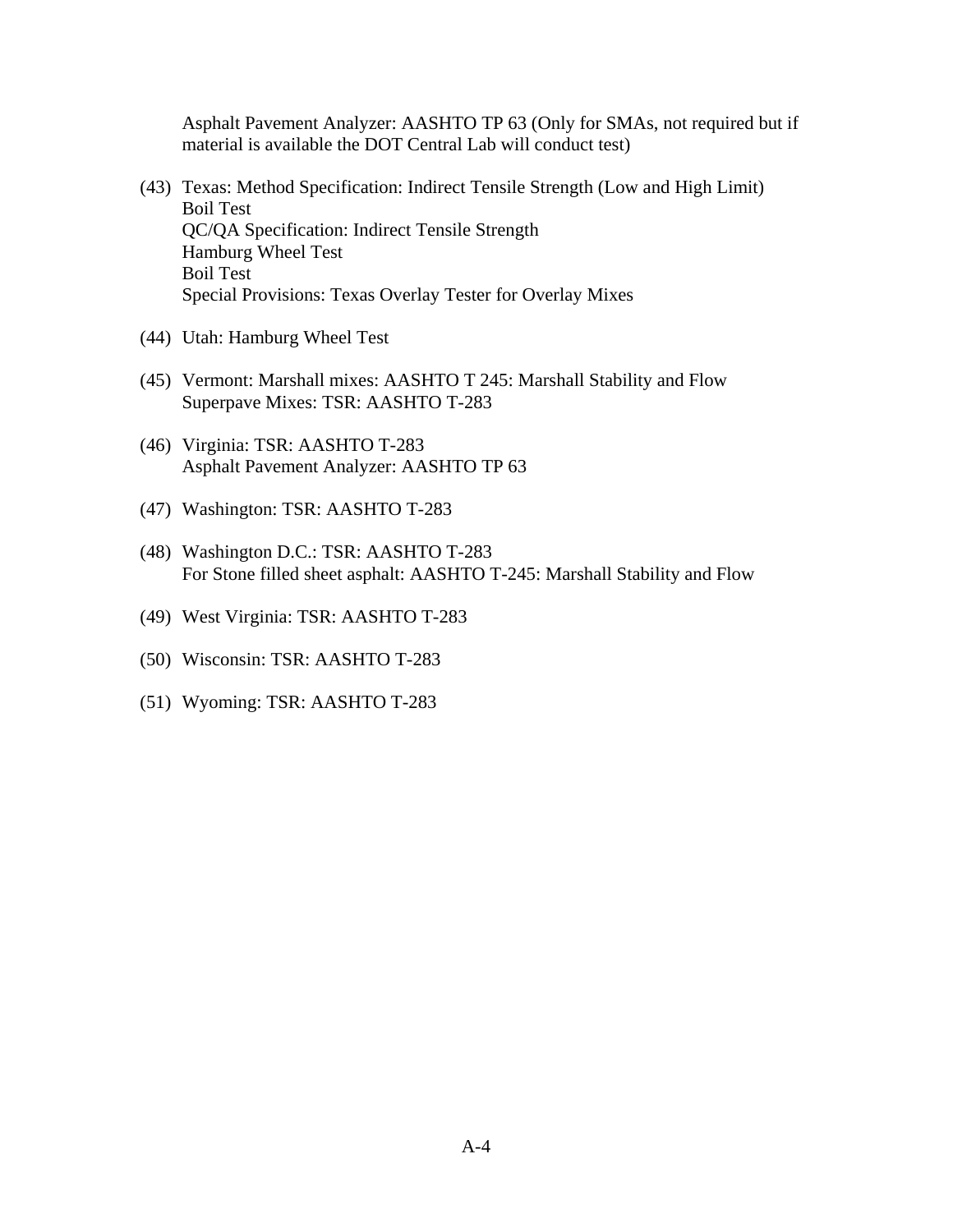Asphalt Pavement Analyzer: AASHTO TP 63 (Only for SMAs, not required but if material is available the DOT Central Lab will conduct test)

(43) Texas: Method Specification: Indirect Tensile Strength (Low and High Limit)
Boil Test
QC/QA Specification: Indirect Tensile Strength
Hamburg Wheel Test
Boil Test
Special Provisions: Texas Overlay Tester for Overlay Mixes

(44) Utah: Hamburg Wheel Test

(45) Vermont: Marshall mixes: AASHTO T 245: Marshall Stability and Flow
Superpave Mixes: TSR: AASHTO T-283

(46) Virginia: TSR: AASHTO T-283
Asphalt Pavement Analyzer: AASHTO TP 63

(47) Washington: TSR: AASHTO T-283

(48) Washington D.C.: TSR: AASHTO T-283
For Stone filled sheet asphalt: AASHTO T-245: Marshall Stability and Flow

(49) West Virginia: TSR: AASHTO T-283

(50) Wisconsin: TSR: AASHTO T-283

(51) Wyoming: TSR: AASHTO T-283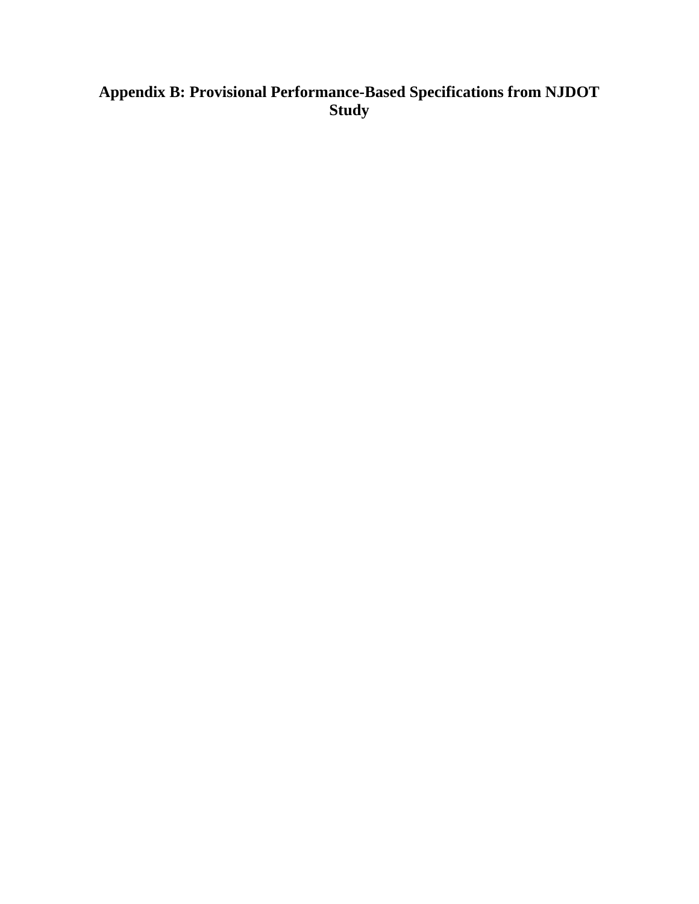# Appendix B: Provisional Performance-Based Specifications from NJDOT Study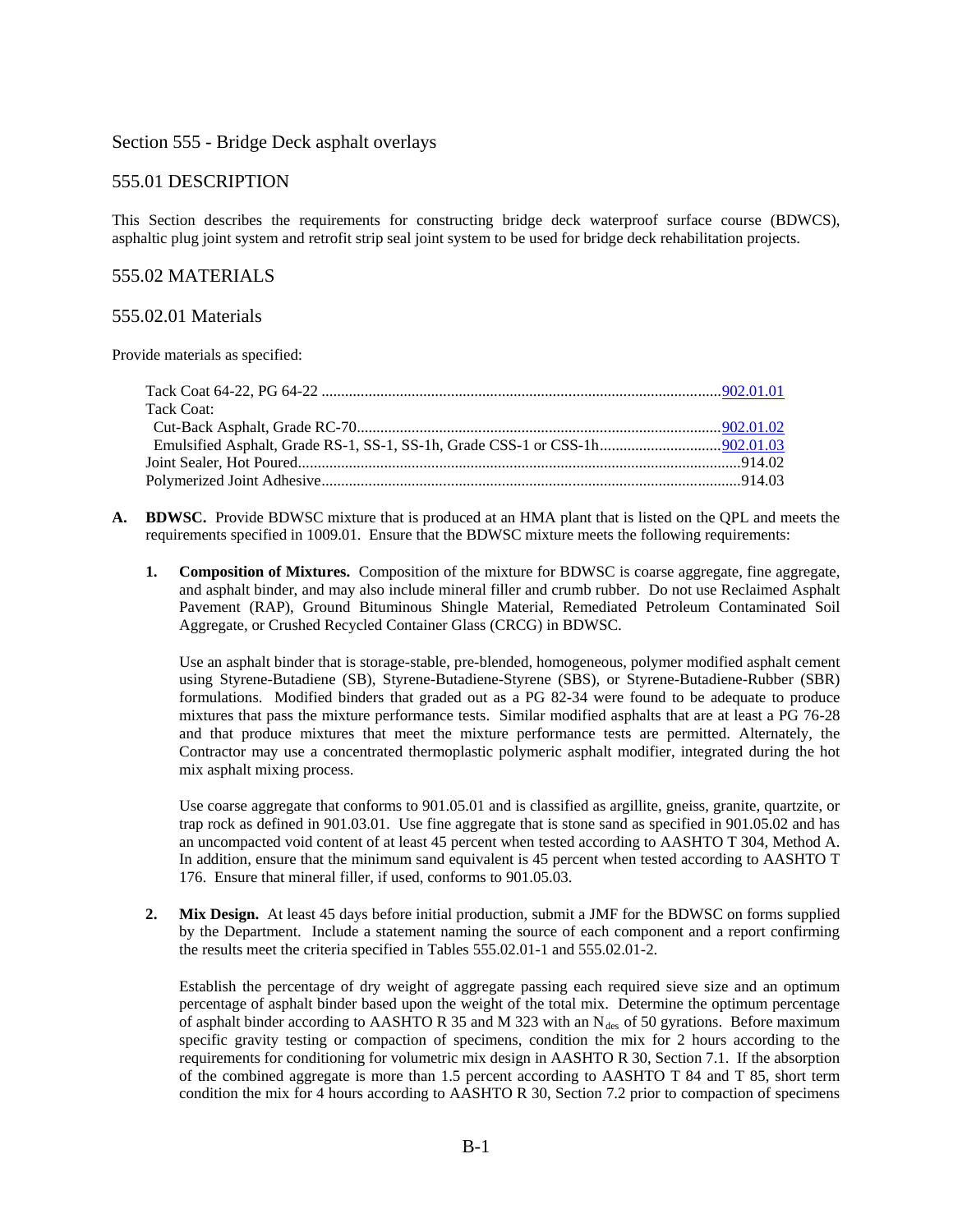## Section 555 - Bridge Deck asphalt overlays

## 555.01 DESCRIPTION

This Section describes the requirements for constructing bridge deck waterproof surface course (BDWCS), asphaltic plug joint system and retrofit strip seal joint system to be used for bridge deck rehabilitation projects.

## 555.02 MATERIALS

### 555.02.01 Materials

Provide materials as specified:

Tack Coat 64-22, PG 64-22 ....................................................................................................902.01.01
Tack Coat:
Cut-Back Asphalt, Grade RC-70...........................................................................................902.01.02
Emulsified Asphalt, Grade RS-1, SS-1, SS-1h, Grade CSS-1 or CSS-1h...............................902.01.03
Joint Sealer, Hot Poured...............................................................................................................914.02
Polymerized Joint Adhesive..........................................................................................................914.03

**A. BDWSC.** Provide BDWSC mixture that is produced at an HMA plant that is listed on the QPL and meets the requirements specified in 1009.01. Ensure that the BDWSC mixture meets the following requirements:

**1. Composition of Mixtures.** Composition of the mixture for BDWSC is coarse aggregate, fine aggregate, and asphalt binder, and may also include mineral filler and crumb rubber. Do not use Reclaimed Asphalt Pavement (RAP), Ground Bituminous Shingle Material, Remediated Petroleum Contaminated Soil Aggregate, or Crushed Recycled Container Glass (CRCG) in BDWSC.

Use an asphalt binder that is storage-stable, pre-blended, homogeneous, polymer modified asphalt cement using Styrene-Butadiene (SB), Styrene-Butadiene-Styrene (SBS), or Styrene-Butadiene-Rubber (SBR) formulations. Modified binders that graded out as a PG 82-34 were found to be adequate to produce mixtures that pass the mixture performance tests. Similar modified asphalts that are at least a PG 76-28 and that produce mixtures that meet the mixture performance tests are permitted. Alternately, the Contractor may use a concentrated thermoplastic polymeric asphalt modifier, integrated during the hot mix asphalt mixing process.

Use coarse aggregate that conforms to 901.05.01 and is classified as argillite, gneiss, granite, quartzite, or trap rock as defined in 901.03.01. Use fine aggregate that is stone sand as specified in 901.05.02 and has an uncompacted void content of at least 45 percent when tested according to AASHTO T 304, Method A. In addition, ensure that the minimum sand equivalent is 45 percent when tested according to AASHTO T 176. Ensure that mineral filler, if used, conforms to 901.05.03.

**2. Mix Design.** At least 45 days before initial production, submit a JMF for the BDWSC on forms supplied by the Department. Include a statement naming the source of each component and a report confirming the results meet the criteria specified in Tables 555.02.01-1 and 555.02.01-2.

Establish the percentage of dry weight of aggregate passing each required sieve size and an optimum percentage of asphalt binder based upon the weight of the total mix. Determine the optimum percentage of asphalt binder according to AASHTO R 35 and M 323 with an $N_{des}$ of 50 gyrations. Before maximum specific gravity testing or compaction of specimens, condition the mix for 2 hours according to the requirements for conditioning for volumetric mix design in AASHTO R 30, Section 7.1. If the absorption of the combined aggregate is more than 1.5 percent according to AASHTO T 84 and T 85, short term condition the mix for 4 hours according to AASHTO R 30, Section 7.2 prior to compaction of specimens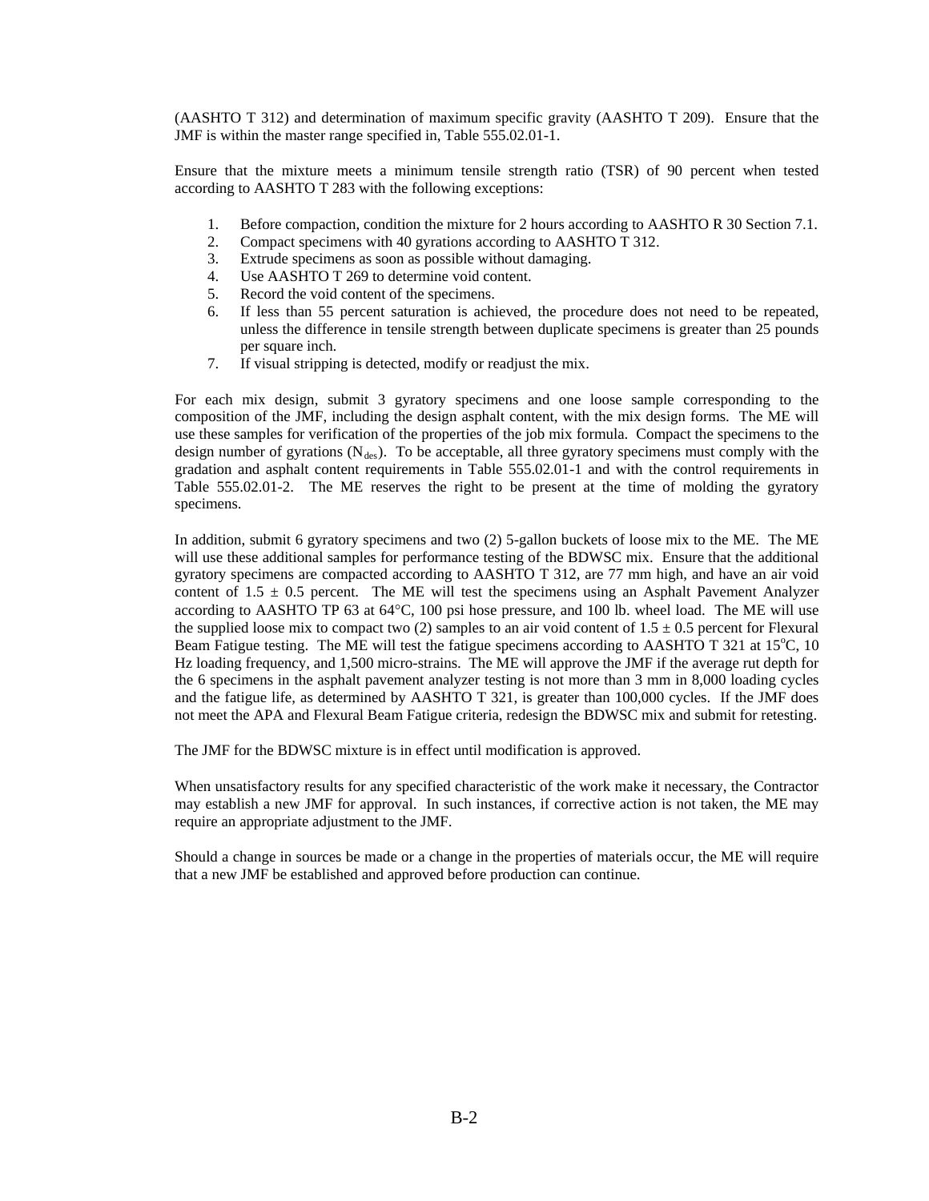(AASHTO T 312) and determination of maximum specific gravity (AASHTO T 209). Ensure that the JMF is within the master range specified in, Table 555.02.01-1.

Ensure that the mixture meets a minimum tensile strength ratio (TSR) of 90 percent when tested according to AASHTO T 283 with the following exceptions:

1. Before compaction, condition the mixture for 2 hours according to AASHTO R 30 Section 7.1.
2. Compact specimens with 40 gyrations according to AASHTO T 312.
3. Extrude specimens as soon as possible without damaging.
4. Use AASHTO T 269 to determine void content.
5. Record the void content of the specimens.
6. If less than 55 percent saturation is achieved, the procedure does not need to be repeated, unless the difference in tensile strength between duplicate specimens is greater than 25 pounds per square inch.
7. If visual stripping is detected, modify or readjust the mix.

For each mix design, submit 3 gyratory specimens and one loose sample corresponding to the composition of the JMF, including the design asphalt content, with the mix design forms. The ME will use these samples for verification of the properties of the job mix formula. Compact the specimens to the design number of gyrations ($N_{des}$). To be acceptable, all three gyratory specimens must comply with the gradation and asphalt content requirements in Table 555.02.01-1 and with the control requirements in Table 555.02.01-2. The ME reserves the right to be present at the time of molding the gyratory specimens.

In addition, submit 6 gyratory specimens and two (2) 5-gallon buckets of loose mix to the ME. The ME will use these additional samples for performance testing of the BDWSC mix. Ensure that the additional gyratory specimens are compacted according to AASHTO T 312, are 77 mm high, and have an air void content of $1.5 \pm 0.5$ percent. The ME will test the specimens using an Asphalt Pavement Analyzer according to AASHTO TP 63 at 64°C, 100 psi hose pressure, and 100 lb. wheel load. The ME will use the supplied loose mix to compact two (2) samples to an air void content of $1.5 \pm 0.5$ percent for Flexural Beam Fatigue testing. The ME will test the fatigue specimens according to AASHTO T 321 at 15°C, 10 Hz loading frequency, and 1,500 micro-strains. The ME will approve the JMF if the average rut depth for the 6 specimens in the asphalt pavement analyzer testing is not more than 3 mm in 8,000 loading cycles and the fatigue life, as determined by AASHTO T 321, is greater than 100,000 cycles. If the JMF does not meet the APA and Flexural Beam Fatigue criteria, redesign the BDWSC mix and submit for retesting.

The JMF for the BDWSC mixture is in effect until modification is approved.

When unsatisfactory results for any specified characteristic of the work make it necessary, the Contractor may establish a new JMF for approval. In such instances, if corrective action is not taken, the ME may require an appropriate adjustment to the JMF.

Should a change in sources be made or a change in the properties of materials occur, the ME will require that a new JMF be established and approved before production can continue.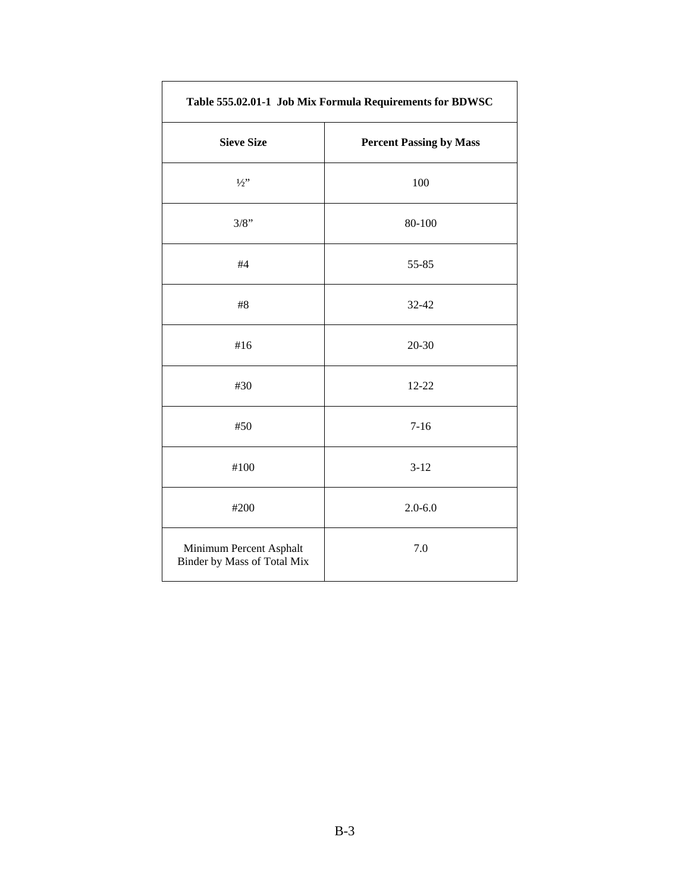| Table 555.02.01-1 Job Mix Formula Requirements for BDWSC | |
|---|---|
| **Sieve Size** | **Percent Passing by Mass** |
| ½” | 100 |
| 3/8” | 80-100 |
| #4 | 55-85 |
| #8 | 32-42 |
| #16 | 20-30 |
| #30 | 12-22 |
| #50 | 7-16 |
| #100 | 3-12 |
| #200 | 2.0-6.0 |
| Minimum Percent Asphalt Binder by Mass of Total Mix | 7.0 |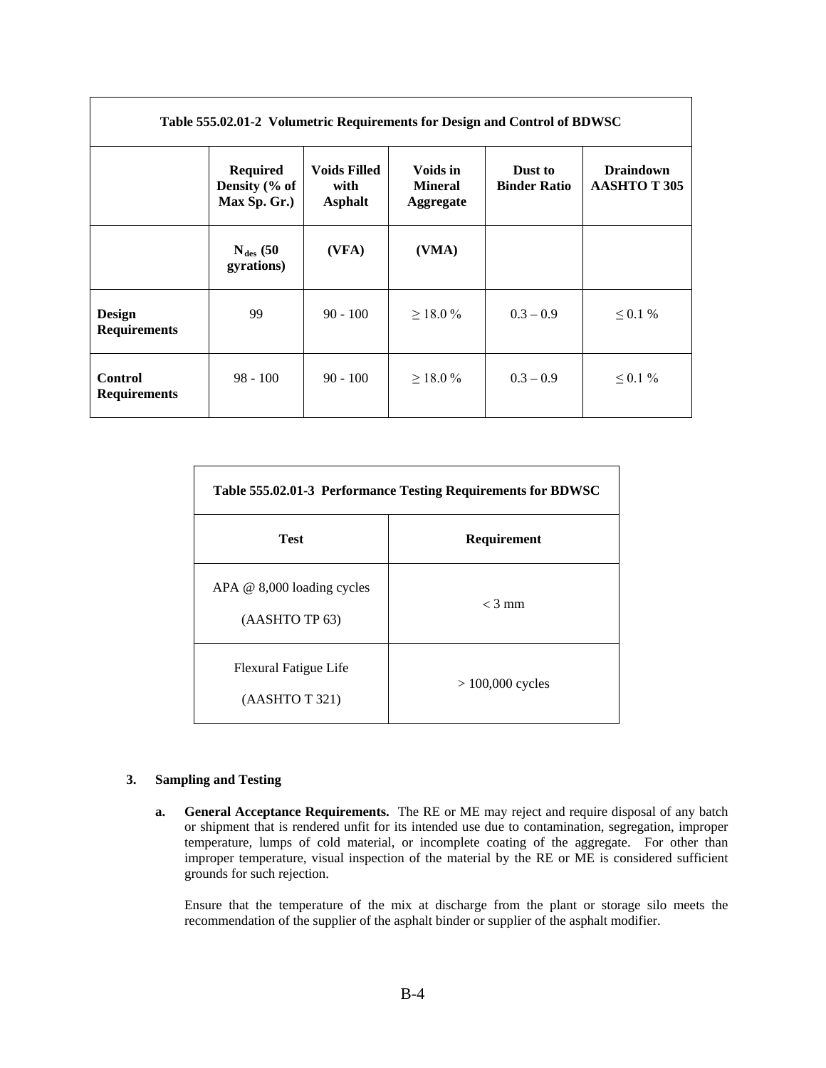| Table 555.02.01-2 Volumetric Requirements for Design and Control of BDWSC | | | | | |
|---|---|---|---|---|---|
| | **Required Density (% of Max Sp. Gr.)** | **Voids Filled with Asphalt** | **Voids in Mineral Aggregate** | **Dust to Binder Ratio** | **Draindown AASHTO T 305** |
| | **$N_{des}$ (50 gyrations)** | **(VFA)** | **(VMA)** | | |
| **Design Requirements** | 99 | 90 - 100 | ≥ 18.0 % | 0.3 – 0.9 | ≤ 0.1 % |
| **Control Requirements** | 98 - 100 | 90 - 100 | ≥ 18.0 % | 0.3 – 0.9 | ≤ 0.1 % |

| Table 555.02.01-3 Performance Testing Requirements for BDWSC | |
|---|---|
| **Test** | **Requirement** |
| APA @ 8,000 loading cycles (AASHTO TP 63) | < 3 mm |
| Flexural Fatigue Life (AASHTO T 321) | > 100,000 cycles |

**3. Sampling and Testing**

**a. General Acceptance Requirements.** The RE or ME may reject and require disposal of any batch or shipment that is rendered unfit for its intended use due to contamination, segregation, improper temperature, lumps of cold material, or incomplete coating of the aggregate. For other than improper temperature, visual inspection of the material by the RE or ME is considered sufficient grounds for such rejection.

Ensure that the temperature of the mix at discharge from the plant or storage silo meets the recommendation of the supplier of the asphalt binder or supplier of the asphalt modifier.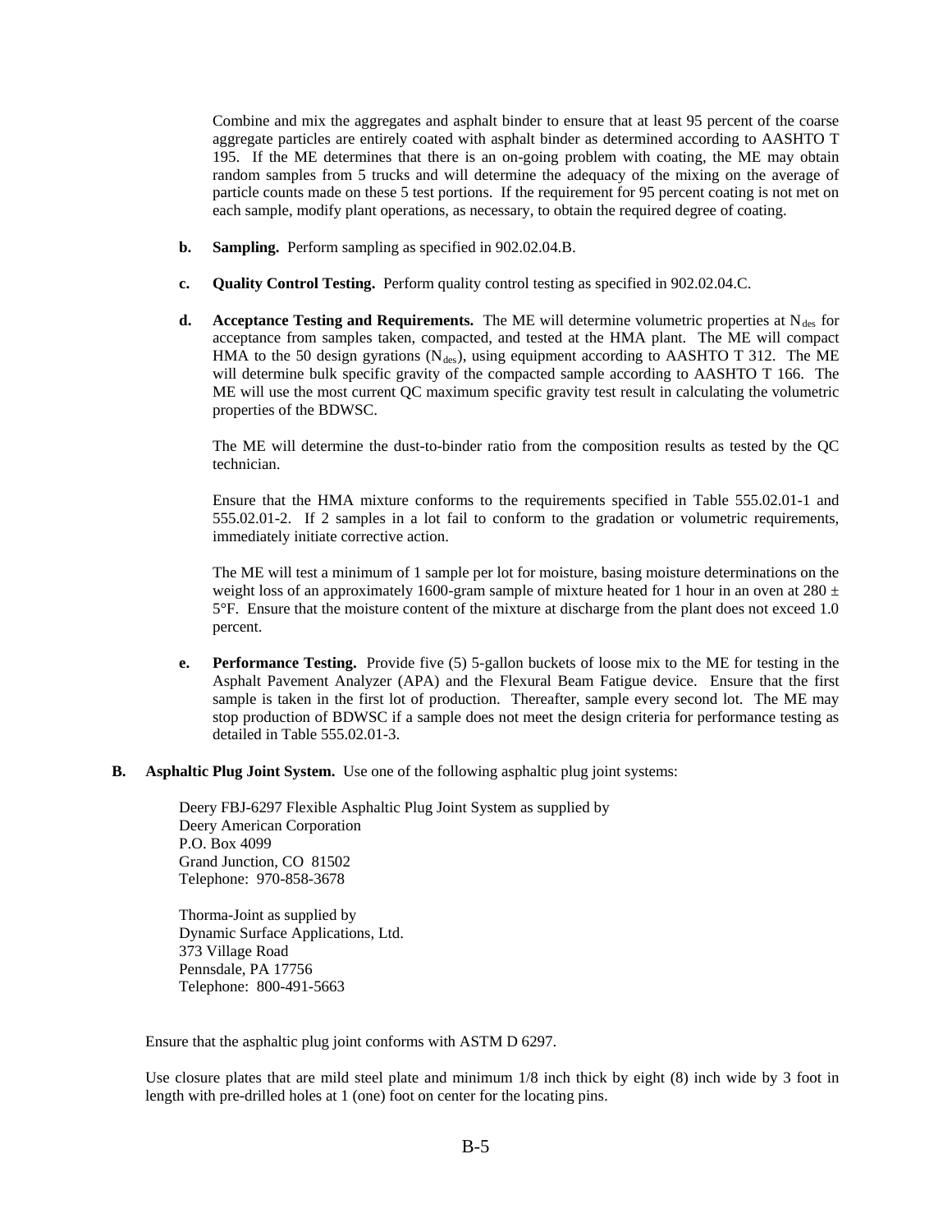Combine and mix the aggregates and asphalt binder to ensure that at least 95 percent of the coarse aggregate particles are entirely coated with asphalt binder as determined according to AASHTO T 195. If the ME determines that there is an on-going problem with coating, the ME may obtain random samples from 5 trucks and will determine the adequacy of the mixing on the average of particle counts made on these 5 test portions. If the requirement for 95 percent coating is not met on each sample, modify plant operations, as necessary, to obtain the required degree of coating.

**b. Sampling.** Perform sampling as specified in 902.02.04.B.

**c. Quality Control Testing.** Perform quality control testing as specified in 902.02.04.C.

**d. Acceptance Testing and Requirements.** The ME will determine volumetric properties at $N_{des}$ for acceptance from samples taken, compacted, and tested at the HMA plant. The ME will compact HMA to the 50 design gyrations ($N_{des}$), using equipment according to AASHTO T 312. The ME will determine bulk specific gravity of the compacted sample according to AASHTO T 166. The ME will use the most current QC maximum specific gravity test result in calculating the volumetric properties of the BDWSC.

The ME will determine the dust-to-binder ratio from the composition results as tested by the QC technician.

Ensure that the HMA mixture conforms to the requirements specified in Table 555.02.01-1 and 555.02.01-2. If 2 samples in a lot fail to conform to the gradation or volumetric requirements, immediately initiate corrective action.

The ME will test a minimum of 1 sample per lot for moisture, basing moisture determinations on the weight loss of an approximately 1600-gram sample of mixture heated for 1 hour in an oven at 280 ± 5°F. Ensure that the moisture content of the mixture at discharge from the plant does not exceed 1.0 percent.

**e. Performance Testing.** Provide five (5) 5-gallon buckets of loose mix to the ME for testing in the Asphalt Pavement Analyzer (APA) and the Flexural Beam Fatigue device. Ensure that the first sample is taken in the first lot of production. Thereafter, sample every second lot. The ME may stop production of BDWSC if a sample does not meet the design criteria for performance testing as detailed in Table 555.02.01-3.

**B. Asphaltic Plug Joint System.** Use one of the following asphaltic plug joint systems:

Deery FBJ-6297 Flexible Asphaltic Plug Joint System as supplied by
Deery American Corporation
P.O. Box 4099
Grand Junction, CO 81502
Telephone: 970-858-3678

Thorma-Joint as supplied by
Dynamic Surface Applications, Ltd.
373 Village Road
Pennsdale, PA 17756
Telephone: 800-491-5663

Ensure that the asphaltic plug joint conforms with ASTM D 6297.

Use closure plates that are mild steel plate and minimum 1/8 inch thick by eight (8) inch wide by 3 foot in length with pre-drilled holes at 1 (one) foot on center for the locating pins.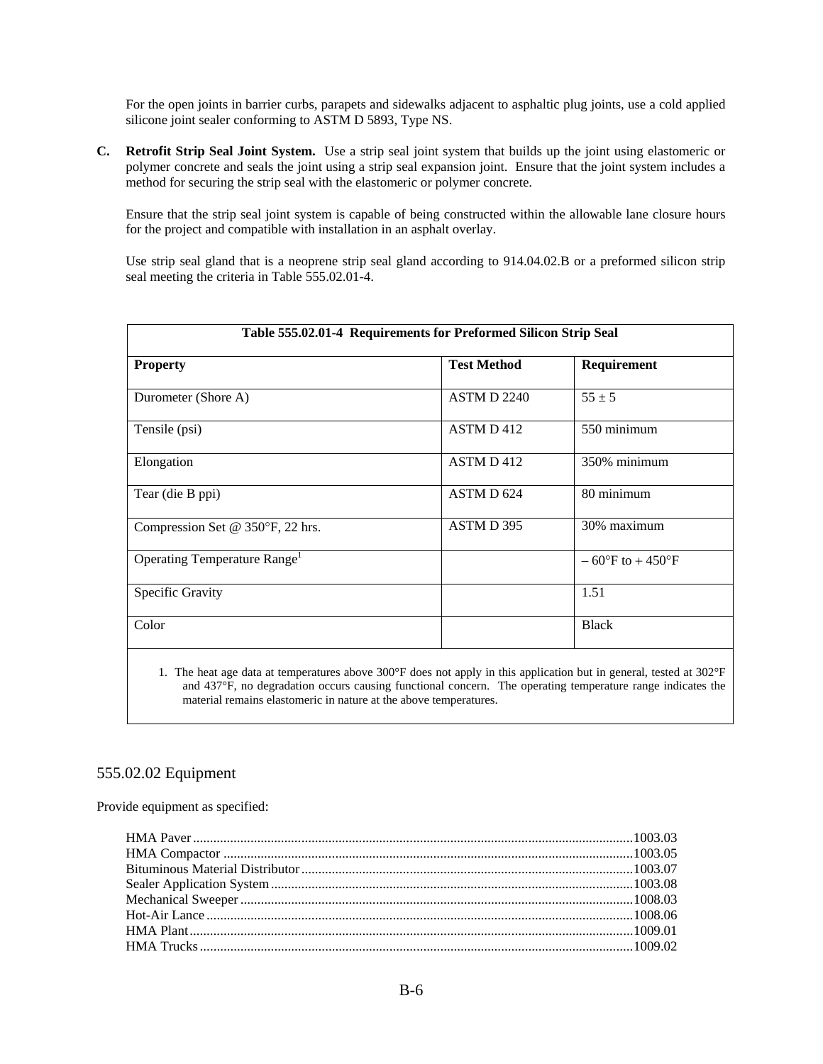For the open joints in barrier curbs, parapets and sidewalks adjacent to asphaltic plug joints, use a cold applied silicone joint sealer conforming to ASTM D 5893, Type NS.

**C. Retrofit Strip Seal Joint System.** Use a strip seal joint system that builds up the joint using elastomeric or polymer concrete and seals the joint using a strip seal expansion joint. Ensure that the joint system includes a method for securing the strip seal with the elastomeric or polymer concrete.

Ensure that the strip seal joint system is capable of being constructed within the allowable lane closure hours for the project and compatible with installation in an asphalt overlay.

Use strip seal gland that is a neoprene strip seal gland according to 914.04.02.B or a preformed silicon strip seal meeting the criteria in Table 555.02.01-4.

**Table 555.02.01-4 Requirements for Preformed Silicon Strip Seal**

| Property | Test Method | Requirement |
|---|---|---|
| Durometer (Shore A) | ASTM D 2240 | 55 ± 5 |
| Tensile (psi) | ASTM D 412 | 550 minimum |
| Elongation | ASTM D 412 | 350% minimum |
| Tear (die B ppi) | ASTM D 624 | 80 minimum |
| Compression Set @ 350°F, 22 hrs. | ASTM D 395 | 30% maximum |
| Operating Temperature Range[1] | | – 60°F to + 450°F |
| Specific Gravity | | 1.51 |
| Color | | Black |

1. The heat age data at temperatures above 300°F does not apply in this application but in general, tested at 302°F and 437°F, no degradation occurs causing functional concern. The operating temperature range indicates the material remains elastomeric in nature at the above temperatures.

## 555.02.02 Equipment

Provide equipment as specified:

HMA Paver ........................................ 1003.03
HMA Compactor ........................................ 1003.05
Bituminous Material Distributor ........................................ 1003.07
Sealer Application System ........................................ 1003.08
Mechanical Sweeper ........................................ 1008.03
Hot-Air Lance ........................................ 1008.06
HMA Plant ........................................ 1009.01
HMA Trucks ........................................ 1009.02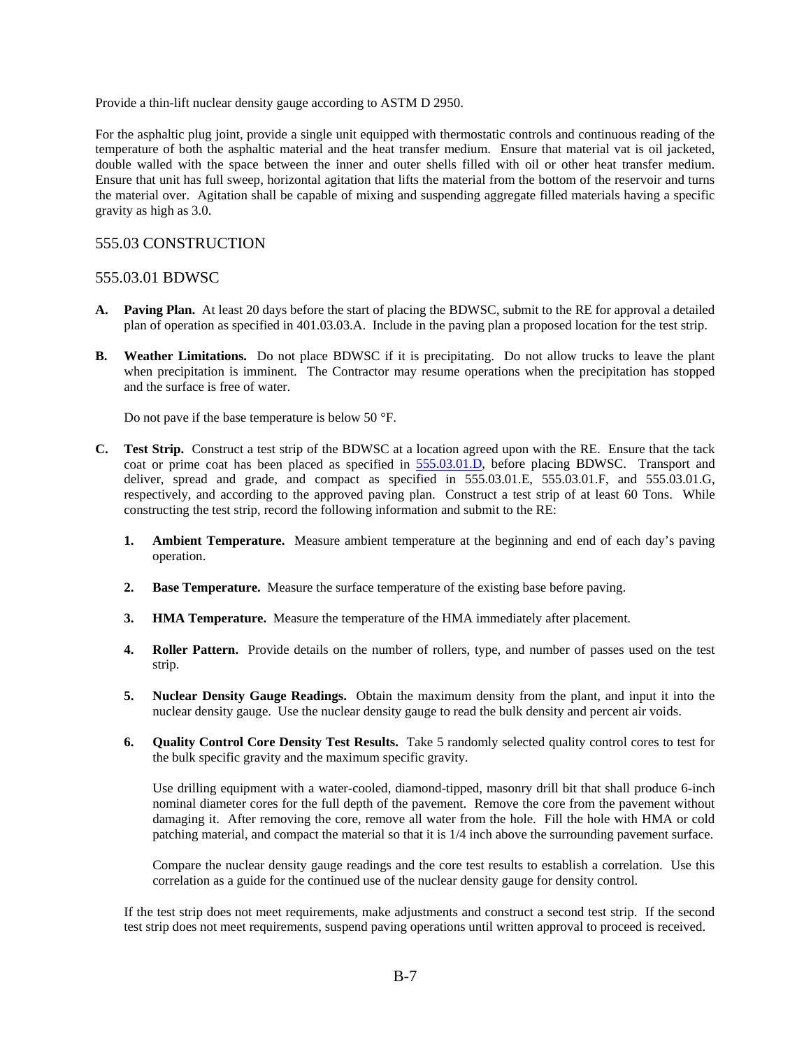Provide a thin-lift nuclear density gauge according to ASTM D 2950.

For the asphaltic plug joint, provide a single unit equipped with thermostatic controls and continuous reading of the temperature of both the asphaltic material and the heat transfer medium. Ensure that material vat is oil jacketed, double walled with the space between the inner and outer shells filled with oil or other heat transfer medium. Ensure that unit has full sweep, horizontal agitation that lifts the material from the bottom of the reservoir and turns the material over. Agitation shall be capable of mixing and suspending aggregate filled materials having a specific gravity as high as 3.0.

## 555.03 CONSTRUCTION

### 555.03.01 BDWSC

**A. Paving Plan.** At least 20 days before the start of placing the BDWSC, submit to the RE for approval a detailed plan of operation as specified in 401.03.03.A. Include in the paving plan a proposed location for the test strip.

**B. Weather Limitations.** Do not place BDWSC if it is precipitating. Do not allow trucks to leave the plant when precipitation is imminent. The Contractor may resume operations when the precipitation has stopped and the surface is free of water.

Do not pave if the base temperature is below 50 °F.

**C. Test Strip.** Construct a test strip of the BDWSC at a location agreed upon with the RE. Ensure that the tack coat or prime coat has been placed as specified in 555.03.01.D, before placing BDWSC. Transport and deliver, spread and grade, and compact as specified in 555.03.01.E, 555.03.01.F, and 555.03.01.G, respectively, and according to the approved paving plan. Construct a test strip of at least 60 Tons. While constructing the test strip, record the following information and submit to the RE:

1. **Ambient Temperature.** Measure ambient temperature at the beginning and end of each day's paving operation.

2. **Base Temperature.** Measure the surface temperature of the existing base before paving.

3. **HMA Temperature.** Measure the temperature of the HMA immediately after placement.

4. **Roller Pattern.** Provide details on the number of rollers, type, and number of passes used on the test strip.

5. **Nuclear Density Gauge Readings.** Obtain the maximum density from the plant, and input it into the nuclear density gauge. Use the nuclear density gauge to read the bulk density and percent air voids.

6. **Quality Control Core Density Test Results.** Take 5 randomly selected quality control cores to test for the bulk specific gravity and the maximum specific gravity.

   Use drilling equipment with a water-cooled, diamond-tipped, masonry drill bit that shall produce 6-inch nominal diameter cores for the full depth of the pavement. Remove the core from the pavement without damaging it. After removing the core, remove all water from the hole. Fill the hole with HMA or cold patching material, and compact the material so that it is 1/4 inch above the surrounding pavement surface.

   Compare the nuclear density gauge readings and the core test results to establish a correlation. Use this correlation as a guide for the continued use of the nuclear density gauge for density control.

If the test strip does not meet requirements, make adjustments and construct a second test strip. If the second test strip does not meet requirements, suspend paving operations until written approval to proceed is received.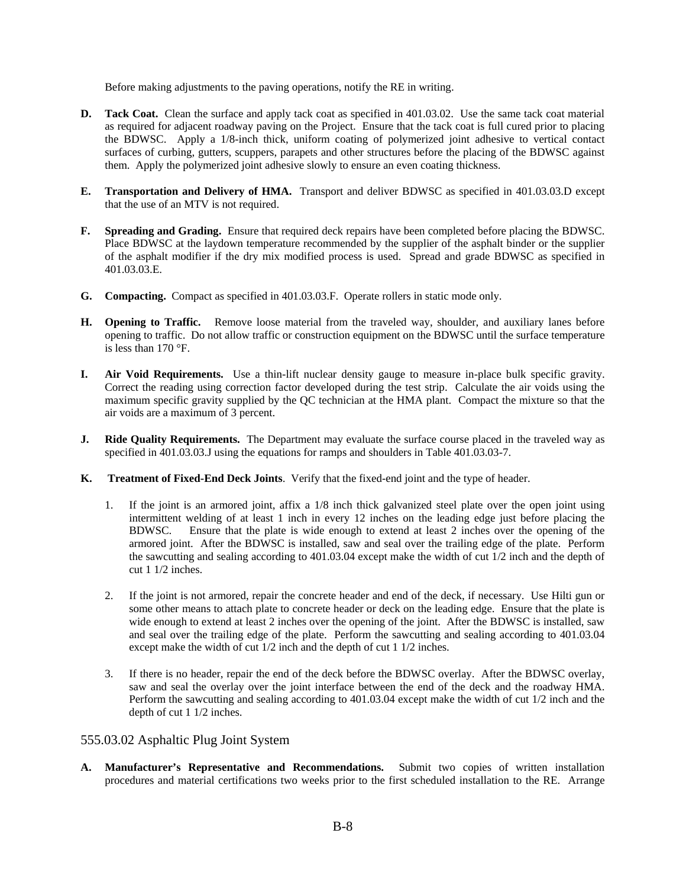Before making adjustments to the paving operations, notify the RE in writing.

**D. Tack Coat.** Clean the surface and apply tack coat as specified in 401.03.02. Use the same tack coat material as required for adjacent roadway paving on the Project. Ensure that the tack coat is full cured prior to placing the BDWSC. Apply a 1/8-inch thick, uniform coating of polymerized joint adhesive to vertical contact surfaces of curbing, gutters, scuppers, parapets and other structures before the placing of the BDWSC against them. Apply the polymerized joint adhesive slowly to ensure an even coating thickness.

**E. Transportation and Delivery of HMA.** Transport and deliver BDWSC as specified in 401.03.03.D except that the use of an MTV is not required.

**F. Spreading and Grading.** Ensure that required deck repairs have been completed before placing the BDWSC. Place BDWSC at the laydown temperature recommended by the supplier of the asphalt binder or the supplier of the asphalt modifier if the dry mix modified process is used. Spread and grade BDWSC as specified in 401.03.03.E.

**G. Compacting.** Compact as specified in 401.03.03.F. Operate rollers in static mode only.

**H. Opening to Traffic.** Remove loose material from the traveled way, shoulder, and auxiliary lanes before opening to traffic. Do not allow traffic or construction equipment on the BDWSC until the surface temperature is less than 170 °F.

**I. Air Void Requirements.** Use a thin-lift nuclear density gauge to measure in-place bulk specific gravity. Correct the reading using correction factor developed during the test strip. Calculate the air voids using the maximum specific gravity supplied by the QC technician at the HMA plant. Compact the mixture so that the air voids are a maximum of 3 percent.

**J. Ride Quality Requirements.** The Department may evaluate the surface course placed in the traveled way as specified in 401.03.03.J using the equations for ramps and shoulders in Table 401.03.03-7.

**K. Treatment of Fixed-End Deck Joints**. Verify that the fixed-end joint and the type of header.

1. If the joint is an armored joint, affix a 1/8 inch thick galvanized steel plate over the open joint using intermittent welding of at least 1 inch in every 12 inches on the leading edge just before placing the BDWSC. Ensure that the plate is wide enough to extend at least 2 inches over the opening of the armored joint. After the BDWSC is installed, saw and seal over the trailing edge of the plate. Perform the sawcutting and sealing according to 401.03.04 except make the width of cut 1/2 inch and the depth of cut 1 1/2 inches.

2. If the joint is not armored, repair the concrete header and end of the deck, if necessary. Use Hilti gun or some other means to attach plate to concrete header or deck on the leading edge. Ensure that the plate is wide enough to extend at least 2 inches over the opening of the joint. After the BDWSC is installed, saw and seal over the trailing edge of the plate. Perform the sawcutting and sealing according to 401.03.04 except make the width of cut 1/2 inch and the depth of cut 1 1/2 inches.

3. If there is no header, repair the end of the deck before the BDWSC overlay. After the BDWSC overlay, saw and seal the overlay over the joint interface between the end of the deck and the roadway HMA. Perform the sawcutting and sealing according to 401.03.04 except make the width of cut 1/2 inch and the depth of cut 1 1/2 inches.

## 555.03.02 Asphaltic Plug Joint System

**A. Manufacturer's Representative and Recommendations.** Submit two copies of written installation procedures and material certifications two weeks prior to the first scheduled installation to the RE. Arrange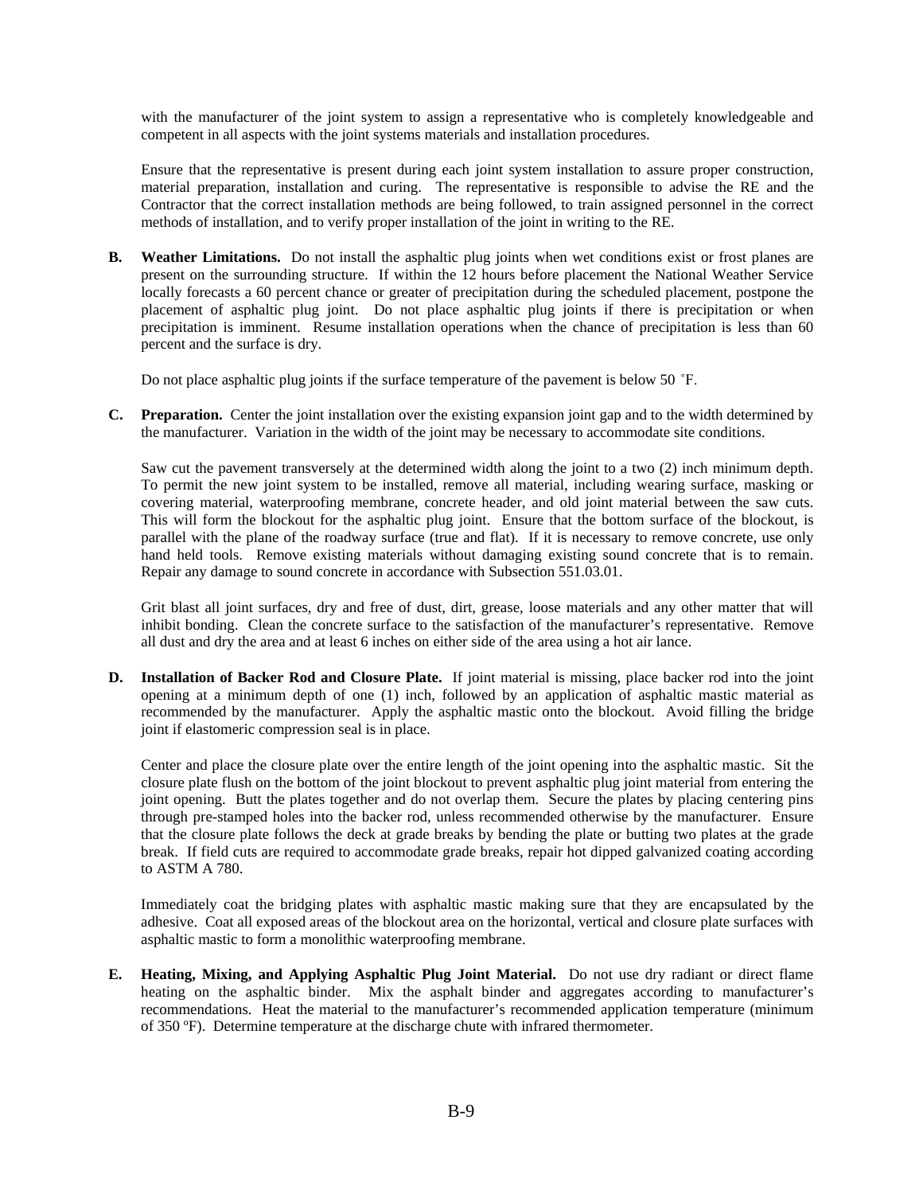with the manufacturer of the joint system to assign a representative who is completely knowledgeable and competent in all aspects with the joint systems materials and installation procedures.

Ensure that the representative is present during each joint system installation to assure proper construction, material preparation, installation and curing. The representative is responsible to advise the RE and the Contractor that the correct installation methods are being followed, to train assigned personnel in the correct methods of installation, and to verify proper installation of the joint in writing to the RE.

**B. Weather Limitations.** Do not install the asphaltic plug joints when wet conditions exist or frost planes are present on the surrounding structure. If within the 12 hours before placement the National Weather Service locally forecasts a 60 percent chance or greater of precipitation during the scheduled placement, postpone the placement of asphaltic plug joint. Do not place asphaltic plug joints if there is precipitation or when precipitation is imminent. Resume installation operations when the chance of precipitation is less than 60 percent and the surface is dry.

Do not place asphaltic plug joints if the surface temperature of the pavement is below 50 ˚F.

**C. Preparation.** Center the joint installation over the existing expansion joint gap and to the width determined by the manufacturer. Variation in the width of the joint may be necessary to accommodate site conditions.

Saw cut the pavement transversely at the determined width along the joint to a two (2) inch minimum depth. To permit the new joint system to be installed, remove all material, including wearing surface, masking or covering material, waterproofing membrane, concrete header, and old joint material between the saw cuts. This will form the blockout for the asphaltic plug joint. Ensure that the bottom surface of the blockout, is parallel with the plane of the roadway surface (true and flat). If it is necessary to remove concrete, use only hand held tools. Remove existing materials without damaging existing sound concrete that is to remain. Repair any damage to sound concrete in accordance with Subsection 551.03.01.

Grit blast all joint surfaces, dry and free of dust, dirt, grease, loose materials and any other matter that will inhibit bonding. Clean the concrete surface to the satisfaction of the manufacturer's representative. Remove all dust and dry the area and at least 6 inches on either side of the area using a hot air lance.

**D. Installation of Backer Rod and Closure Plate.** If joint material is missing, place backer rod into the joint opening at a minimum depth of one (1) inch, followed by an application of asphaltic mastic material as recommended by the manufacturer. Apply the asphaltic mastic onto the blockout. Avoid filling the bridge joint if elastomeric compression seal is in place.

Center and place the closure plate over the entire length of the joint opening into the asphaltic mastic. Sit the closure plate flush on the bottom of the joint blockout to prevent asphaltic plug joint material from entering the joint opening. Butt the plates together and do not overlap them. Secure the plates by placing centering pins through pre-stamped holes into the backer rod, unless recommended otherwise by the manufacturer. Ensure that the closure plate follows the deck at grade breaks by bending the plate or butting two plates at the grade break. If field cuts are required to accommodate grade breaks, repair hot dipped galvanized coating according to ASTM A 780.

Immediately coat the bridging plates with asphaltic mastic making sure that they are encapsulated by the adhesive. Coat all exposed areas of the blockout area on the horizontal, vertical and closure plate surfaces with asphaltic mastic to form a monolithic waterproofing membrane.

**E. Heating, Mixing, and Applying Asphaltic Plug Joint Material.** Do not use dry radiant or direct flame heating on the asphaltic binder. Mix the asphalt binder and aggregates according to manufacturer's recommendations. Heat the material to the manufacturer's recommended application temperature (minimum of 350 ºF). Determine temperature at the discharge chute with infrared thermometer.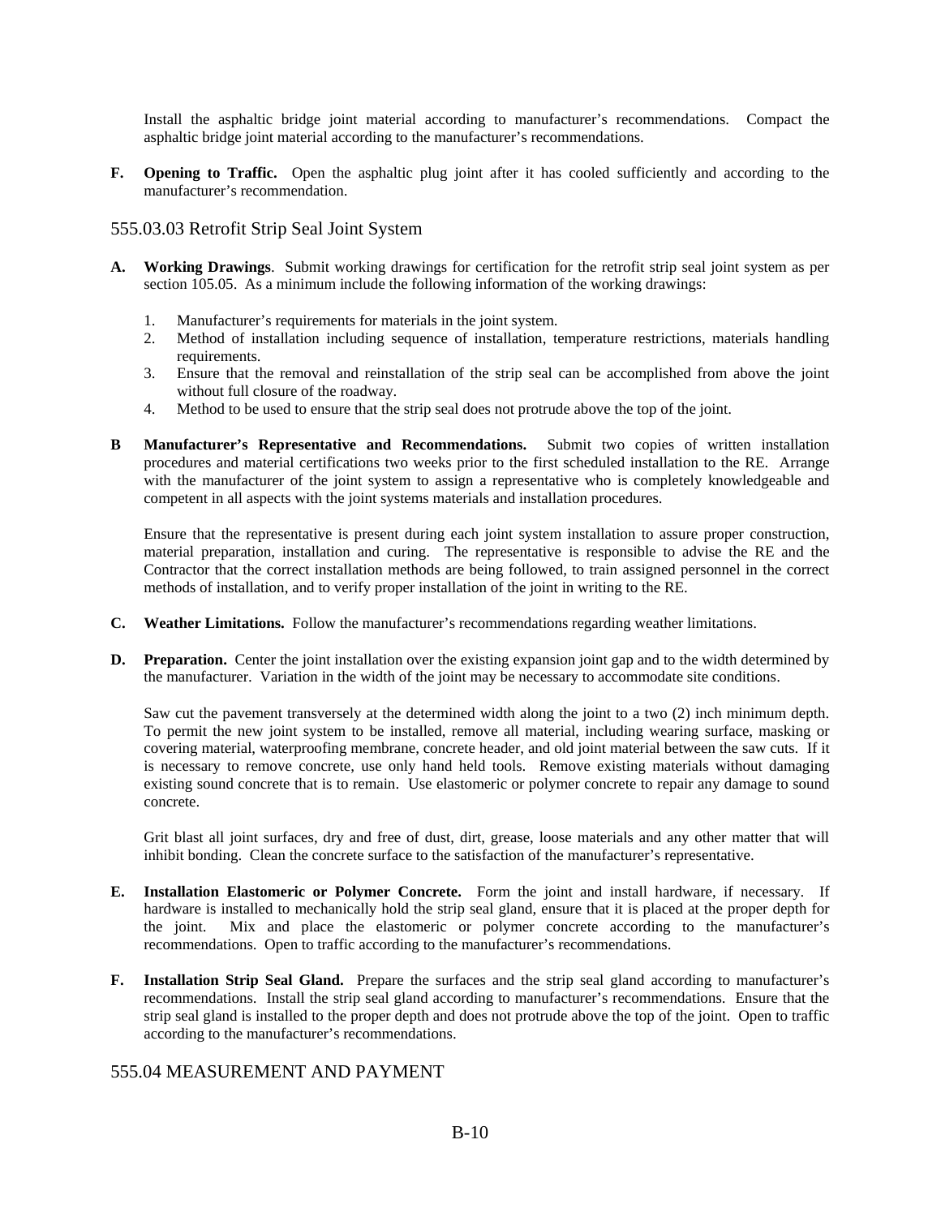Install the asphaltic bridge joint material according to manufacturer's recommendations. Compact the asphaltic bridge joint material according to the manufacturer's recommendations.

**F. Opening to Traffic.** Open the asphaltic plug joint after it has cooled sufficiently and according to the manufacturer's recommendation.

## 555.03.03 Retrofit Strip Seal Joint System

**A. Working Drawings**. Submit working drawings for certification for the retrofit strip seal joint system as per section 105.05. As a minimum include the following information of the working drawings:

1. Manufacturer's requirements for materials in the joint system.
2. Method of installation including sequence of installation, temperature restrictions, materials handling requirements.
3. Ensure that the removal and reinstallation of the strip seal can be accomplished from above the joint without full closure of the roadway.
4. Method to be used to ensure that the strip seal does not protrude above the top of the joint.

**B Manufacturer's Representative and Recommendations.** Submit two copies of written installation procedures and material certifications two weeks prior to the first scheduled installation to the RE. Arrange with the manufacturer of the joint system to assign a representative who is completely knowledgeable and competent in all aspects with the joint systems materials and installation procedures.

Ensure that the representative is present during each joint system installation to assure proper construction, material preparation, installation and curing. The representative is responsible to advise the RE and the Contractor that the correct installation methods are being followed, to train assigned personnel in the correct methods of installation, and to verify proper installation of the joint in writing to the RE.

**C. Weather Limitations.** Follow the manufacturer's recommendations regarding weather limitations.

**D. Preparation.** Center the joint installation over the existing expansion joint gap and to the width determined by the manufacturer. Variation in the width of the joint may be necessary to accommodate site conditions.

Saw cut the pavement transversely at the determined width along the joint to a two (2) inch minimum depth. To permit the new joint system to be installed, remove all material, including wearing surface, masking or covering material, waterproofing membrane, concrete header, and old joint material between the saw cuts. If it is necessary to remove concrete, use only hand held tools. Remove existing materials without damaging existing sound concrete that is to remain. Use elastomeric or polymer concrete to repair any damage to sound concrete.

Grit blast all joint surfaces, dry and free of dust, dirt, grease, loose materials and any other matter that will inhibit bonding. Clean the concrete surface to the satisfaction of the manufacturer's representative.

**E. Installation Elastomeric or Polymer Concrete.** Form the joint and install hardware, if necessary. If hardware is installed to mechanically hold the strip seal gland, ensure that it is placed at the proper depth for the joint. Mix and place the elastomeric or polymer concrete according to the manufacturer's recommendations. Open to traffic according to the manufacturer's recommendations.

**F. Installation Strip Seal Gland.** Prepare the surfaces and the strip seal gland according to manufacturer's recommendations. Install the strip seal gland according to manufacturer's recommendations. Ensure that the strip seal gland is installed to the proper depth and does not protrude above the top of the joint. Open to traffic according to the manufacturer's recommendations.

## 555.04 MEASUREMENT AND PAYMENT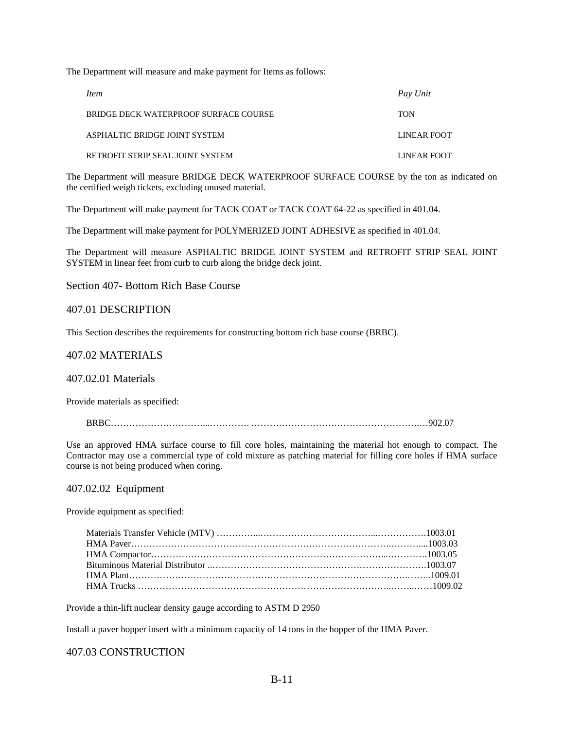The Department will measure and make payment for Items as follows:

| *Item* | *Pay Unit* |
|---|---|
| BRIDGE DECK WATERPROOF SURFACE COURSE | TON |
| ASPHALTIC BRIDGE JOINT SYSTEM | LINEAR FOOT |
| RETROFIT STRIP SEAL JOINT SYSTEM | LINEAR FOOT |

The Department will measure BRIDGE DECK WATERPROOF SURFACE COURSE by the ton as indicated on the certified weigh tickets, excluding unused material.

The Department will make payment for TACK COAT or TACK COAT 64-22 as specified in 401.04.

The Department will make payment for POLYMERIZED JOINT ADHESIVE as specified in 401.04.

The Department will measure ASPHALTIC BRIDGE JOINT SYSTEM and RETROFIT STRIP SEAL JOINT SYSTEM in linear feet from curb to curb along the bridge deck joint.

## Section 407- Bottom Rich Base Course

## 407.01 DESCRIPTION

This Section describes the requirements for constructing bottom rich base course (BRBC).

## 407.02 MATERIALS

### 407.02.01 Materials

Provide materials as specified:

BRBC……………………………...…………. ……………………………………………….…902.07

Use an approved HMA surface course to fill core holes, maintaining the material hot enough to compact. The Contractor may use a commercial type of cold mixture as patching material for filling core holes if HMA surface course is not being produced when coring.

### 407.02.02 Equipment

Provide equipment as specified:

Materials Transfer Vehicle (MTV) …………...………………………………...…………….1003.01
HMA Paver……………………………………………………………………….………....1003.03
HMA Compactor………………………………………………………………...………….1003.05
Bituminous Material Distributor ..……………………………………………………………1003.07
HMA Plant…………………………………………………………………………….……..1009.01
HMA Trucks ……………………………………………………………………..……..……1009.02

Provide a thin-lift nuclear density gauge according to ASTM D 2950

Install a paver hopper insert with a minimum capacity of 14 tons in the hopper of the HMA Paver.

## 407.03 CONSTRUCTION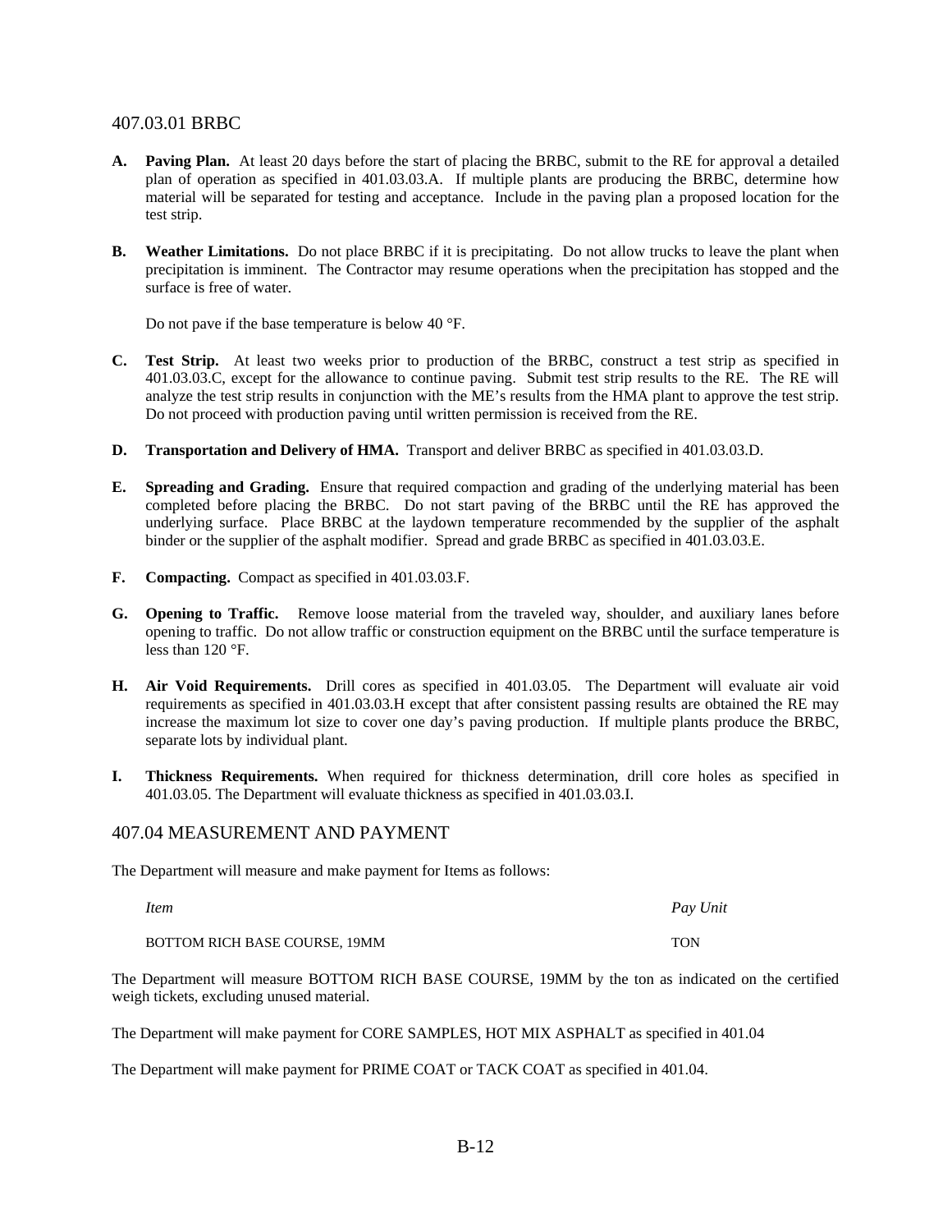## 407.03.01 BRBC

**A. Paving Plan.** At least 20 days before the start of placing the BRBC, submit to the RE for approval a detailed plan of operation as specified in 401.03.03.A. If multiple plants are producing the BRBC, determine how material will be separated for testing and acceptance. Include in the paving plan a proposed location for the test strip.

**B. Weather Limitations.** Do not place BRBC if it is precipitating. Do not allow trucks to leave the plant when precipitation is imminent. The Contractor may resume operations when the precipitation has stopped and the surface is free of water.

Do not pave if the base temperature is below 40 °F.

**C. Test Strip.** At least two weeks prior to production of the BRBC, construct a test strip as specified in 401.03.03.C, except for the allowance to continue paving. Submit test strip results to the RE. The RE will analyze the test strip results in conjunction with the ME's results from the HMA plant to approve the test strip. Do not proceed with production paving until written permission is received from the RE.

**D. Transportation and Delivery of HMA.** Transport and deliver BRBC as specified in 401.03.03.D.

**E. Spreading and Grading.** Ensure that required compaction and grading of the underlying material has been completed before placing the BRBC. Do not start paving of the BRBC until the RE has approved the underlying surface. Place BRBC at the laydown temperature recommended by the supplier of the asphalt binder or the supplier of the asphalt modifier. Spread and grade BRBC as specified in 401.03.03.E.

**F. Compacting.** Compact as specified in 401.03.03.F.

**G. Opening to Traffic.** Remove loose material from the traveled way, shoulder, and auxiliary lanes before opening to traffic. Do not allow traffic or construction equipment on the BRBC until the surface temperature is less than 120 °F.

**H. Air Void Requirements.** Drill cores as specified in 401.03.05. The Department will evaluate air void requirements as specified in 401.03.03.H except that after consistent passing results are obtained the RE may increase the maximum lot size to cover one day's paving production. If multiple plants produce the BRBC, separate lots by individual plant.

**I. Thickness Requirements.** When required for thickness determination, drill core holes as specified in 401.03.05. The Department will evaluate thickness as specified in 401.03.03.I.

## 407.04 MEASUREMENT AND PAYMENT

The Department will measure and make payment for Items as follows:

| *Item* | *Pay Unit* |
|---|---|
| BOTTOM RICH BASE COURSE, 19MM | TON |

The Department will measure BOTTOM RICH BASE COURSE, 19MM by the ton as indicated on the certified weigh tickets, excluding unused material.

The Department will make payment for CORE SAMPLES, HOT MIX ASPHALT as specified in 401.04

The Department will make payment for PRIME COAT or TACK COAT as specified in 401.04.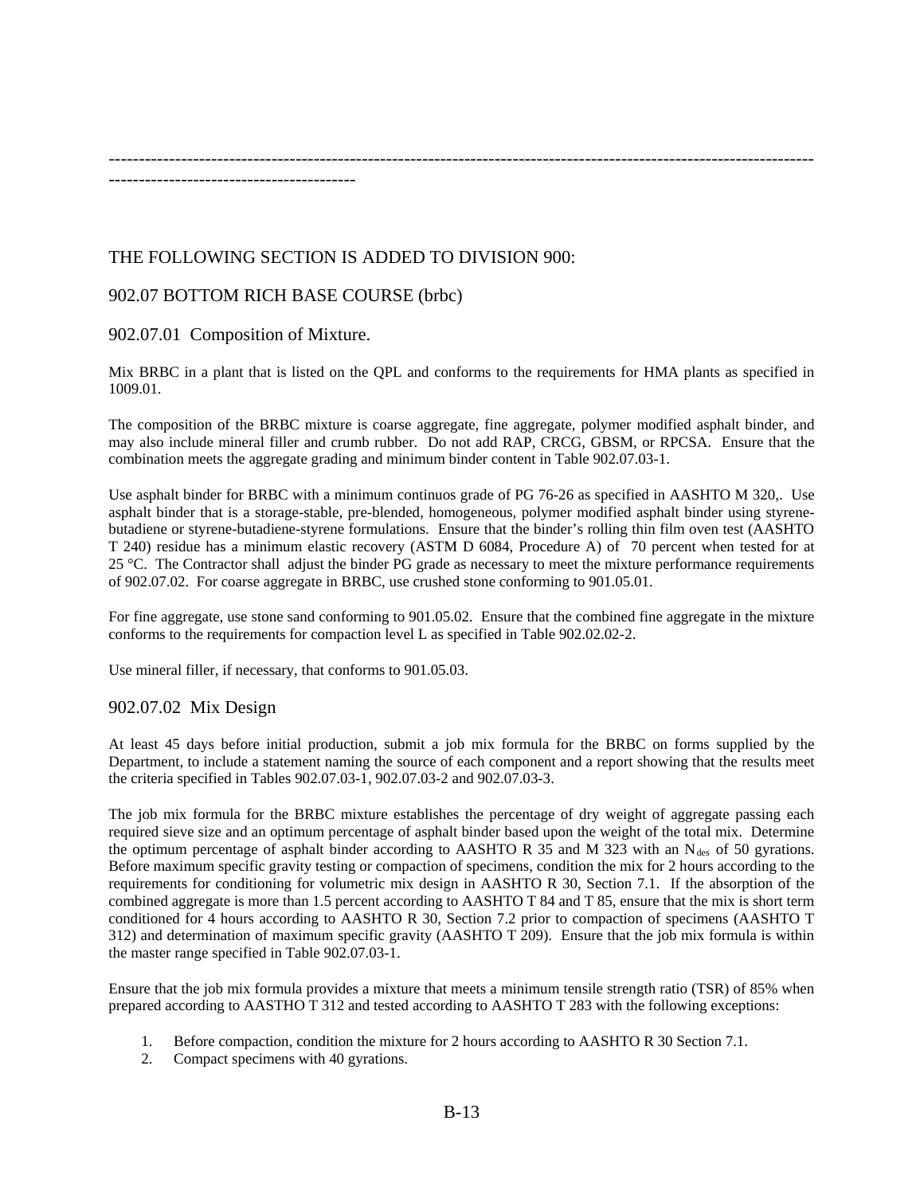---

THE FOLLOWING SECTION IS ADDED TO DIVISION 900:

## 902.07 BOTTOM RICH BASE COURSE (brbc)

### 902.07.01 Composition of Mixture.

Mix BRBC in a plant that is listed on the QPL and conforms to the requirements for HMA plants as specified in 1009.01.

The composition of the BRBC mixture is coarse aggregate, fine aggregate, polymer modified asphalt binder, and may also include mineral filler and crumb rubber. Do not add RAP, CRCG, GBSM, or RPCSA. Ensure that the combination meets the aggregate grading and minimum binder content in Table 902.07.03-1.

Use asphalt binder for BRBC with a minimum continuos grade of PG 76-26 as specified in AASHTO M 320,. Use asphalt binder that is a storage-stable, pre-blended, homogeneous, polymer modified asphalt binder using styrene-butadiene or styrene-butadiene-styrene formulations. Ensure that the binder's rolling thin film oven test (AASHTO T 240) residue has a minimum elastic recovery (ASTM D 6084, Procedure A) of 70 percent when tested for at 25 °C. The Contractor shall adjust the binder PG grade as necessary to meet the mixture performance requirements of 902.07.02. For coarse aggregate in BRBC, use crushed stone conforming to 901.05.01.

For fine aggregate, use stone sand conforming to 901.05.02. Ensure that the combined fine aggregate in the mixture conforms to the requirements for compaction level L as specified in Table 902.02.02-2.

Use mineral filler, if necessary, that conforms to 901.05.03.

### 902.07.02 Mix Design

At least 45 days before initial production, submit a job mix formula for the BRBC on forms supplied by the Department, to include a statement naming the source of each component and a report showing that the results meet the criteria specified in Tables 902.07.03-1, 902.07.03-2 and 902.07.03-3.

The job mix formula for the BRBC mixture establishes the percentage of dry weight of aggregate passing each required sieve size and an optimum percentage of asphalt binder based upon the weight of the total mix. Determine the optimum percentage of asphalt binder according to AASHTO R 35 and M 323 with an $N_{des}$ of 50 gyrations. Before maximum specific gravity testing or compaction of specimens, condition the mix for 2 hours according to the requirements for conditioning for volumetric mix design in AASHTO R 30, Section 7.1. If the absorption of the combined aggregate is more than 1.5 percent according to AASHTO T 84 and T 85, ensure that the mix is short term conditioned for 4 hours according to AASHTO R 30, Section 7.2 prior to compaction of specimens (AASHTO T 312) and determination of maximum specific gravity (AASHTO T 209). Ensure that the job mix formula is within the master range specified in Table 902.07.03-1.

Ensure that the job mix formula provides a mixture that meets a minimum tensile strength ratio (TSR) of 85% when prepared according to AASTHO T 312 and tested according to AASHTO T 283 with the following exceptions:

1. Before compaction, condition the mixture for 2 hours according to AASHTO R 30 Section 7.1.
2. Compact specimens with 40 gyrations.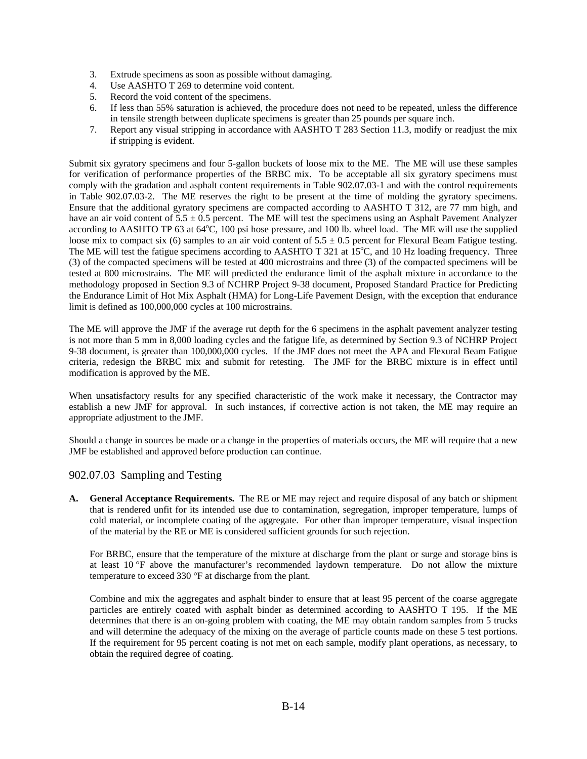3. Extrude specimens as soon as possible without damaging.
4. Use AASHTO T 269 to determine void content.
5. Record the void content of the specimens.
6. If less than 55% saturation is achieved, the procedure does not need to be repeated, unless the difference in tensile strength between duplicate specimens is greater than 25 pounds per square inch.
7. Report any visual stripping in accordance with AASHTO T 283 Section 11.3, modify or readjust the mix if stripping is evident.

Submit six gyratory specimens and four 5-gallon buckets of loose mix to the ME. The ME will use these samples for verification of performance properties of the BRBC mix. To be acceptable all six gyratory specimens must comply with the gradation and asphalt content requirements in Table 902.07.03-1 and with the control requirements in Table 902.07.03-2. The ME reserves the right to be present at the time of molding the gyratory specimens. Ensure that the additional gyratory specimens are compacted according to AASHTO T 312, are 77 mm high, and have an air void content of $5.5 \pm 0.5$ percent. The ME will test the specimens using an Asphalt Pavement Analyzer according to AASHTO TP 63 at 64°C, 100 psi hose pressure, and 100 lb. wheel load. The ME will use the supplied loose mix to compact six (6) samples to an air void content of $5.5 \pm 0.5$ percent for Flexural Beam Fatigue testing. The ME will test the fatigue specimens according to AASHTO T 321 at 15°C, and 10 Hz loading frequency. Three (3) of the compacted specimens will be tested at 400 microstrains and three (3) of the compacted specimens will be tested at 800 microstrains. The ME will predicted the endurance limit of the asphalt mixture in accordance to the methodology proposed in Section 9.3 of NCHRP Project 9-38 document, Proposed Standard Practice for Predicting the Endurance Limit of Hot Mix Asphalt (HMA) for Long-Life Pavement Design, with the exception that endurance limit is defined as 100,000,000 cycles at 100 microstrains.

The ME will approve the JMF if the average rut depth for the 6 specimens in the asphalt pavement analyzer testing is not more than 5 mm in 8,000 loading cycles and the fatigue life, as determined by Section 9.3 of NCHRP Project 9-38 document, is greater than 100,000,000 cycles. If the JMF does not meet the APA and Flexural Beam Fatigue criteria, redesign the BRBC mix and submit for retesting. The JMF for the BRBC mixture is in effect until modification is approved by the ME.

When unsatisfactory results for any specified characteristic of the work make it necessary, the Contractor may establish a new JMF for approval. In such instances, if corrective action is not taken, the ME may require an appropriate adjustment to the JMF.

Should a change in sources be made or a change in the properties of materials occurs, the ME will require that a new JMF be established and approved before production can continue.

## 902.07.03 Sampling and Testing

**A. General Acceptance Requirements.** The RE or ME may reject and require disposal of any batch or shipment that is rendered unfit for its intended use due to contamination, segregation, improper temperature, lumps of cold material, or incomplete coating of the aggregate. For other than improper temperature, visual inspection of the material by the RE or ME is considered sufficient grounds for such rejection.

For BRBC, ensure that the temperature of the mixture at discharge from the plant or surge and storage bins is at least 10 °F above the manufacturer's recommended laydown temperature. Do not allow the mixture temperature to exceed 330 °F at discharge from the plant.

Combine and mix the aggregates and asphalt binder to ensure that at least 95 percent of the coarse aggregate particles are entirely coated with asphalt binder as determined according to AASHTO T 195. If the ME determines that there is an on-going problem with coating, the ME may obtain random samples from 5 trucks and will determine the adequacy of the mixing on the average of particle counts made on these 5 test portions. If the requirement for 95 percent coating is not met on each sample, modify plant operations, as necessary, to obtain the required degree of coating.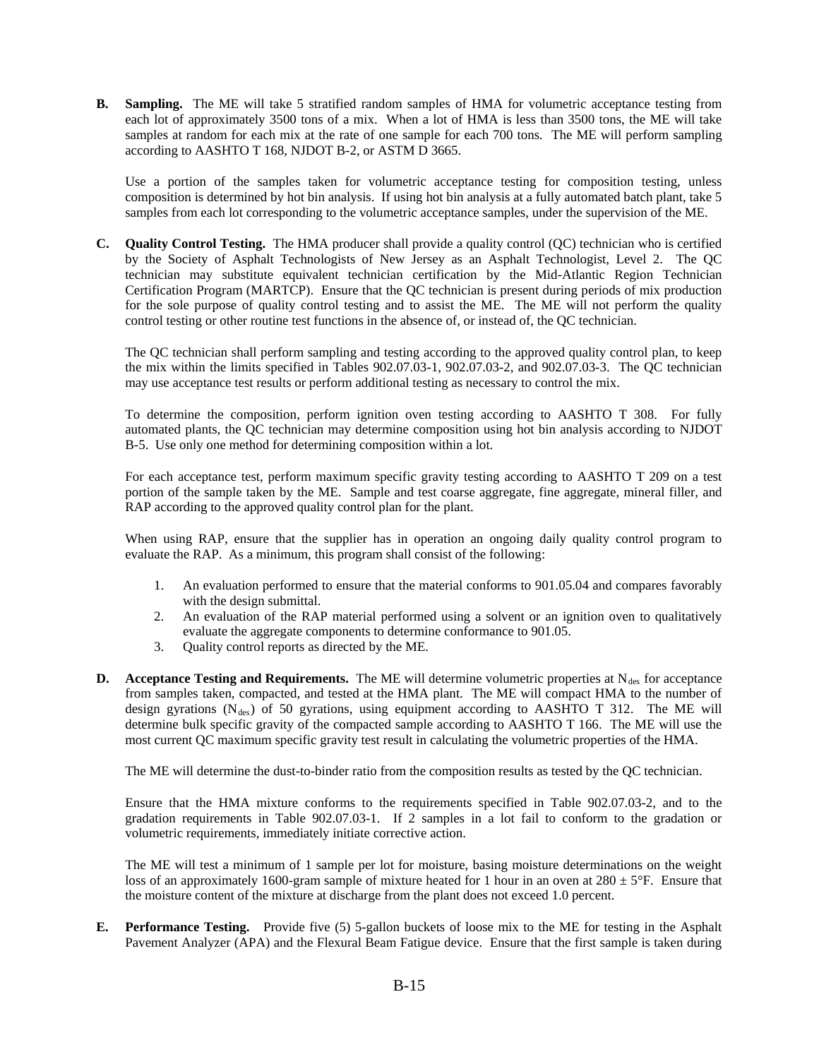**B. Sampling.** The ME will take 5 stratified random samples of HMA for volumetric acceptance testing from each lot of approximately 3500 tons of a mix. When a lot of HMA is less than 3500 tons, the ME will take samples at random for each mix at the rate of one sample for each 700 tons. The ME will perform sampling according to AASHTO T 168, NJDOT B-2, or ASTM D 3665.

Use a portion of the samples taken for volumetric acceptance testing for composition testing, unless composition is determined by hot bin analysis. If using hot bin analysis at a fully automated batch plant, take 5 samples from each lot corresponding to the volumetric acceptance samples, under the supervision of the ME.

**C. Quality Control Testing.** The HMA producer shall provide a quality control (QC) technician who is certified by the Society of Asphalt Technologists of New Jersey as an Asphalt Technologist, Level 2. The QC technician may substitute equivalent technician certification by the Mid-Atlantic Region Technician Certification Program (MARTCP). Ensure that the QC technician is present during periods of mix production for the sole purpose of quality control testing and to assist the ME. The ME will not perform the quality control testing or other routine test functions in the absence of, or instead of, the QC technician.

The QC technician shall perform sampling and testing according to the approved quality control plan, to keep the mix within the limits specified in Tables 902.07.03-1, 902.07.03-2, and 902.07.03-3. The QC technician may use acceptance test results or perform additional testing as necessary to control the mix.

To determine the composition, perform ignition oven testing according to AASHTO T 308. For fully automated plants, the QC technician may determine composition using hot bin analysis according to NJDOT B-5. Use only one method for determining composition within a lot.

For each acceptance test, perform maximum specific gravity testing according to AASHTO T 209 on a test portion of the sample taken by the ME. Sample and test coarse aggregate, fine aggregate, mineral filler, and RAP according to the approved quality control plan for the plant.

When using RAP, ensure that the supplier has in operation an ongoing daily quality control program to evaluate the RAP. As a minimum, this program shall consist of the following:

1. An evaluation performed to ensure that the material conforms to 901.05.04 and compares favorably with the design submittal.
2. An evaluation of the RAP material performed using a solvent or an ignition oven to qualitatively evaluate the aggregate components to determine conformance to 901.05.
3. Quality control reports as directed by the ME.

**D. Acceptance Testing and Requirements.** The ME will determine volumetric properties at $N_{des}$ for acceptance from samples taken, compacted, and tested at the HMA plant. The ME will compact HMA to the number of design gyrations ($N_{des}$) of 50 gyrations, using equipment according to AASHTO T 312. The ME will determine bulk specific gravity of the compacted sample according to AASHTO T 166. The ME will use the most current QC maximum specific gravity test result in calculating the volumetric properties of the HMA.

The ME will determine the dust-to-binder ratio from the composition results as tested by the QC technician.

Ensure that the HMA mixture conforms to the requirements specified in Table 902.07.03-2, and to the gradation requirements in Table 902.07.03-1. If 2 samples in a lot fail to conform to the gradation or volumetric requirements, immediately initiate corrective action.

The ME will test a minimum of 1 sample per lot for moisture, basing moisture determinations on the weight loss of an approximately 1600-gram sample of mixture heated for 1 hour in an oven at 280 ± 5°F. Ensure that the moisture content of the mixture at discharge from the plant does not exceed 1.0 percent.

**E. Performance Testing.** Provide five (5) 5-gallon buckets of loose mix to the ME for testing in the Asphalt Pavement Analyzer (APA) and the Flexural Beam Fatigue device. Ensure that the first sample is taken during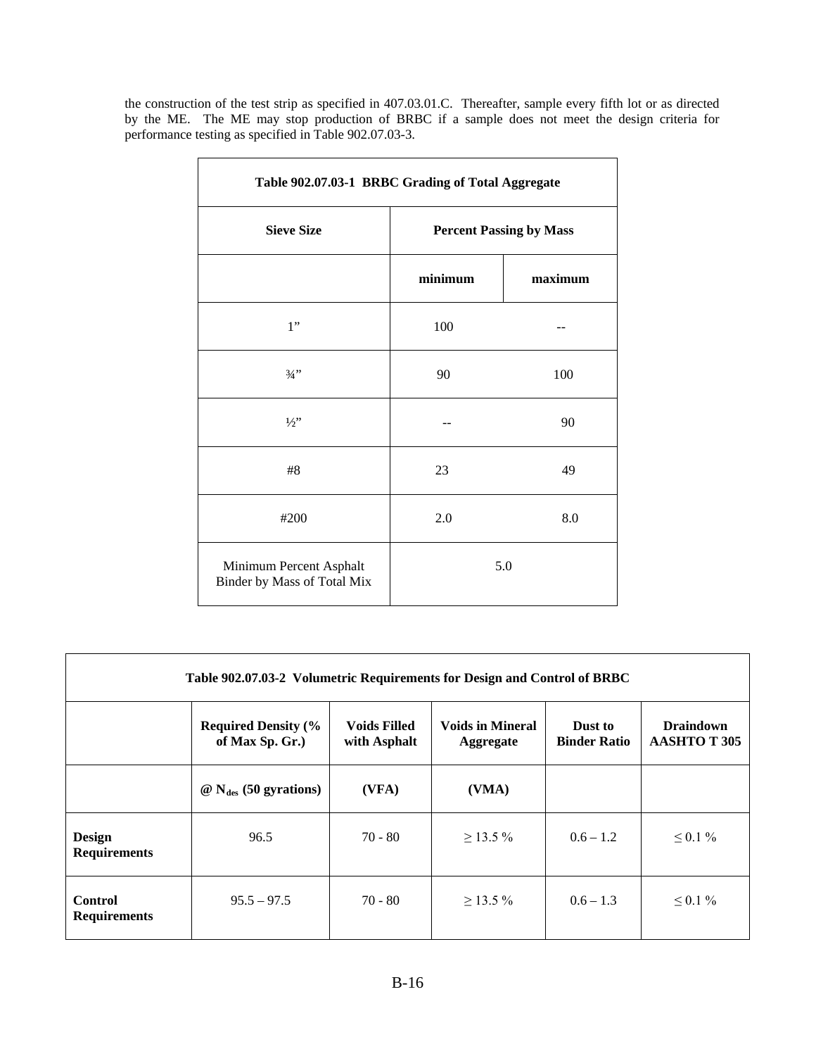the construction of the test strip as specified in 407.03.01.C. Thereafter, sample every fifth lot or as directed by the ME. The ME may stop production of BRBC if a sample does not meet the design criteria for performance testing as specified in Table 902.07.03-3.

| Table 902.07.03-1 BRBC Grading of Total Aggregate | | |
|---|---|---|
| **Sieve Size** | **Percent Passing by Mass** | |
| | **minimum** | **maximum** |
| 1” | 100 | -- |
| ¾” | 90 | 100 |
| ½” | -- | 90 |
| #8 | 23 | 49 |
| #200 | 2.0 | 8.0 |
| Minimum Percent Asphalt Binder by Mass of Total Mix | 5.0 | |

| Table 902.07.03-2 Volumetric Requirements for Design and Control of BRBC | | | | | |
|---|---|---|---|---|---|
| | **Required Density (% of Max Sp. Gr.)** | **Voids Filled with Asphalt** | **Voids in Mineral Aggregate** | **Dust to Binder Ratio** | **Draindown AASHTO T 305** |
| | **@ $N_{des}$ (50 gyrations)** | **(VFA)** | **(VMA)** | | |
| **Design Requirements** | 96.5 | 70 - 80 | ≥ 13.5 % | 0.6 – 1.2 | ≤ 0.1 % |
| **Control Requirements** | 95.5 – 97.5 | 70 - 80 | ≥ 13.5 % | 0.6 – 1.3 | ≤ 0.1 % |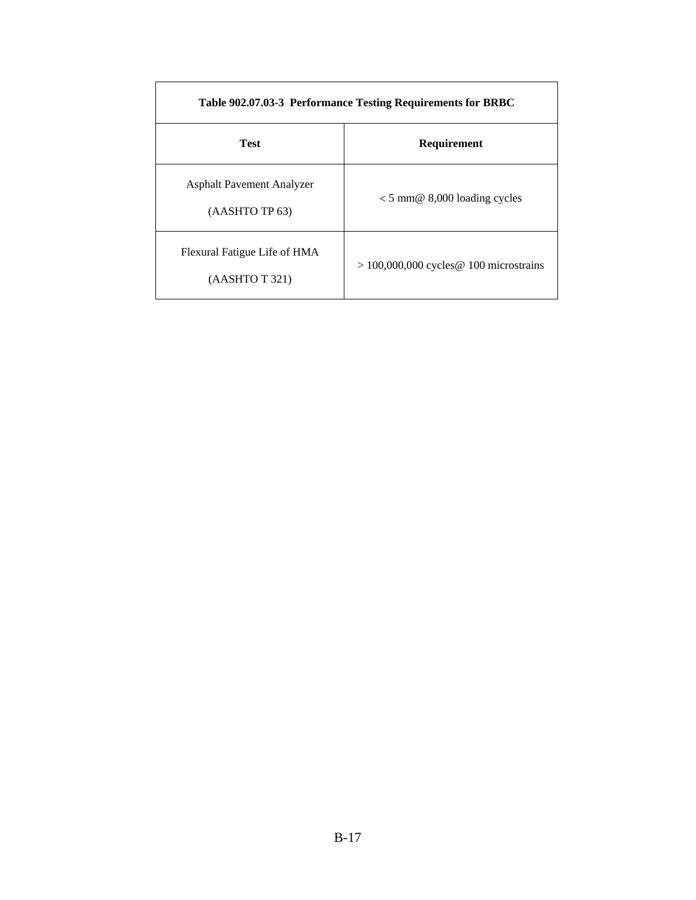**Table 902.07.03-3 Performance Testing Requirements for BRBC**

| Test | Requirement |
|---|---|
| Asphalt Pavement Analyzer (AASHTO TP 63) | < 5 mm@ 8,000 loading cycles |
| Flexural Fatigue Life of HMA (AASHTO T 321) | > 100,000,000 cycles@ 100 microstrains |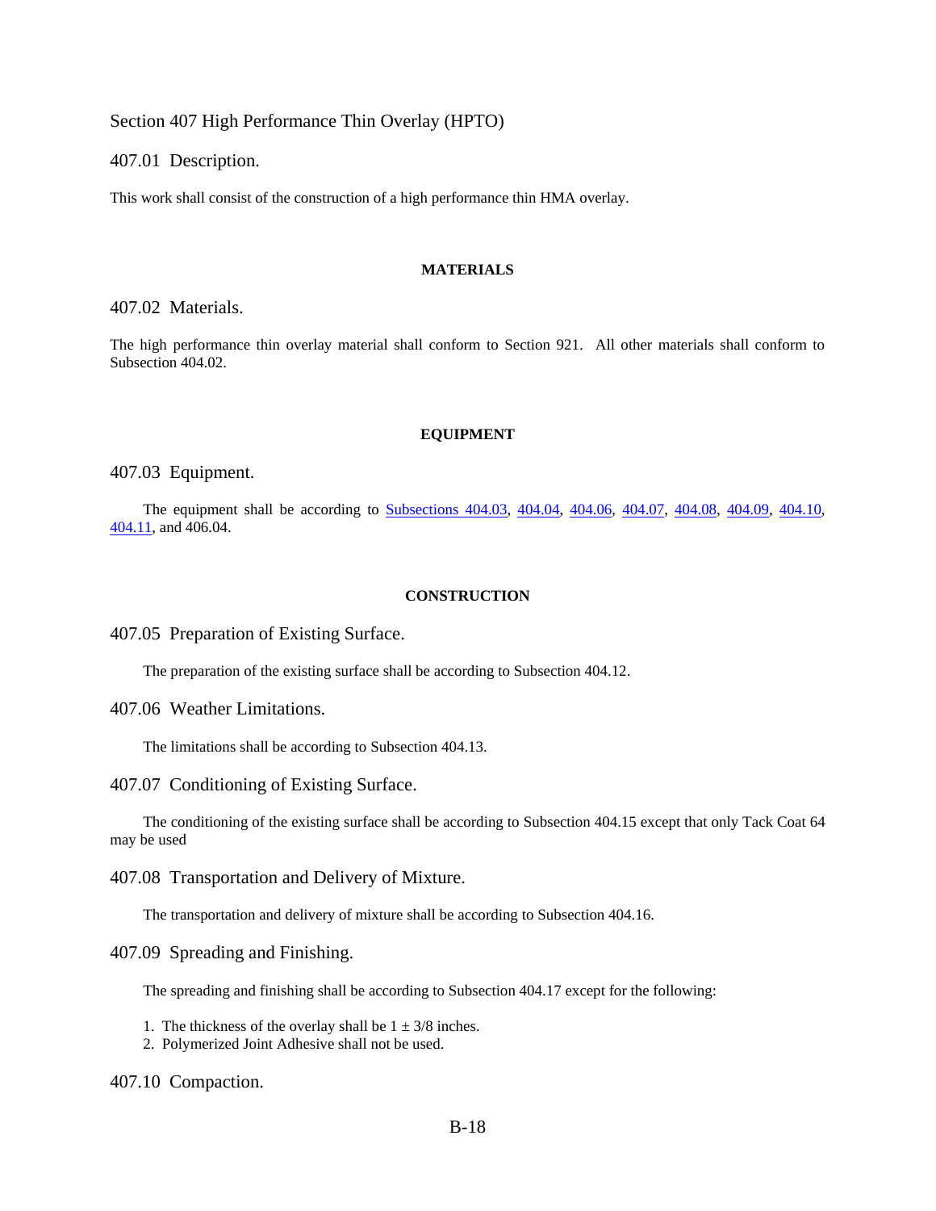## Section 407 High Performance Thin Overlay (HPTO)

### 407.01 Description.

This work shall consist of the construction of a high performance thin HMA overlay.

**MATERIALS**

### 407.02 Materials.

The high performance thin overlay material shall conform to Section 921. All other materials shall conform to Subsection 404.02.

**EQUIPMENT**

### 407.03 Equipment.

The equipment shall be according to Subsections 404.03, 404.04, 404.06, 404.07, 404.08, 404.09, 404.10, 404.11, and 406.04.

**CONSTRUCTION**

### 407.05 Preparation of Existing Surface.

The preparation of the existing surface shall be according to Subsection 404.12.

### 407.06 Weather Limitations.

The limitations shall be according to Subsection 404.13.

### 407.07 Conditioning of Existing Surface.

The conditioning of the existing surface shall be according to Subsection 404.15 except that only Tack Coat 64 may be used

### 407.08 Transportation and Delivery of Mixture.

The transportation and delivery of mixture shall be according to Subsection 404.16.

### 407.09 Spreading and Finishing.

The spreading and finishing shall be according to Subsection 404.17 except for the following:

1. The thickness of the overlay shall be 1 ± 3/8 inches.
2. Polymerized Joint Adhesive shall not be used.

### 407.10 Compaction.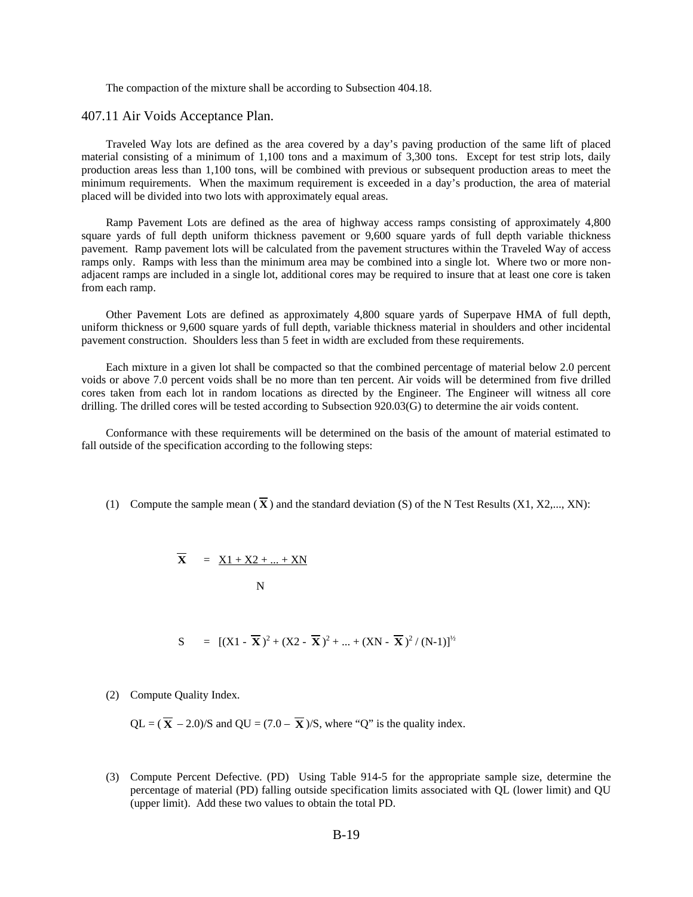The compaction of the mixture shall be according to Subsection 404.18.

## 407.11 Air Voids Acceptance Plan.

Traveled Way lots are defined as the area covered by a day's paving production of the same lift of placed material consisting of a minimum of 1,100 tons and a maximum of 3,300 tons. Except for test strip lots, daily production areas less than 1,100 tons, will be combined with previous or subsequent production areas to meet the minimum requirements. When the maximum requirement is exceeded in a day's production, the area of material placed will be divided into two lots with approximately equal areas.

Ramp Pavement Lots are defined as the area of highway access ramps consisting of approximately 4,800 square yards of full depth uniform thickness pavement or 9,600 square yards of full depth variable thickness pavement. Ramp pavement lots will be calculated from the pavement structures within the Traveled Way of access ramps only. Ramps with less than the minimum area may be combined into a single lot. Where two or more non-adjacent ramps are included in a single lot, additional cores may be required to insure that at least one core is taken from each ramp.

Other Pavement Lots are defined as approximately 4,800 square yards of Superpave HMA of full depth, uniform thickness or 9,600 square yards of full depth, variable thickness material in shoulders and other incidental pavement construction. Shoulders less than 5 feet in width are excluded from these requirements.

Each mixture in a given lot shall be compacted so that the combined percentage of material below 2.0 percent voids or above 7.0 percent voids shall be no more than ten percent. Air voids will be determined from five drilled cores taken from each lot in random locations as directed by the Engineer. The Engineer will witness all core drilling. The drilled cores will be tested according to Subsection 920.03(G) to determine the air voids content.

Conformance with these requirements will be determined on the basis of the amount of material estimated to fall outside of the specification according to the following steps:

(1) Compute the sample mean ($\overline{X}$) and the standard deviation (S) of the N Test Results (X1, X2,..., XN):

$$\overline{X} = \frac{X1 + X2 + ... + XN}{N}$$

$$S = [(X1 - \overline{X})^2 + (X2 - \overline{X})^2 + ... + (XN - \overline{X})^2 / (N-1)]^{1/2}$$

(2) Compute Quality Index.

$QL = (\overline{X} - 2.0)/S$ and $QU = (7.0 - \overline{X})/S$, where "Q" is the quality index.

(3) Compute Percent Defective. (PD) Using Table 914-5 for the appropriate sample size, determine the percentage of material (PD) falling outside specification limits associated with QL (lower limit) and QU (upper limit). Add these two values to obtain the total PD.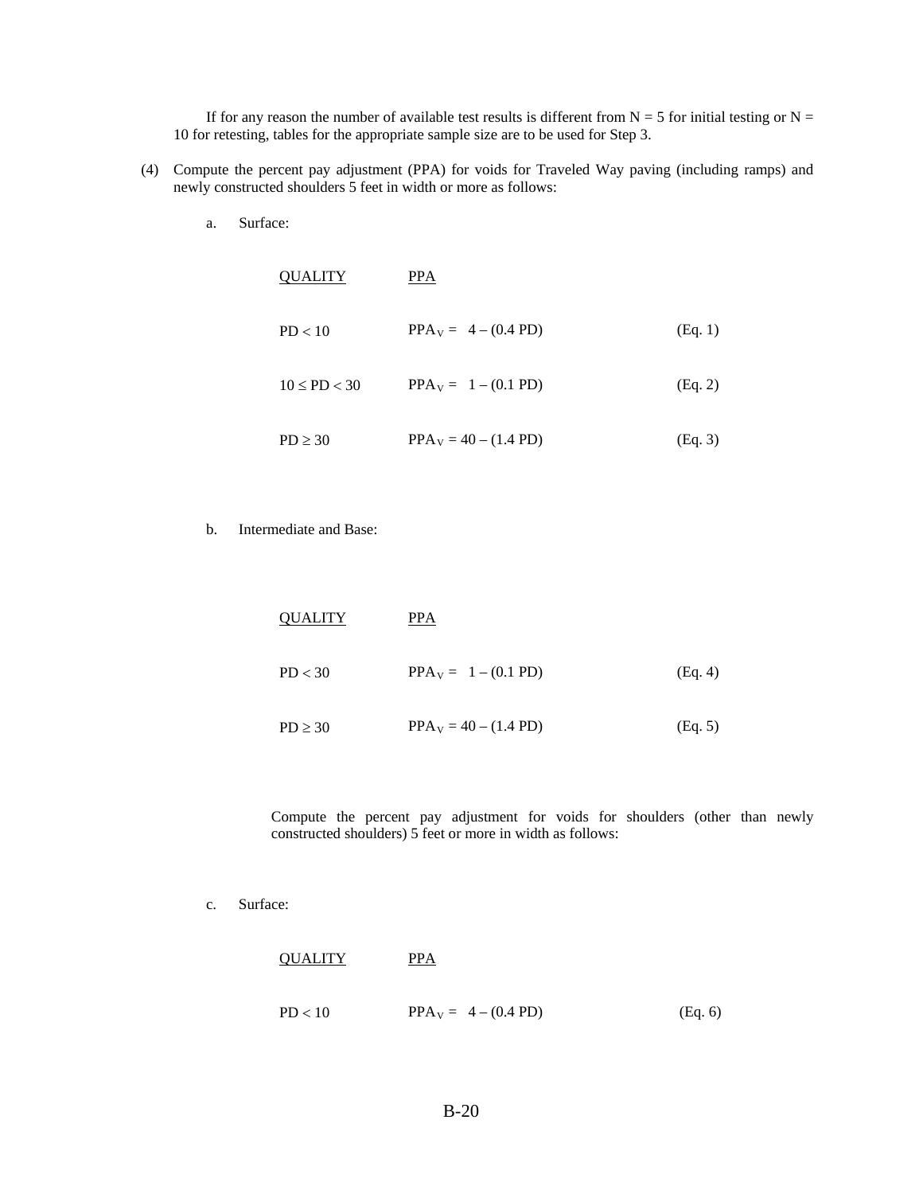If for any reason the number of available test results is different from N = 5 for initial testing or N = 10 for retesting, tables for the appropriate sample size are to be used for Step 3.

(4) Compute the percent pay adjustment (PPA) for voids for Traveled Way paving (including ramps) and newly constructed shoulders 5 feet in width or more as follows:

a. Surface:

| QUALITY | PPA | |
|---|---|---|
| $PD < 10$ | $PPA_V = 4 - (0.4\ PD)$ | (Eq. 1) |
| $10 \leq PD < 30$ | $PPA_V = 1 - (0.1\ PD)$ | (Eq. 2) |
| $PD \geq 30$ | $PPA_V = 40 - (1.4\ PD)$ | (Eq. 3) |

b. Intermediate and Base:

| QUALITY | PPA | |
|---|---|---|
| $PD < 30$ | $PPA_V = 1 - (0.1\ PD)$ | (Eq. 4) |
| $PD \geq 30$ | $PPA_V = 40 - (1.4\ PD)$ | (Eq. 5) |

Compute the percent pay adjustment for voids for shoulders (other than newly constructed shoulders) 5 feet or more in width as follows:

c. Surface:

| QUALITY | PPA | |
|---|---|---|
| $PD < 10$ | $PPA_V = 4 - (0.4\ PD)$ | (Eq. 6) |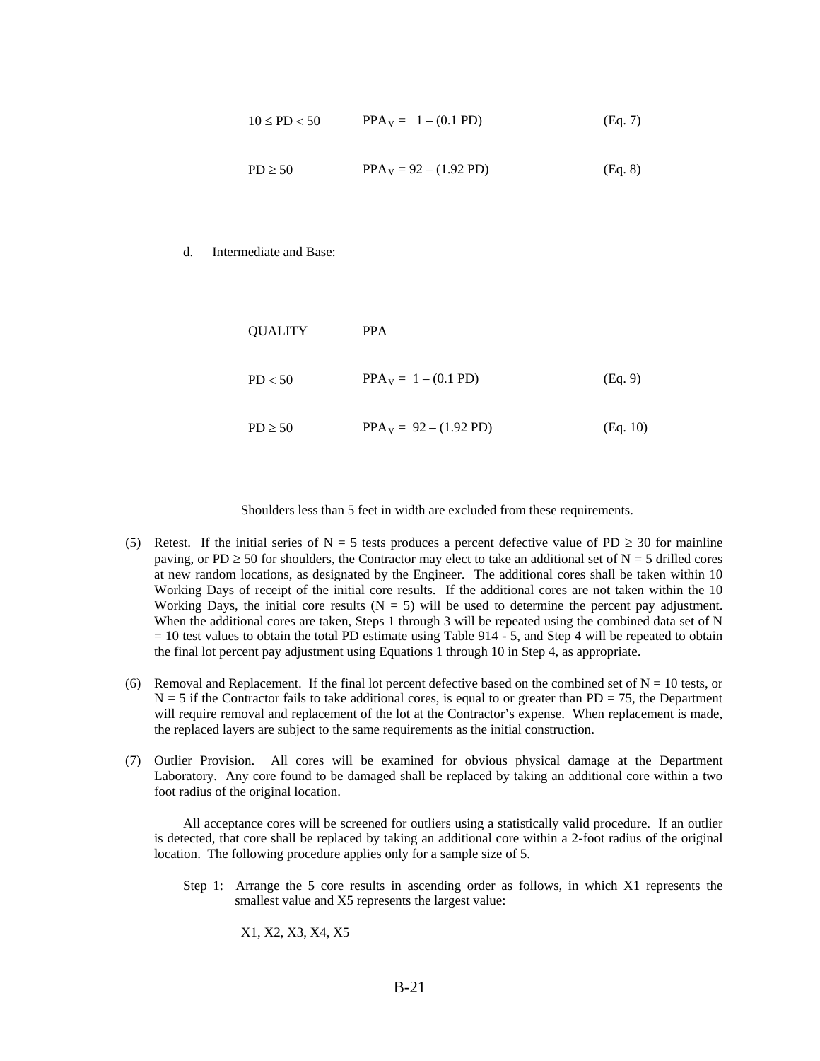| | | |
|---|---|---|
| $10 \le PD < 50$ | $PPA_V = 1 - (0.1\ PD)$ | (Eq. 7) |
| $PD \ge 50$ | $PPA_V = 92 - (1.92\ PD)$ | (Eq. 8) |

d. Intermediate and Base:

| <u>QUALITY</u> | <u>PPA</u> | |
|---|---|---|
| $PD < 50$ | $PPA_V = 1 - (0.1\ PD)$ | (Eq. 9) |
| $PD \ge 50$ | $PPA_V = 92 - (1.92\ PD)$ | (Eq. 10) |

Shoulders less than 5 feet in width are excluded from these requirements.

(5) Retest. If the initial series of N = 5 tests produces a percent defective value of PD ≥ 30 for mainline paving, or PD ≥ 50 for shoulders, the Contractor may elect to take an additional set of N = 5 drilled cores at new random locations, as designated by the Engineer. The additional cores shall be taken within 10 Working Days of receipt of the initial core results. If the additional cores are not taken within the 10 Working Days, the initial core results (N = 5) will be used to determine the percent pay adjustment. When the additional cores are taken, Steps 1 through 3 will be repeated using the combined data set of N = 10 test values to obtain the total PD estimate using Table 914 - 5, and Step 4 will be repeated to obtain the final lot percent pay adjustment using Equations 1 through 10 in Step 4, as appropriate.

(6) Removal and Replacement. If the final lot percent defective based on the combined set of N = 10 tests, or N = 5 if the Contractor fails to take additional cores, is equal to or greater than PD = 75, the Department will require removal and replacement of the lot at the Contractor's expense. When replacement is made, the replaced layers are subject to the same requirements as the initial construction.

(7) Outlier Provision. All cores will be examined for obvious physical damage at the Department Laboratory. Any core found to be damaged shall be replaced by taking an additional core within a two foot radius of the original location.

All acceptance cores will be screened for outliers using a statistically valid procedure. If an outlier is detected, that core shall be replaced by taking an additional core within a 2-foot radius of the original location. The following procedure applies only for a sample size of 5.

Step 1: Arrange the 5 core results in ascending order as follows, in which X1 represents the smallest value and X5 represents the largest value:

X1, X2, X3, X4, X5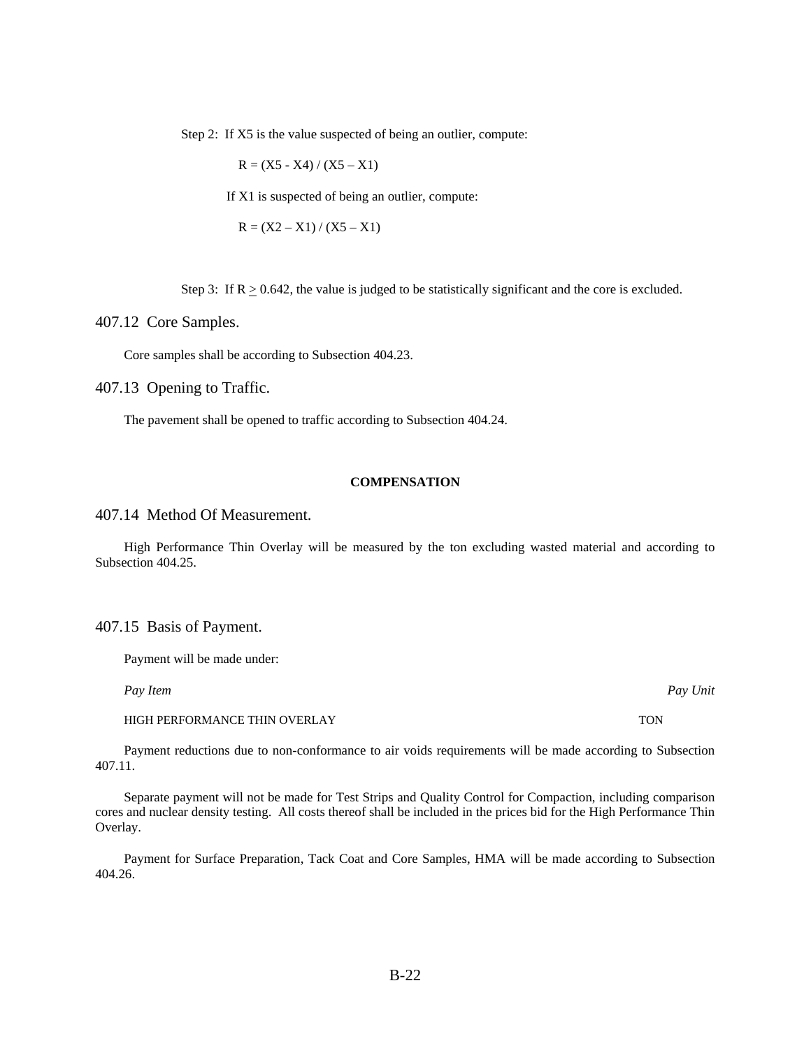Step 2: If $X5$ is the value suspected of being an outlier, compute:

$$R = (X5 - X4) / (X5 - X1)$$

If $X1$ is suspected of being an outlier, compute:

$$R = (X2 - X1) / (X5 - X1)$$

Step 3: If $R \geq 0.642$, the value is judged to be statistically significant and the core is excluded.

## 407.12 Core Samples.

Core samples shall be according to Subsection 404.23.

## 407.13 Opening to Traffic.

The pavement shall be opened to traffic according to Subsection 404.24.

**COMPENSATION**

## 407.14 Method Of Measurement.

High Performance Thin Overlay will be measured by the ton excluding wasted material and according to Subsection 404.25.

## 407.15 Basis of Payment.

Payment will be made under:

| *Pay Item* | *Pay Unit* |
|---|---|
| HIGH PERFORMANCE THIN OVERLAY | TON |

Payment reductions due to non-conformance to air voids requirements will be made according to Subsection 407.11.

Separate payment will not be made for Test Strips and Quality Control for Compaction, including comparison cores and nuclear density testing. All costs thereof shall be included in the prices bid for the High Performance Thin Overlay.

Payment for Surface Preparation, Tack Coat and Core Samples, HMA will be made according to Subsection 404.26.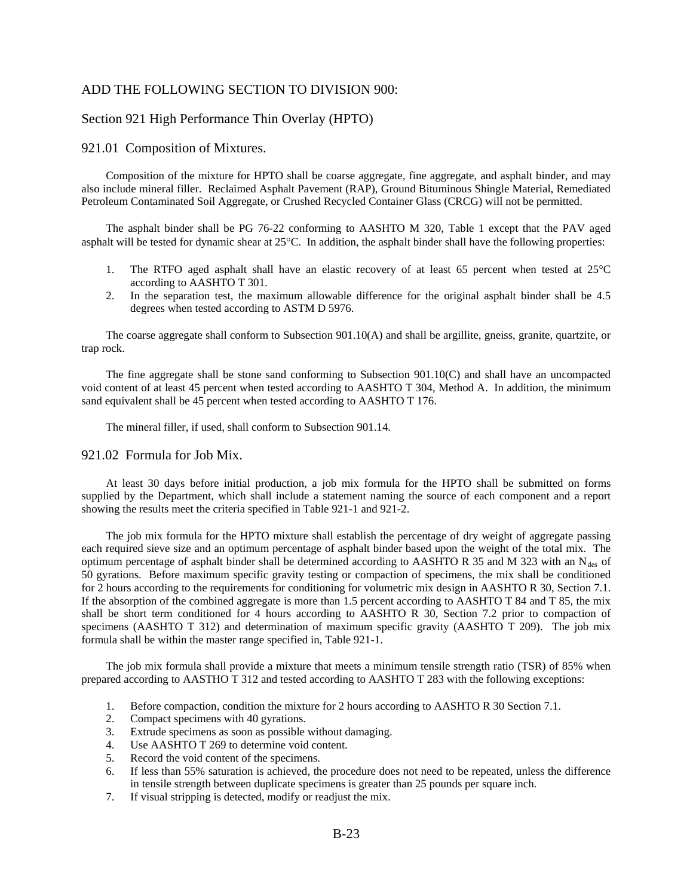ADD THE FOLLOWING SECTION TO DIVISION 900:

## Section 921 High Performance Thin Overlay (HPTO)

### 921.01 Composition of Mixtures.

Composition of the mixture for HPTO shall be coarse aggregate, fine aggregate, and asphalt binder, and may also include mineral filler. Reclaimed Asphalt Pavement (RAP), Ground Bituminous Shingle Material, Remediated Petroleum Contaminated Soil Aggregate, or Crushed Recycled Container Glass (CRCG) will not be permitted.

The asphalt binder shall be PG 76-22 conforming to AASHTO M 320, Table 1 except that the PAV aged asphalt will be tested for dynamic shear at 25°C. In addition, the asphalt binder shall have the following properties:

1. The RTFO aged asphalt shall have an elastic recovery of at least 65 percent when tested at 25°C according to AASHTO T 301.
2. In the separation test, the maximum allowable difference for the original asphalt binder shall be 4.5 degrees when tested according to ASTM D 5976.

The coarse aggregate shall conform to Subsection 901.10(A) and shall be argillite, gneiss, granite, quartzite, or trap rock.

The fine aggregate shall be stone sand conforming to Subsection 901.10(C) and shall have an uncompacted void content of at least 45 percent when tested according to AASHTO T 304, Method A. In addition, the minimum sand equivalent shall be 45 percent when tested according to AASHTO T 176.

The mineral filler, if used, shall conform to Subsection 901.14.

### 921.02 Formula for Job Mix.

At least 30 days before initial production, a job mix formula for the HPTO shall be submitted on forms supplied by the Department, which shall include a statement naming the source of each component and a report showing the results meet the criteria specified in Table 921-1 and 921-2.

The job mix formula for the HPTO mixture shall establish the percentage of dry weight of aggregate passing each required sieve size and an optimum percentage of asphalt binder based upon the weight of the total mix. The optimum percentage of asphalt binder shall be determined according to AASHTO R 35 and M 323 with an $N_{des}$ of 50 gyrations. Before maximum specific gravity testing or compaction of specimens, the mix shall be conditioned for 2 hours according to the requirements for conditioning for volumetric mix design in AASHTO R 30, Section 7.1. If the absorption of the combined aggregate is more than 1.5 percent according to AASHTO T 84 and T 85, the mix shall be short term conditioned for 4 hours according to AASHTO R 30, Section 7.2 prior to compaction of specimens (AASHTO T 312) and determination of maximum specific gravity (AASHTO T 209). The job mix formula shall be within the master range specified in, Table 921-1.

The job mix formula shall provide a mixture that meets a minimum tensile strength ratio (TSR) of 85% when prepared according to AASTHO T 312 and tested according to AASHTO T 283 with the following exceptions:

1. Before compaction, condition the mixture for 2 hours according to AASHTO R 30 Section 7.1.
2. Compact specimens with 40 gyrations.
3. Extrude specimens as soon as possible without damaging.
4. Use AASHTO T 269 to determine void content.
5. Record the void content of the specimens.
6. If less than 55% saturation is achieved, the procedure does not need to be repeated, unless the difference in tensile strength between duplicate specimens is greater than 25 pounds per square inch.
7. If visual stripping is detected, modify or readjust the mix.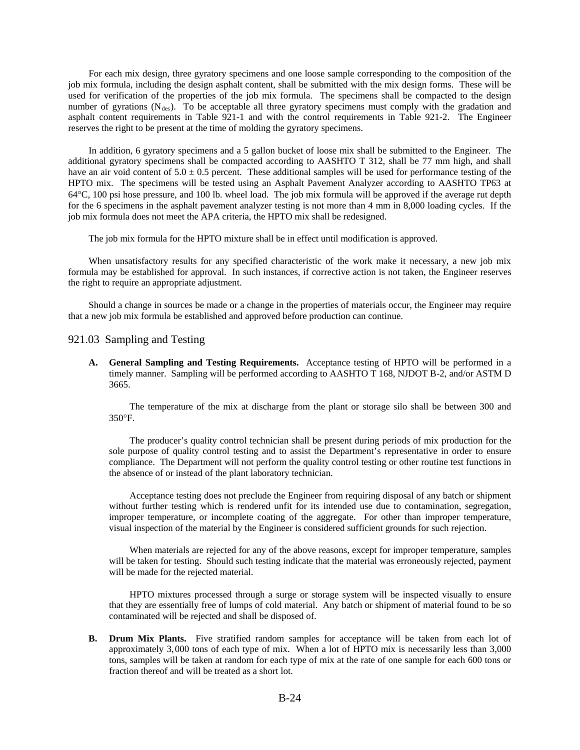For each mix design, three gyratory specimens and one loose sample corresponding to the composition of the job mix formula, including the design asphalt content, shall be submitted with the mix design forms. These will be used for verification of the properties of the job mix formula. The specimens shall be compacted to the design number of gyrations ($N_{des}$). To be acceptable all three gyratory specimens must comply with the gradation and asphalt content requirements in Table 921-1 and with the control requirements in Table 921-2. The Engineer reserves the right to be present at the time of molding the gyratory specimens.

In addition, 6 gyratory specimens and a 5 gallon bucket of loose mix shall be submitted to the Engineer. The additional gyratory specimens shall be compacted according to AASHTO T 312, shall be 77 mm high, and shall have an air void content of 5.0 ± 0.5 percent. These additional samples will be used for performance testing of the HPTO mix. The specimens will be tested using an Asphalt Pavement Analyzer according to AASHTO TP63 at 64°C, 100 psi hose pressure, and 100 lb. wheel load. The job mix formula will be approved if the average rut depth for the 6 specimens in the asphalt pavement analyzer testing is not more than 4 mm in 8,000 loading cycles. If the job mix formula does not meet the APA criteria, the HPTO mix shall be redesigned.

The job mix formula for the HPTO mixture shall be in effect until modification is approved.

When unsatisfactory results for any specified characteristic of the work make it necessary, a new job mix formula may be established for approval. In such instances, if corrective action is not taken, the Engineer reserves the right to require an appropriate adjustment.

Should a change in sources be made or a change in the properties of materials occur, the Engineer may require that a new job mix formula be established and approved before production can continue.

## 921.03 Sampling and Testing

**A. General Sampling and Testing Requirements.** Acceptance testing of HPTO will be performed in a timely manner. Sampling will be performed according to AASHTO T 168, NJDOT B-2, and/or ASTM D 3665.

The temperature of the mix at discharge from the plant or storage silo shall be between 300 and 350°F.

The producer's quality control technician shall be present during periods of mix production for the sole purpose of quality control testing and to assist the Department's representative in order to ensure compliance. The Department will not perform the quality control testing or other routine test functions in the absence of or instead of the plant laboratory technician.

Acceptance testing does not preclude the Engineer from requiring disposal of any batch or shipment without further testing which is rendered unfit for its intended use due to contamination, segregation, improper temperature, or incomplete coating of the aggregate. For other than improper temperature, visual inspection of the material by the Engineer is considered sufficient grounds for such rejection.

When materials are rejected for any of the above reasons, except for improper temperature, samples will be taken for testing. Should such testing indicate that the material was erroneously rejected, payment will be made for the rejected material.

HPTO mixtures processed through a surge or storage system will be inspected visually to ensure that they are essentially free of lumps of cold material. Any batch or shipment of material found to be so contaminated will be rejected and shall be disposed of.

**B. Drum Mix Plants.** Five stratified random samples for acceptance will be taken from each lot of approximately 3,000 tons of each type of mix. When a lot of HPTO mix is necessarily less than 3,000 tons, samples will be taken at random for each type of mix at the rate of one sample for each 600 tons or fraction thereof and will be treated as a short lot.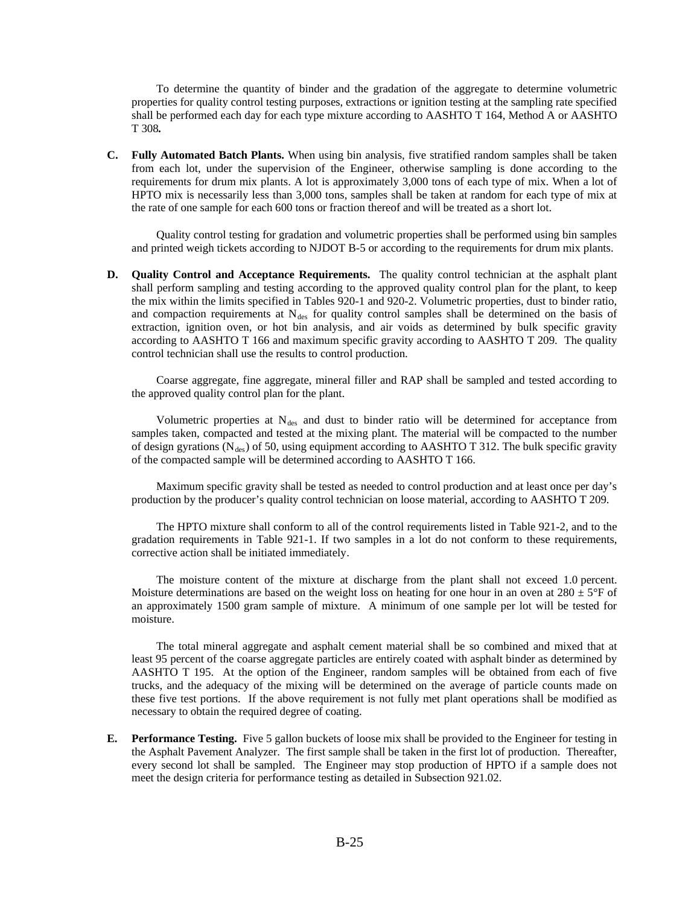To determine the quantity of binder and the gradation of the aggregate to determine volumetric properties for quality control testing purposes, extractions or ignition testing at the sampling rate specified shall be performed each day for each type mixture according to AASHTO T 164, Method A or AASHTO T 308**.**

**C. Fully Automated Batch Plants.** When using bin analysis, five stratified random samples shall be taken from each lot, under the supervision of the Engineer, otherwise sampling is done according to the requirements for drum mix plants. A lot is approximately 3,000 tons of each type of mix. When a lot of HPTO mix is necessarily less than 3,000 tons, samples shall be taken at random for each type of mix at the rate of one sample for each 600 tons or fraction thereof and will be treated as a short lot.

Quality control testing for gradation and volumetric properties shall be performed using bin samples and printed weigh tickets according to NJDOT B-5 or according to the requirements for drum mix plants.

**D. Quality Control and Acceptance Requirements.** The quality control technician at the asphalt plant shall perform sampling and testing according to the approved quality control plan for the plant, to keep the mix within the limits specified in Tables 920-1 and 920-2. Volumetric properties, dust to binder ratio, and compaction requirements at $N_{des}$ for quality control samples shall be determined on the basis of extraction, ignition oven, or hot bin analysis, and air voids as determined by bulk specific gravity according to AASHTO T 166 and maximum specific gravity according to AASHTO T 209. The quality control technician shall use the results to control production.

Coarse aggregate, fine aggregate, mineral filler and RAP shall be sampled and tested according to the approved quality control plan for the plant.

Volumetric properties at $N_{des}$ and dust to binder ratio will be determined for acceptance from samples taken, compacted and tested at the mixing plant. The material will be compacted to the number of design gyrations ($N_{des}$) of 50, using equipment according to AASHTO T 312. The bulk specific gravity of the compacted sample will be determined according to AASHTO T 166.

Maximum specific gravity shall be tested as needed to control production and at least once per day's production by the producer's quality control technician on loose material, according to AASHTO T 209.

The HPTO mixture shall conform to all of the control requirements listed in Table 921-2, and to the gradation requirements in Table 921-1. If two samples in a lot do not conform to these requirements, corrective action shall be initiated immediately.

The moisture content of the mixture at discharge from the plant shall not exceed 1.0 percent. Moisture determinations are based on the weight loss on heating for one hour in an oven at 280 ± 5°F of an approximately 1500 gram sample of mixture. A minimum of one sample per lot will be tested for moisture.

The total mineral aggregate and asphalt cement material shall be so combined and mixed that at least 95 percent of the coarse aggregate particles are entirely coated with asphalt binder as determined by AASHTO T 195. At the option of the Engineer, random samples will be obtained from each of five trucks, and the adequacy of the mixing will be determined on the average of particle counts made on these five test portions. If the above requirement is not fully met plant operations shall be modified as necessary to obtain the required degree of coating.

**E. Performance Testing.** Five 5 gallon buckets of loose mix shall be provided to the Engineer for testing in the Asphalt Pavement Analyzer. The first sample shall be taken in the first lot of production. Thereafter, every second lot shall be sampled. The Engineer may stop production of HPTO if a sample does not meet the design criteria for performance testing as detailed in Subsection 921.02.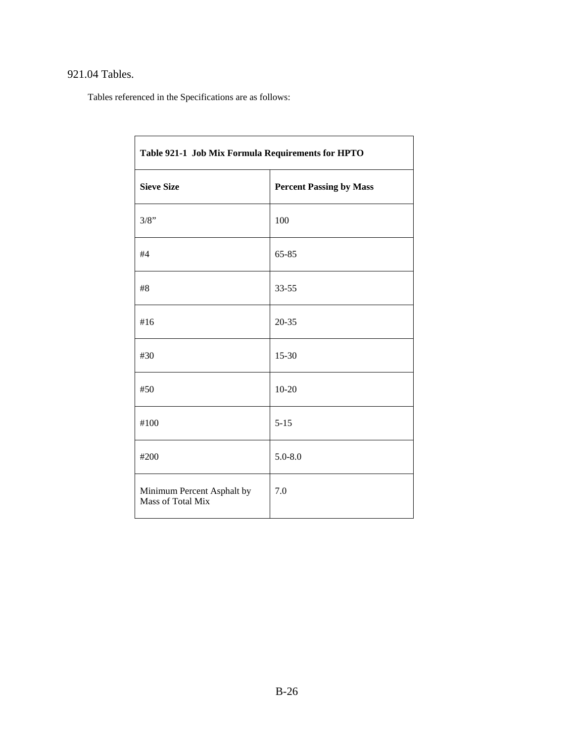## 921.04 Tables.

Tables referenced in the Specifications are as follows:

| Table 921-1 Job Mix Formula Requirements for HPTO | |
|---|---|
| **Sieve Size** | **Percent Passing by Mass** |
| 3/8” | 100 |
| #4 | 65-85 |
| #8 | 33-55 |
| #16 | 20-35 |
| #30 | 15-30 |
| #50 | 10-20 |
| #100 | 5-15 |
| #200 | 5.0-8.0 |
| Minimum Percent Asphalt by Mass of Total Mix | 7.0 |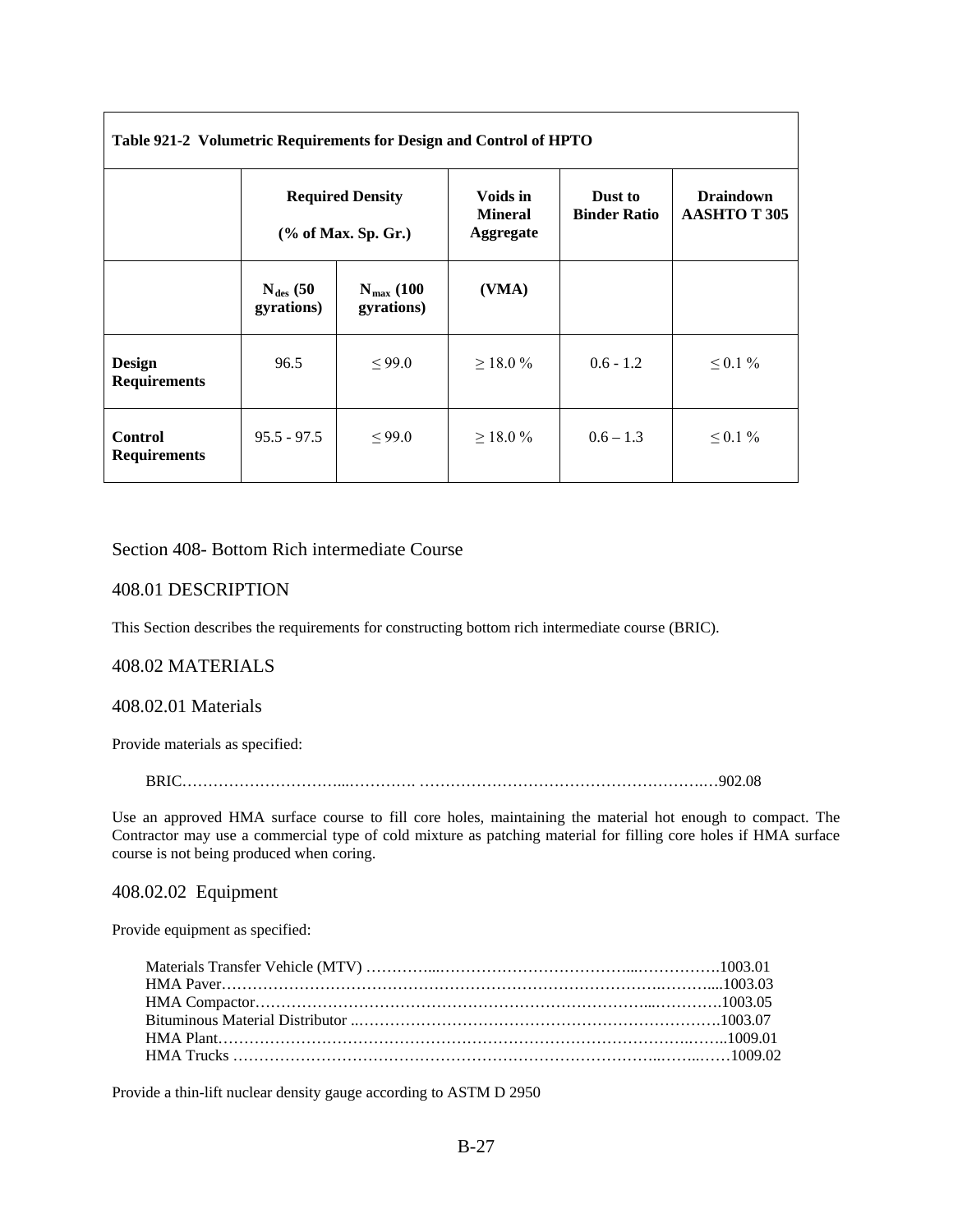| Table 921-2 Volumetric Requirements for Design and Control of HPTO | | | | | |
|---|---|---|---|---|---|
| | Required Density (% of Max. Sp. Gr.) | | Voids in Mineral Aggregate | Dust to Binder Ratio | Draindown AASHTO T 305 |
| | $N_{des}$ (50 gyrations) | $N_{max}$ (100 gyrations) | (VMA) | | |
| **Design Requirements** | 96.5 | ≤ 99.0 | ≥ 18.0 % | 0.6 - 1.2 | ≤ 0.1 % |
| **Control Requirements** | 95.5 - 97.5 | ≤ 99.0 | ≥ 18.0 % | 0.6 – 1.3 | ≤ 0.1 % |

## Section 408- Bottom Rich intermediate Course

### 408.01 DESCRIPTION

This Section describes the requirements for constructing bottom rich intermediate course (BRIC).

### 408.02 MATERIALS

#### 408.02.01 Materials

Provide materials as specified:

BRIC…………………………...…………. ……………………………………………….…902.08

Use an approved HMA surface course to fill core holes, maintaining the material hot enough to compact. The Contractor may use a commercial type of cold mixture as patching material for filling core holes if HMA surface course is not being produced when coring.

#### 408.02.02 Equipment

Provide equipment as specified:

Materials Transfer Vehicle (MTV) …………...………………………………...…………….1003.01
HMA Paver…………………………………………………………………………….………...1003.03
HMA Compactor…………………………………………………………………...………….1003.05
Bituminous Material Distributor ..…………………………………………………………….1003.07
HMA Plant……………………………………………………………………………….…….1009.01
HMA Trucks …………………………………………………………………...……...……1009.02

Provide a thin-lift nuclear density gauge according to ASTM D 2950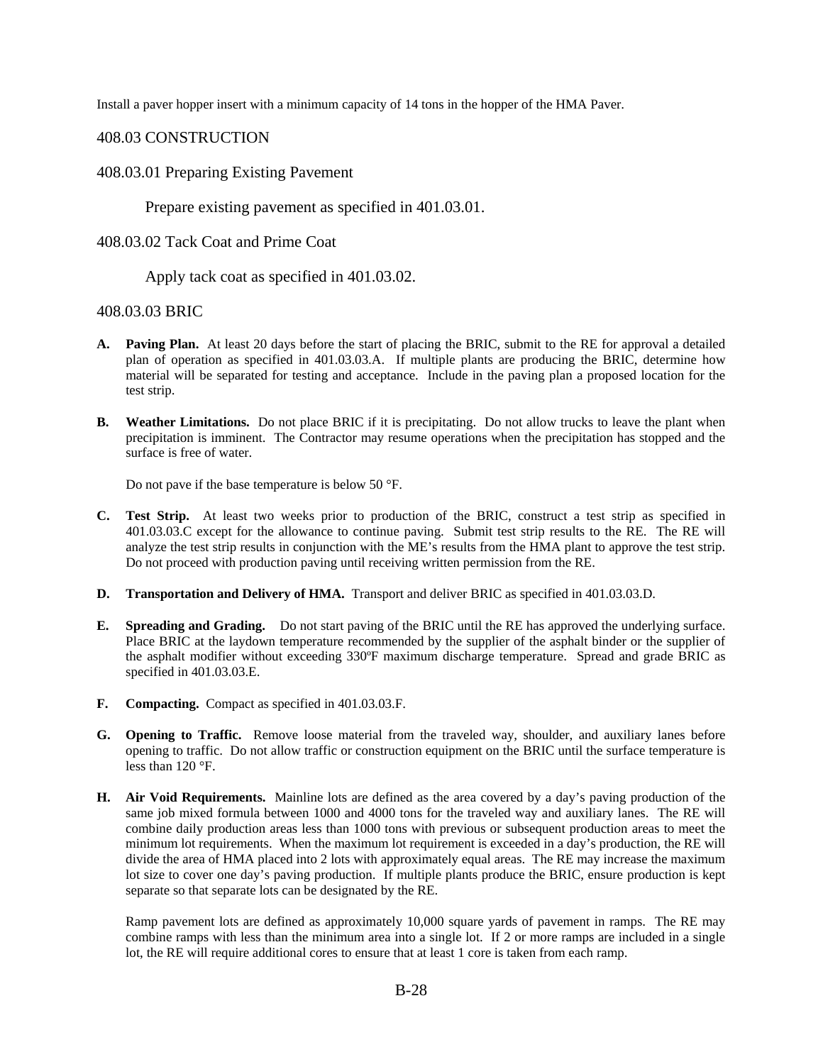Install a paver hopper insert with a minimum capacity of 14 tons in the hopper of the HMA Paver.

## 408.03 CONSTRUCTION

### 408.03.01 Preparing Existing Pavement

Prepare existing pavement as specified in 401.03.01.

### 408.03.02 Tack Coat and Prime Coat

Apply tack coat as specified in 401.03.02.

### 408.03.03 BRIC

**A. Paving Plan.** At least 20 days before the start of placing the BRIC, submit to the RE for approval a detailed plan of operation as specified in 401.03.03.A. If multiple plants are producing the BRIC, determine how material will be separated for testing and acceptance. Include in the paving plan a proposed location for the test strip.

**B. Weather Limitations.** Do not place BRIC if it is precipitating. Do not allow trucks to leave the plant when precipitation is imminent. The Contractor may resume operations when the precipitation has stopped and the surface is free of water.

Do not pave if the base temperature is below 50 °F.

**C. Test Strip.** At least two weeks prior to production of the BRIC, construct a test strip as specified in 401.03.03.C except for the allowance to continue paving. Submit test strip results to the RE. The RE will analyze the test strip results in conjunction with the ME's results from the HMA plant to approve the test strip. Do not proceed with production paving until receiving written permission from the RE.

**D. Transportation and Delivery of HMA.** Transport and deliver BRIC as specified in 401.03.03.D.

**E. Spreading and Grading.** Do not start paving of the BRIC until the RE has approved the underlying surface. Place BRIC at the laydown temperature recommended by the supplier of the asphalt binder or the supplier of the asphalt modifier without exceeding 330ºF maximum discharge temperature. Spread and grade BRIC as specified in 401.03.03.E.

**F. Compacting.** Compact as specified in 401.03.03.F.

**G. Opening to Traffic.** Remove loose material from the traveled way, shoulder, and auxiliary lanes before opening to traffic. Do not allow traffic or construction equipment on the BRIC until the surface temperature is less than 120 °F.

**H. Air Void Requirements.** Mainline lots are defined as the area covered by a day's paving production of the same job mixed formula between 1000 and 4000 tons for the traveled way and auxiliary lanes. The RE will combine daily production areas less than 1000 tons with previous or subsequent production areas to meet the minimum lot requirements. When the maximum lot requirement is exceeded in a day's production, the RE will divide the area of HMA placed into 2 lots with approximately equal areas. The RE may increase the maximum lot size to cover one day's paving production. If multiple plants produce the BRIC, ensure production is kept separate so that separate lots can be designated by the RE.

Ramp pavement lots are defined as approximately 10,000 square yards of pavement in ramps. The RE may combine ramps with less than the minimum area into a single lot. If 2 or more ramps are included in a single lot, the RE will require additional cores to ensure that at least 1 core is taken from each ramp.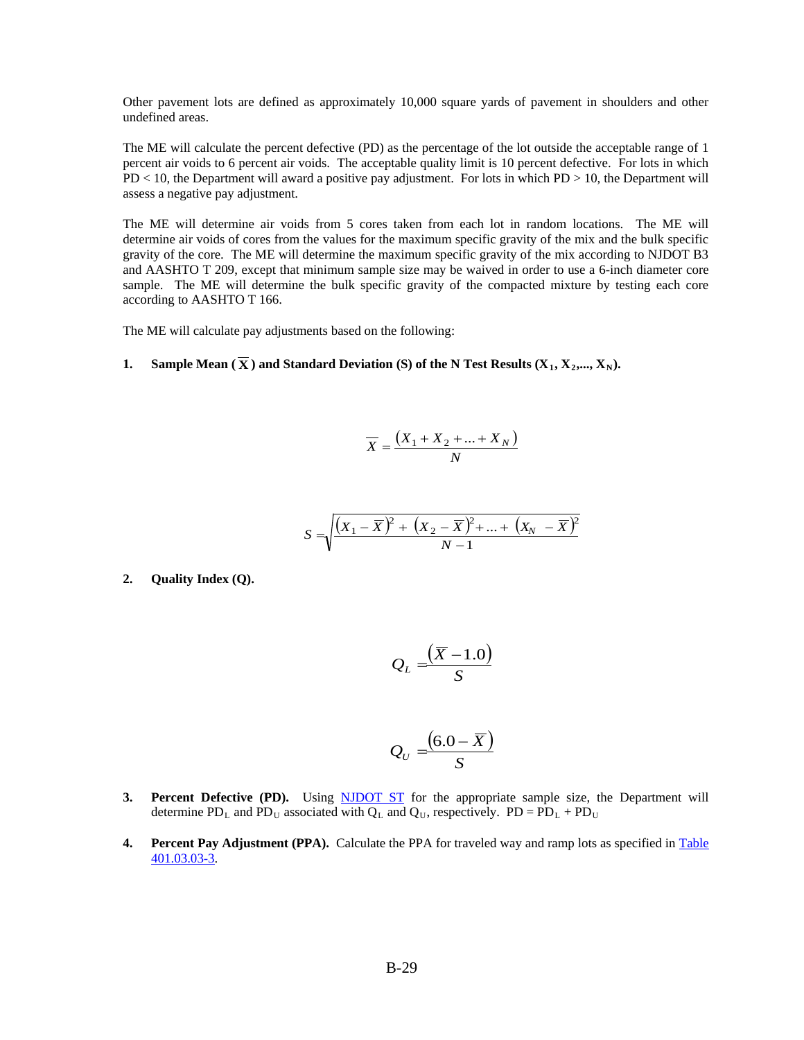Other pavement lots are defined as approximately 10,000 square yards of pavement in shoulders and other undefined areas.

The ME will calculate the percent defective (PD) as the percentage of the lot outside the acceptable range of 1 percent air voids to 6 percent air voids. The acceptable quality limit is 10 percent defective. For lots in which PD < 10, the Department will award a positive pay adjustment. For lots in which PD > 10, the Department will assess a negative pay adjustment.

The ME will determine air voids from 5 cores taken from each lot in random locations. The ME will determine air voids of cores from the values for the maximum specific gravity of the mix and the bulk specific gravity of the core. The ME will determine the maximum specific gravity of the mix according to NJDOT B3 and AASHTO T 209, except that minimum sample size may be waived in order to use a 6-inch diameter core sample. The ME will determine the bulk specific gravity of the compacted mixture by testing each core according to AASHTO T 166.

The ME will calculate pay adjustments based on the following:

1. **Sample Mean ($\overline{X}$) and Standard Deviation (S) of the N Test Results ($X_1$, $X_2$,..., $X_N$).**

$$\overline{X} = \frac{(X_1 + X_2 + \ldots + X_N)}{N}$$

$$S = \sqrt{\frac{(X_1 - \overline{X})^2 + (X_2 - \overline{X})^2 + \ldots + (X_N - \overline{X})^2}{N - 1}}$$

2. **Quality Index (Q).**

$$Q_L = \frac{(\overline{X} - 1.0)}{S}$$

$$Q_U = \frac{(6.0 - \overline{X})}{S}$$

3. **Percent Defective (PD).** Using NJDOT ST for the appropriate sample size, the Department will determine $PD_L$ and $PD_U$ associated with $Q_L$ and $Q_U$, respectively. $PD = PD_L + PD_U$

4. **Percent Pay Adjustment (PPA).** Calculate the PPA for traveled way and ramp lots as specified in Table 401.03.03-3.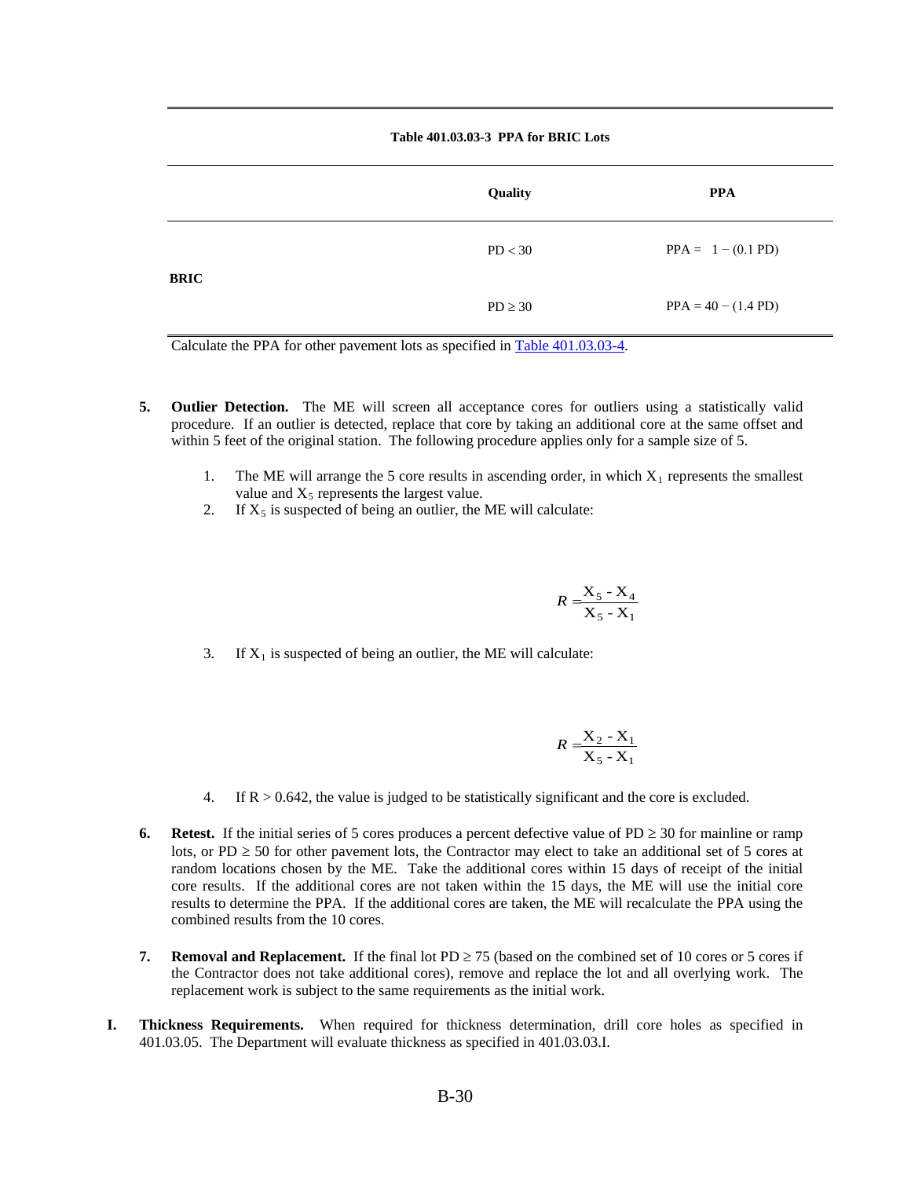**Table 401.03.03-3 PPA for BRIC Lots**

| | Quality | PPA |
|---|---|---|
| **BRIC** | PD < 30 | PPA = 1 − (0.1 PD) |
| | PD ≥ 30 | PPA = 40 − (1.4 PD) |

Calculate the PPA for other pavement lots as specified in Table 401.03.03-4.

5. **Outlier Detection.** The ME will screen all acceptance cores for outliers using a statistically valid procedure. If an outlier is detected, replace that core by taking an additional core at the same offset and within 5 feet of the original station. The following procedure applies only for a sample size of 5.

   1. The ME will arrange the 5 core results in ascending order, in which $X_1$ represents the smallest value and $X_5$ represents the largest value.
   2. If $X_5$ is suspected of being an outlier, the ME will calculate:

   $$R = \frac{X_5 - X_4}{X_5 - X_1}$$

   3. If $X_1$ is suspected of being an outlier, the ME will calculate:

   $$R = \frac{X_2 - X_1}{X_5 - X_1}$$

   4. If $R > 0.642$, the value is judged to be statistically significant and the core is excluded.

6. **Retest.** If the initial series of 5 cores produces a percent defective value of PD ≥ 30 for mainline or ramp lots, or PD ≥ 50 for other pavement lots, the Contractor may elect to take an additional set of 5 cores at random locations chosen by the ME. Take the additional cores within 15 days of receipt of the initial core results. If the additional cores are not taken within the 15 days, the ME will use the initial core results to determine the PPA. If the additional cores are taken, the ME will recalculate the PPA using the combined results from the 10 cores.

7. **Removal and Replacement.** If the final lot PD ≥ 75 (based on the combined set of 10 cores or 5 cores if the Contractor does not take additional cores), remove and replace the lot and all overlying work. The replacement work is subject to the same requirements as the initial work.

**I. Thickness Requirements.** When required for thickness determination, drill core holes as specified in 401.03.05. The Department will evaluate thickness as specified in 401.03.03.I.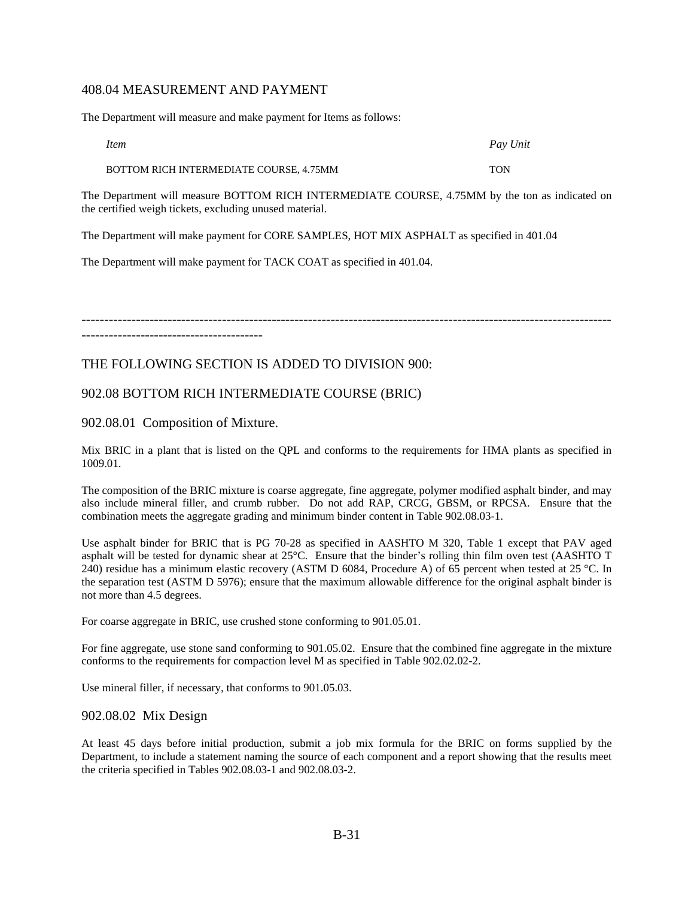## 408.04 MEASUREMENT AND PAYMENT

The Department will measure and make payment for Items as follows:

| *Item* | *Pay Unit* |
|---|---|
| BOTTOM RICH INTERMEDIATE COURSE, 4.75MM | TON |

The Department will measure BOTTOM RICH INTERMEDIATE COURSE, 4.75MM by the ton as indicated on the certified weigh tickets, excluding unused material.

The Department will make payment for CORE SAMPLES, HOT MIX ASPHALT as specified in 401.04

The Department will make payment for TACK COAT as specified in 401.04.

------------------------------------------------------------------------------------------------------------------------------------------------------------

## THE FOLLOWING SECTION IS ADDED TO DIVISION 900:

## 902.08 BOTTOM RICH INTERMEDIATE COURSE (BRIC)

### 902.08.01 Composition of Mixture.

Mix BRIC in a plant that is listed on the QPL and conforms to the requirements for HMA plants as specified in 1009.01.

The composition of the BRIC mixture is coarse aggregate, fine aggregate, polymer modified asphalt binder, and may also include mineral filler, and crumb rubber. Do not add RAP, CRCG, GBSM, or RPCSA. Ensure that the combination meets the aggregate grading and minimum binder content in Table 902.08.03-1.

Use asphalt binder for BRIC that is PG 70-28 as specified in AASHTO M 320, Table 1 except that PAV aged asphalt will be tested for dynamic shear at 25°C. Ensure that the binder's rolling thin film oven test (AASHTO T 240) residue has a minimum elastic recovery (ASTM D 6084, Procedure A) of 65 percent when tested at 25 °C. In the separation test (ASTM D 5976); ensure that the maximum allowable difference for the original asphalt binder is not more than 4.5 degrees.

For coarse aggregate in BRIC, use crushed stone conforming to 901.05.01.

For fine aggregate, use stone sand conforming to 901.05.02. Ensure that the combined fine aggregate in the mixture conforms to the requirements for compaction level M as specified in Table 902.02.02-2.

Use mineral filler, if necessary, that conforms to 901.05.03.

### 902.08.02 Mix Design

At least 45 days before initial production, submit a job mix formula for the BRIC on forms supplied by the Department, to include a statement naming the source of each component and a report showing that the results meet the criteria specified in Tables 902.08.03-1 and 902.08.03-2.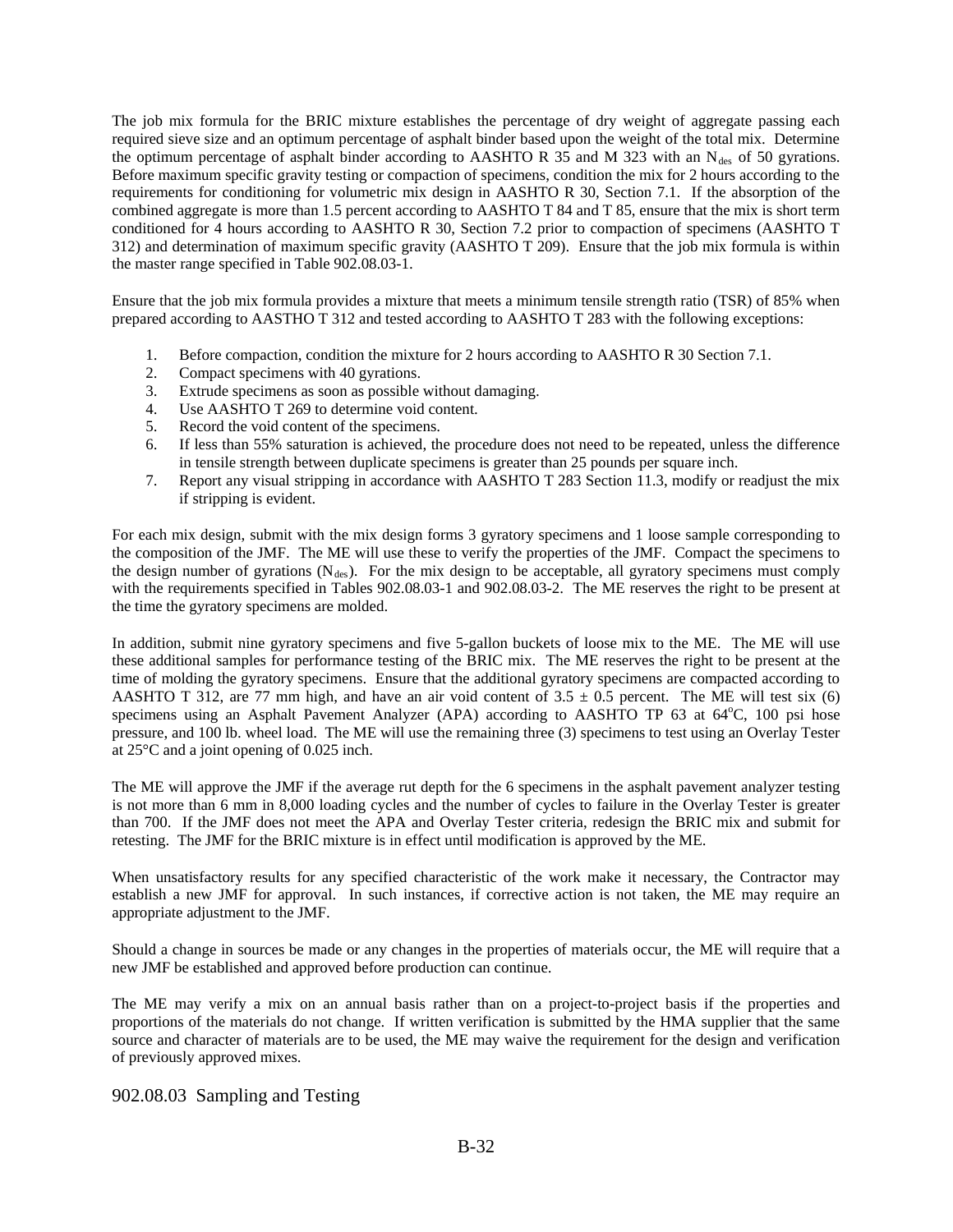The job mix formula for the BRIC mixture establishes the percentage of dry weight of aggregate passing each required sieve size and an optimum percentage of asphalt binder based upon the weight of the total mix. Determine the optimum percentage of asphalt binder according to AASHTO R 35 and M 323 with an $N_{des}$ of 50 gyrations. Before maximum specific gravity testing or compaction of specimens, condition the mix for 2 hours according to the requirements for conditioning for volumetric mix design in AASHTO R 30, Section 7.1. If the absorption of the combined aggregate is more than 1.5 percent according to AASHTO T 84 and T 85, ensure that the mix is short term conditioned for 4 hours according to AASHTO R 30, Section 7.2 prior to compaction of specimens (AASHTO T 312) and determination of maximum specific gravity (AASHTO T 209). Ensure that the job mix formula is within the master range specified in Table 902.08.03-1.

Ensure that the job mix formula provides a mixture that meets a minimum tensile strength ratio (TSR) of 85% when prepared according to AASTHO T 312 and tested according to AASHTO T 283 with the following exceptions:

1. Before compaction, condition the mixture for 2 hours according to AASHTO R 30 Section 7.1.
2. Compact specimens with 40 gyrations.
3. Extrude specimens as soon as possible without damaging.
4. Use AASHTO T 269 to determine void content.
5. Record the void content of the specimens.
6. If less than 55% saturation is achieved, the procedure does not need to be repeated, unless the difference in tensile strength between duplicate specimens is greater than 25 pounds per square inch.
7. Report any visual stripping in accordance with AASHTO T 283 Section 11.3, modify or readjust the mix if stripping is evident.

For each mix design, submit with the mix design forms 3 gyratory specimens and 1 loose sample corresponding to the composition of the JMF. The ME will use these to verify the properties of the JMF. Compact the specimens to the design number of gyrations ($N_{des}$). For the mix design to be acceptable, all gyratory specimens must comply with the requirements specified in Tables 902.08.03-1 and 902.08.03-2. The ME reserves the right to be present at the time the gyratory specimens are molded.

In addition, submit nine gyratory specimens and five 5-gallon buckets of loose mix to the ME. The ME will use these additional samples for performance testing of the BRIC mix. The ME reserves the right to be present at the time of molding the gyratory specimens. Ensure that the additional gyratory specimens are compacted according to AASHTO T 312, are 77 mm high, and have an air void content of $3.5 \pm 0.5$ percent. The ME will test six (6) specimens using an Asphalt Pavement Analyzer (APA) according to AASHTO TP 63 at 64°C, 100 psi hose pressure, and 100 lb. wheel load. The ME will use the remaining three (3) specimens to test using an Overlay Tester at 25°C and a joint opening of 0.025 inch.

The ME will approve the JMF if the average rut depth for the 6 specimens in the asphalt pavement analyzer testing is not more than 6 mm in 8,000 loading cycles and the number of cycles to failure in the Overlay Tester is greater than 700. If the JMF does not meet the APA and Overlay Tester criteria, redesign the BRIC mix and submit for retesting. The JMF for the BRIC mixture is in effect until modification is approved by the ME.

When unsatisfactory results for any specified characteristic of the work make it necessary, the Contractor may establish a new JMF for approval. In such instances, if corrective action is not taken, the ME may require an appropriate adjustment to the JMF.

Should a change in sources be made or any changes in the properties of materials occur, the ME will require that a new JMF be established and approved before production can continue.

The ME may verify a mix on an annual basis rather than on a project-to-project basis if the properties and proportions of the materials do not change. If written verification is submitted by the HMA supplier that the same source and character of materials are to be used, the ME may waive the requirement for the design and verification of previously approved mixes.

## 902.08.03 Sampling and Testing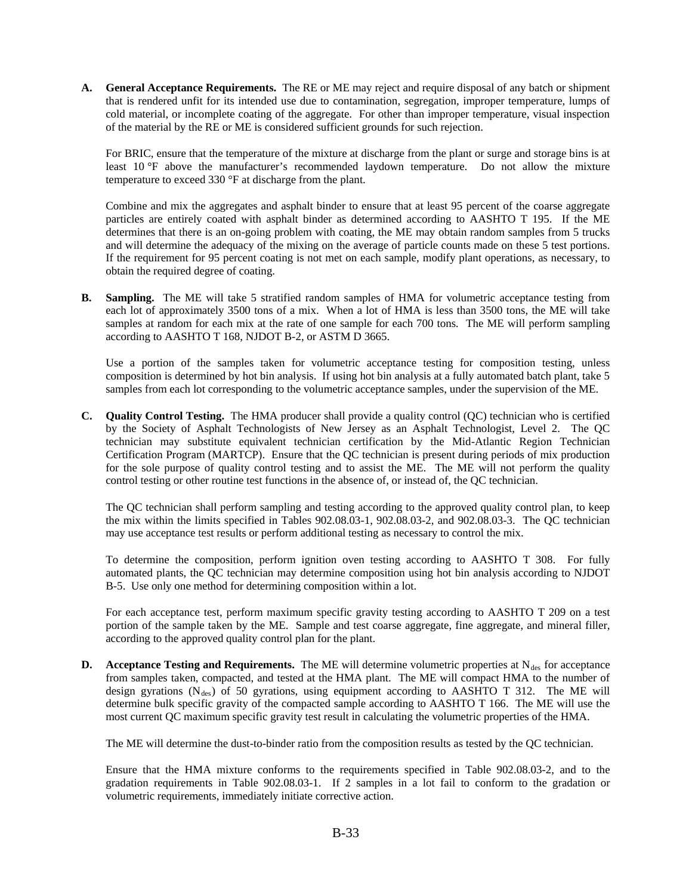**A. General Acceptance Requirements.** The RE or ME may reject and require disposal of any batch or shipment that is rendered unfit for its intended use due to contamination, segregation, improper temperature, lumps of cold material, or incomplete coating of the aggregate. For other than improper temperature, visual inspection of the material by the RE or ME is considered sufficient grounds for such rejection.

For BRIC, ensure that the temperature of the mixture at discharge from the plant or surge and storage bins is at least 10 °F above the manufacturer's recommended laydown temperature. Do not allow the mixture temperature to exceed 330 °F at discharge from the plant.

Combine and mix the aggregates and asphalt binder to ensure that at least 95 percent of the coarse aggregate particles are entirely coated with asphalt binder as determined according to AASHTO T 195. If the ME determines that there is an on-going problem with coating, the ME may obtain random samples from 5 trucks and will determine the adequacy of the mixing on the average of particle counts made on these 5 test portions. If the requirement for 95 percent coating is not met on each sample, modify plant operations, as necessary, to obtain the required degree of coating.

**B. Sampling.** The ME will take 5 stratified random samples of HMA for volumetric acceptance testing from each lot of approximately 3500 tons of a mix. When a lot of HMA is less than 3500 tons, the ME will take samples at random for each mix at the rate of one sample for each 700 tons. The ME will perform sampling according to AASHTO T 168, NJDOT B-2, or ASTM D 3665.

Use a portion of the samples taken for volumetric acceptance testing for composition testing, unless composition is determined by hot bin analysis. If using hot bin analysis at a fully automated batch plant, take 5 samples from each lot corresponding to the volumetric acceptance samples, under the supervision of the ME.

**C. Quality Control Testing.** The HMA producer shall provide a quality control (QC) technician who is certified by the Society of Asphalt Technologists of New Jersey as an Asphalt Technologist, Level 2. The QC technician may substitute equivalent technician certification by the Mid-Atlantic Region Technician Certification Program (MARTCP). Ensure that the QC technician is present during periods of mix production for the sole purpose of quality control testing and to assist the ME. The ME will not perform the quality control testing or other routine test functions in the absence of, or instead of, the QC technician.

The QC technician shall perform sampling and testing according to the approved quality control plan, to keep the mix within the limits specified in Tables 902.08.03-1, 902.08.03-2, and 902.08.03-3. The QC technician may use acceptance test results or perform additional testing as necessary to control the mix.

To determine the composition, perform ignition oven testing according to AASHTO T 308. For fully automated plants, the QC technician may determine composition using hot bin analysis according to NJDOT B-5. Use only one method for determining composition within a lot.

For each acceptance test, perform maximum specific gravity testing according to AASHTO T 209 on a test portion of the sample taken by the ME. Sample and test coarse aggregate, fine aggregate, and mineral filler, according to the approved quality control plan for the plant.

**D. Acceptance Testing and Requirements.** The ME will determine volumetric properties at $N_{des}$ for acceptance from samples taken, compacted, and tested at the HMA plant. The ME will compact HMA to the number of design gyrations ($N_{des}$) of 50 gyrations, using equipment according to AASHTO T 312. The ME will determine bulk specific gravity of the compacted sample according to AASHTO T 166. The ME will use the most current QC maximum specific gravity test result in calculating the volumetric properties of the HMA.

The ME will determine the dust-to-binder ratio from the composition results as tested by the QC technician.

Ensure that the HMA mixture conforms to the requirements specified in Table 902.08.03-2, and to the gradation requirements in Table 902.08.03-1. If 2 samples in a lot fail to conform to the gradation or volumetric requirements, immediately initiate corrective action.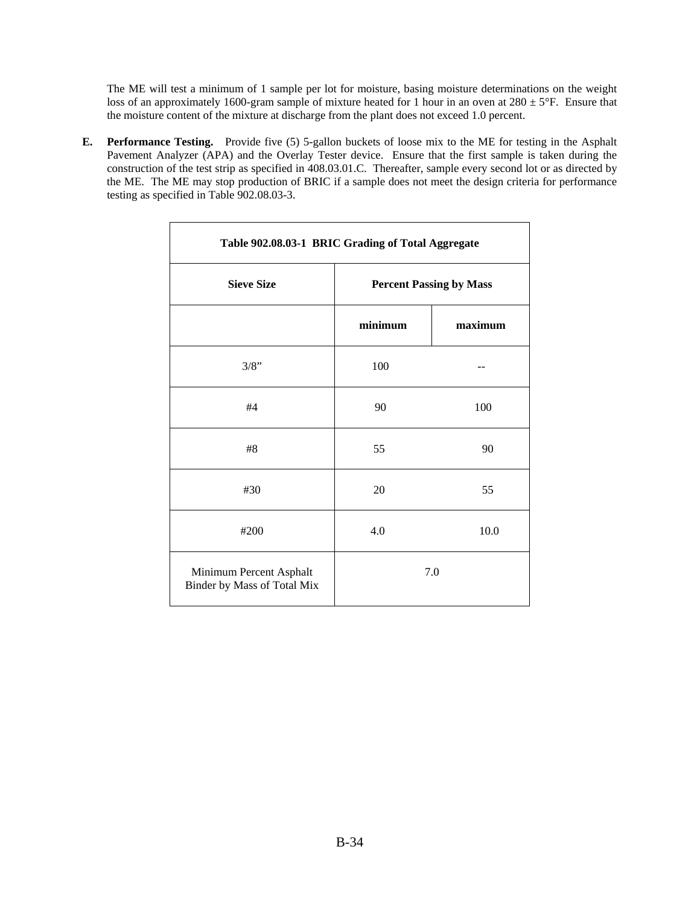The ME will test a minimum of 1 sample per lot for moisture, basing moisture determinations on the weight loss of an approximately 1600-gram sample of mixture heated for 1 hour in an oven at 280 ± 5°F. Ensure that the moisture content of the mixture at discharge from the plant does not exceed 1.0 percent.

**E. Performance Testing.** Provide five (5) 5-gallon buckets of loose mix to the ME for testing in the Asphalt Pavement Analyzer (APA) and the Overlay Tester device. Ensure that the first sample is taken during the construction of the test strip as specified in 408.03.01.C. Thereafter, sample every second lot or as directed by the ME. The ME may stop production of BRIC if a sample does not meet the design criteria for performance testing as specified in Table 902.08.03-3.

**Table 902.08.03-1 BRIC Grading of Total Aggregate**

| Sieve Size | Percent Passing by Mass | |
|---|---|---|
| | minimum | maximum |
| 3/8" | 100 | -- |
| #4 | 90 | 100 |
| #8 | 55 | 90 |
| #30 | 20 | 55 |
| #200 | 4.0 | 10.0 |
| Minimum Percent Asphalt Binder by Mass of Total Mix | 7.0 | |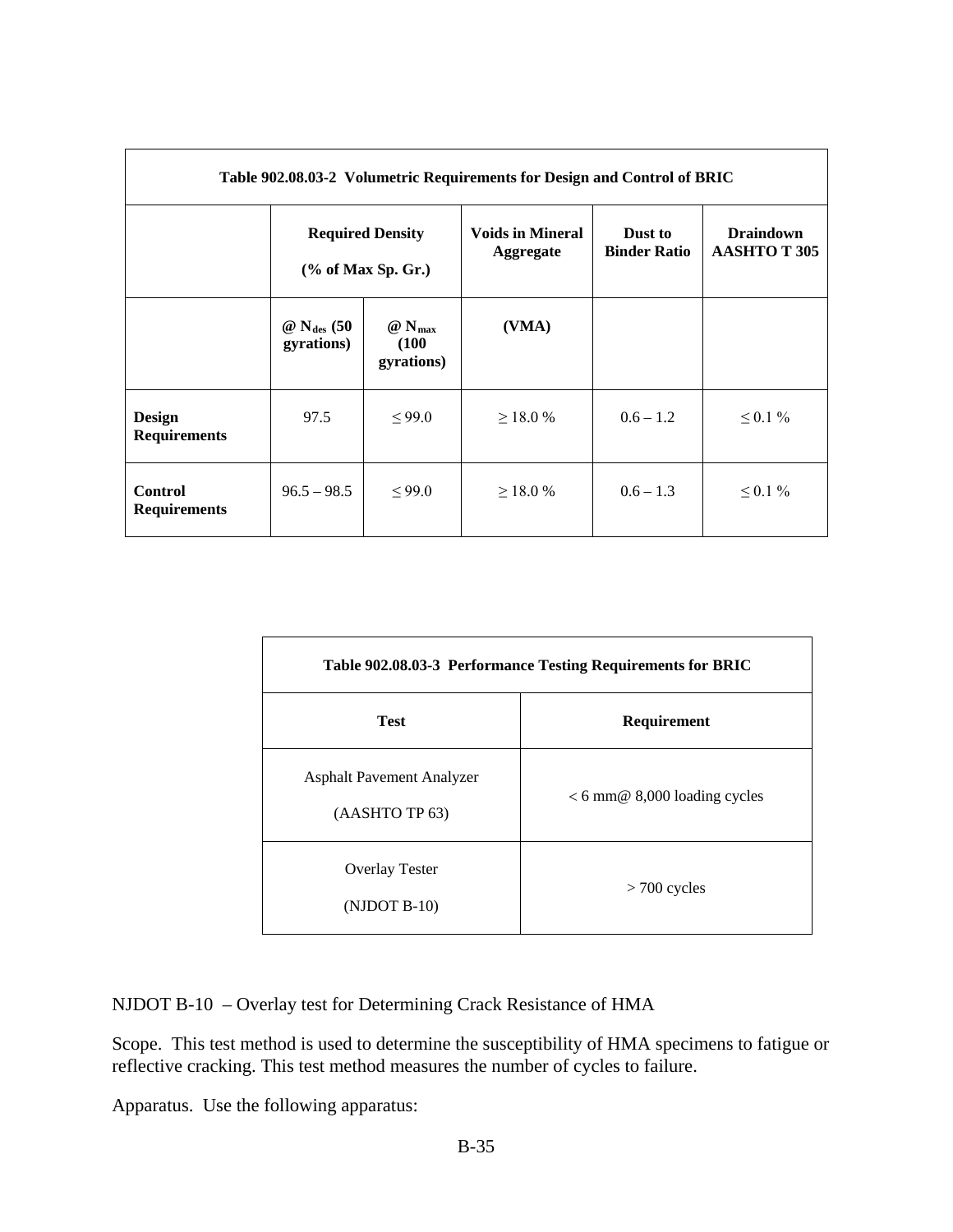| Table 902.08.03-2 Volumetric Requirements for Design and Control of BRIC | | | | | |
|---|---|---|---|---|---|
| | **Required Density (% of Max Sp. Gr.)** | | **Voids in Mineral Aggregate** | **Dust to Binder Ratio** | **Draindown AASHTO T 305** |
| | **@ $N_{des}$ (50 gyrations)** | **@ $N_{max}$ (100 gyrations)** | **(VMA)** | | |
| **Design Requirements** | 97.5 | ≤ 99.0 | ≥ 18.0 % | 0.6 – 1.2 | ≤ 0.1 % |
| **Control Requirements** | 96.5 – 98.5 | ≤ 99.0 | ≥ 18.0 % | 0.6 – 1.3 | ≤ 0.1 % |

| Table 902.08.03-3 Performance Testing Requirements for BRIC | |
|---|---|
| **Test** | **Requirement** |
| Asphalt Pavement Analyzer (AASHTO TP 63) | < 6 mm@ 8,000 loading cycles |
| Overlay Tester (NJDOT B-10) | > 700 cycles |

NJDOT B-10 – Overlay test for Determining Crack Resistance of HMA

Scope. This test method is used to determine the susceptibility of HMA specimens to fatigue or reflective cracking. This test method measures the number of cycles to failure.

Apparatus. Use the following apparatus: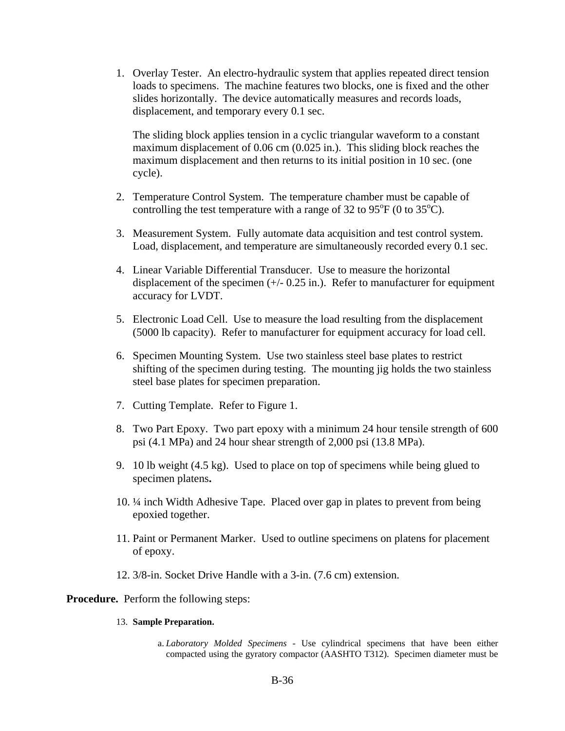1. Overlay Tester. An electro-hydraulic system that applies repeated direct tension loads to specimens. The machine features two blocks, one is fixed and the other slides horizontally. The device automatically measures and records loads, displacement, and temporary every 0.1 sec.

   The sliding block applies tension in a cyclic triangular waveform to a constant maximum displacement of 0.06 cm (0.025 in.). This sliding block reaches the maximum displacement and then returns to its initial position in 10 sec. (one cycle).

2. Temperature Control System. The temperature chamber must be capable of controlling the test temperature with a range of 32 to 95°F (0 to 35°C).

3. Measurement System. Fully automate data acquisition and test control system. Load, displacement, and temperature are simultaneously recorded every 0.1 sec.

4. Linear Variable Differential Transducer. Use to measure the horizontal displacement of the specimen (+/- 0.25 in.). Refer to manufacturer for equipment accuracy for LVDT.

5. Electronic Load Cell. Use to measure the load resulting from the displacement (5000 lb capacity). Refer to manufacturer for equipment accuracy for load cell.

6. Specimen Mounting System. Use two stainless steel base plates to restrict shifting of the specimen during testing. The mounting jig holds the two stainless steel base plates for specimen preparation.

7. Cutting Template. Refer to Figure 1.

8. Two Part Epoxy. Two part epoxy with a minimum 24 hour tensile strength of 600 psi (4.1 MPa) and 24 hour shear strength of 2,000 psi (13.8 MPa).

9. 10 lb weight (4.5 kg). Used to place on top of specimens while being glued to specimen platens**.**

10. ¼ inch Width Adhesive Tape. Placed over gap in plates to prevent from being epoxied together.

11. Paint or Permanent Marker. Used to outline specimens on platens for placement of epoxy.

12. 3/8-in. Socket Drive Handle with a 3-in. (7.6 cm) extension.

**Procedure.** Perform the following steps:

13. **Sample Preparation.**

    a. *Laboratory Molded Specimens* - Use cylindrical specimens that have been either compacted using the gyratory compactor (AASHTO T312). Specimen diameter must be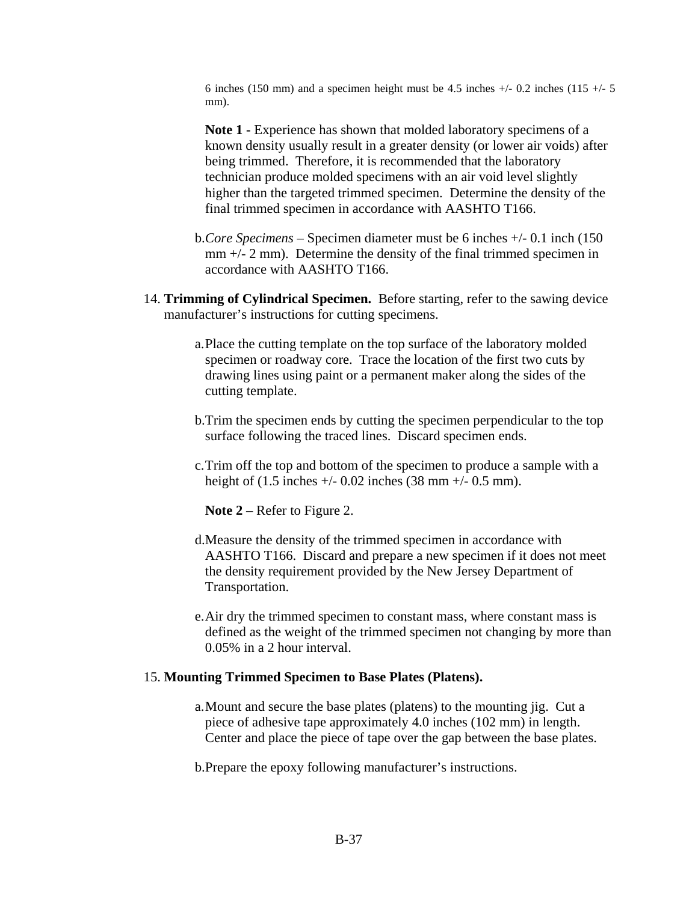6 inches (150 mm) and a specimen height must be 4.5 inches +/- 0.2 inches (115 +/- 5 mm).

**Note 1 -** Experience has shown that molded laboratory specimens of a known density usually result in a greater density (or lower air voids) after being trimmed. Therefore, it is recommended that the laboratory technician produce molded specimens with an air void level slightly higher than the targeted trimmed specimen. Determine the density of the final trimmed specimen in accordance with AASHTO T166.

b. *Core Specimens* – Specimen diameter must be 6 inches +/- 0.1 inch (150 mm +/- 2 mm). Determine the density of the final trimmed specimen in accordance with AASHTO T166.

14. **Trimming of Cylindrical Specimen.** Before starting, refer to the sawing device manufacturer's instructions for cutting specimens.

    a. Place the cutting template on the top surface of the laboratory molded specimen or roadway core. Trace the location of the first two cuts by drawing lines using paint or a permanent maker along the sides of the cutting template.

    b. Trim the specimen ends by cutting the specimen perpendicular to the top surface following the traced lines. Discard specimen ends.

    c. Trim off the top and bottom of the specimen to produce a sample with a height of (1.5 inches +/- 0.02 inches (38 mm +/- 0.5 mm).

    **Note 2** – Refer to Figure 2.

    d. Measure the density of the trimmed specimen in accordance with AASHTO T166. Discard and prepare a new specimen if it does not meet the density requirement provided by the New Jersey Department of Transportation.

    e. Air dry the trimmed specimen to constant mass, where constant mass is defined as the weight of the trimmed specimen not changing by more than 0.05% in a 2 hour interval.

15. **Mounting Trimmed Specimen to Base Plates (Platens).**

    a. Mount and secure the base plates (platens) to the mounting jig. Cut a piece of adhesive tape approximately 4.0 inches (102 mm) in length. Center and place the piece of tape over the gap between the base plates.

    b. Prepare the epoxy following manufacturer's instructions.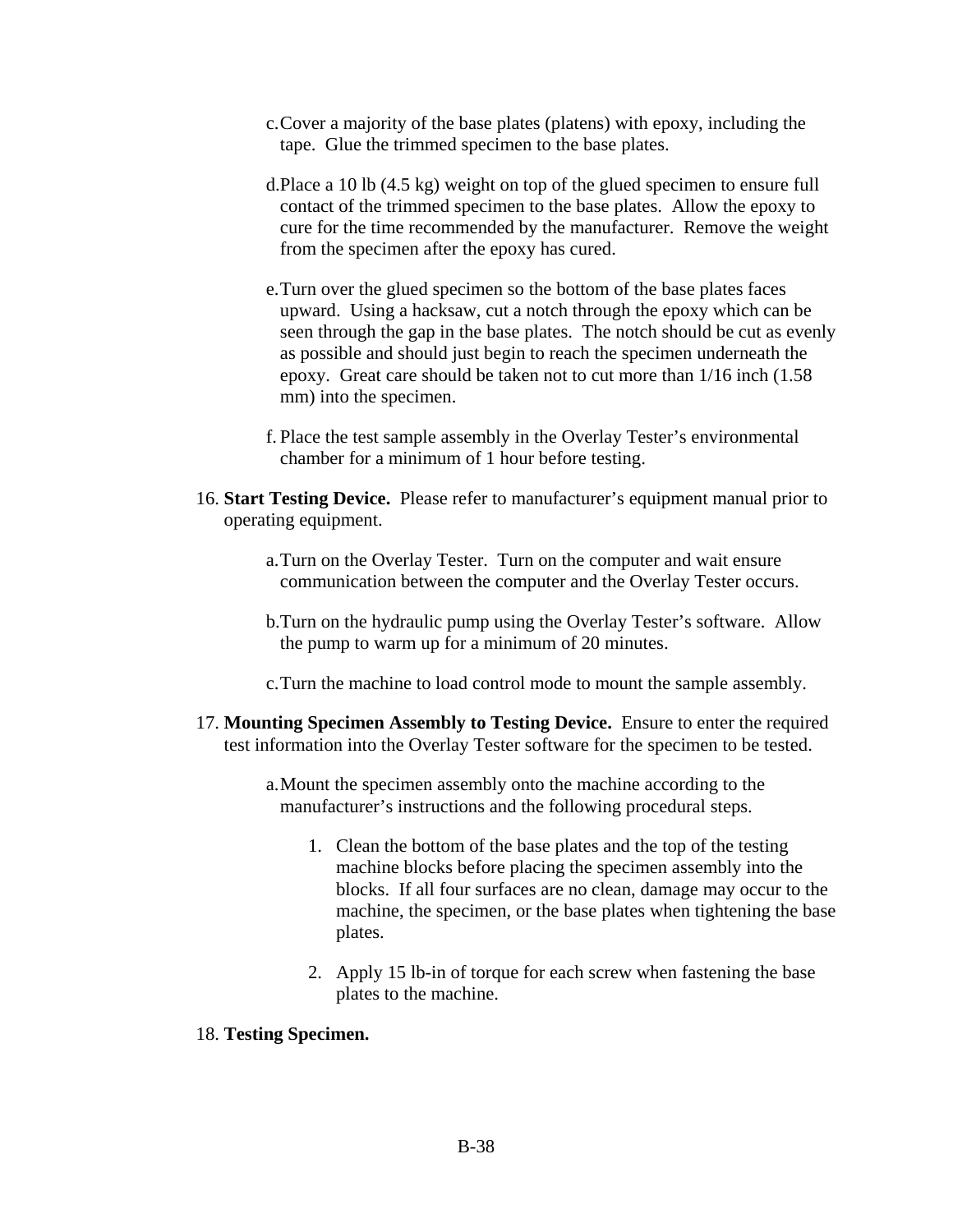c. Cover a majority of the base plates (platens) with epoxy, including the tape. Glue the trimmed specimen to the base plates.

d. Place a 10 lb (4.5 kg) weight on top of the glued specimen to ensure full contact of the trimmed specimen to the base plates. Allow the epoxy to cure for the time recommended by the manufacturer. Remove the weight from the specimen after the epoxy has cured.

e. Turn over the glued specimen so the bottom of the base plates faces upward. Using a hacksaw, cut a notch through the epoxy which can be seen through the gap in the base plates. The notch should be cut as evenly as possible and should just begin to reach the specimen underneath the epoxy. Great care should be taken not to cut more than 1/16 inch (1.58 mm) into the specimen.

f. Place the test sample assembly in the Overlay Tester's environmental chamber for a minimum of 1 hour before testing.

16. **Start Testing Device.** Please refer to manufacturer's equipment manual prior to operating equipment.

    a. Turn on the Overlay Tester. Turn on the computer and wait ensure communication between the computer and the Overlay Tester occurs.

    b. Turn on the hydraulic pump using the Overlay Tester's software. Allow the pump to warm up for a minimum of 20 minutes.

    c. Turn the machine to load control mode to mount the sample assembly.

17. **Mounting Specimen Assembly to Testing Device.** Ensure to enter the required test information into the Overlay Tester software for the specimen to be tested.

    a. Mount the specimen assembly onto the machine according to the manufacturer's instructions and the following procedural steps.

        1. Clean the bottom of the base plates and the top of the testing machine blocks before placing the specimen assembly into the blocks. If all four surfaces are no clean, damage may occur to the machine, the specimen, or the base plates when tightening the base plates.

        2. Apply 15 lb-in of torque for each screw when fastening the base plates to the machine.

18. **Testing Specimen.**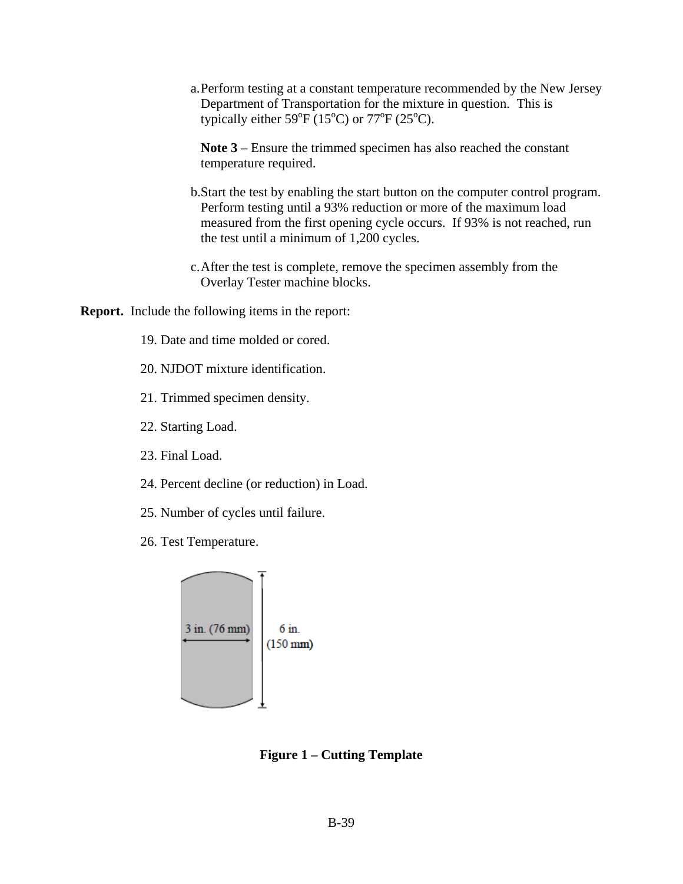a. Perform testing at a constant temperature recommended by the New Jersey Department of Transportation for the mixture in question. This is typically either 59°F (15°C) or 77°F (25°C).

   **Note 3** – Ensure the trimmed specimen has also reached the constant temperature required.

b. Start the test by enabling the start button on the computer control program. Perform testing until a 93% reduction or more of the maximum load measured from the first opening cycle occurs. If 93% is not reached, run the test until a minimum of 1,200 cycles.

c. After the test is complete, remove the specimen assembly from the Overlay Tester machine blocks.

**Report.** Include the following items in the report:

19. Date and time molded or cored.
20. NJDOT mixture identification.
21. Trimmed specimen density.
22. Starting Load.
23. Final Load.
24. Percent decline (or reduction) in Load.
25. Number of cycles until failure.
26. Test Temperature.

3 in. (76 mm)

6 in. (150 mm)

**Figure 1 – Cutting Template**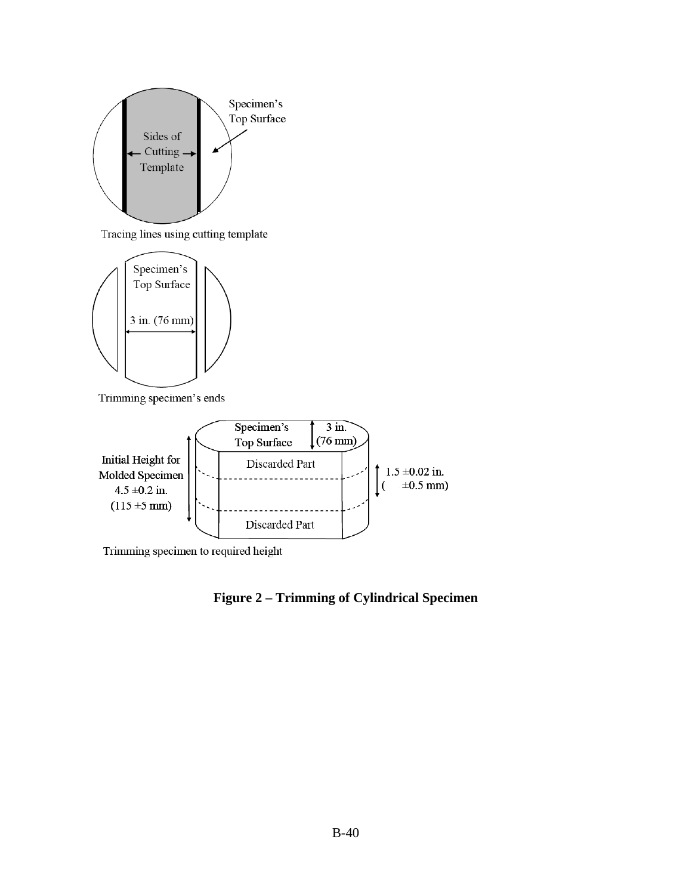Specimen's Top Surface

Sides of Cutting Template

Tracing lines using cutting template

Specimen's Top Surface

3 in. (76 mm)

Trimming specimen's ends

Specimen's Top Surface

3 in. (76 mm)

Initial Height for Molded Specimen 4.5 ±0.2 in. (115 ±5 mm)

Discarded Part

1.5 ±0.02 in. (  ±0.5 mm)

Discarded Part

Trimming specimen to required height

**Figure 2 – Trimming of Cylindrical Specimen**